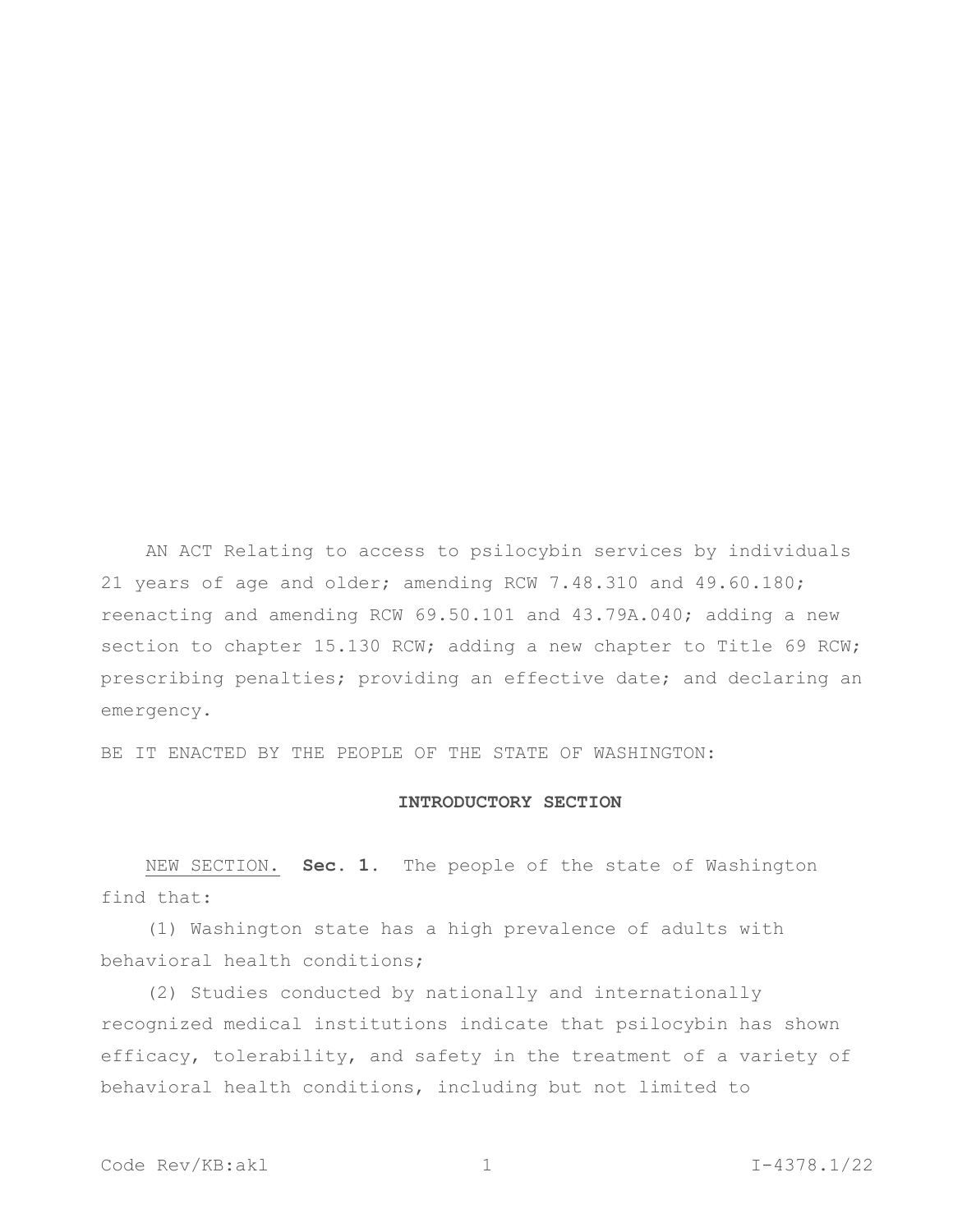AN ACT Relating to access to psilocybin services by individuals 21 years of age and older; amending RCW 7.48.310 and 49.60.180; reenacting and amending RCW 69.50.101 and 43.79A.040; adding a new section to chapter 15.130 RCW; adding a new chapter to Title 69 RCW; prescribing penalties; providing an effective date; and declaring an emergency.

BE IT ENACTED BY THE PEOPLE OF THE STATE OF WASHINGTON:

## INTRODUCTORY SECTION

NEW SECTION. **Sec. 1.** The people of the state of Washington find that:

(1) Washington state has a high prevalence of adults with behavioral health conditions;

(2) Studies conducted by nationally and internationally recognized medical institutions indicate that psilocybin has shown efficacy, tolerability, and safety in the treatment of a variety of behavioral health conditions, including but not limited to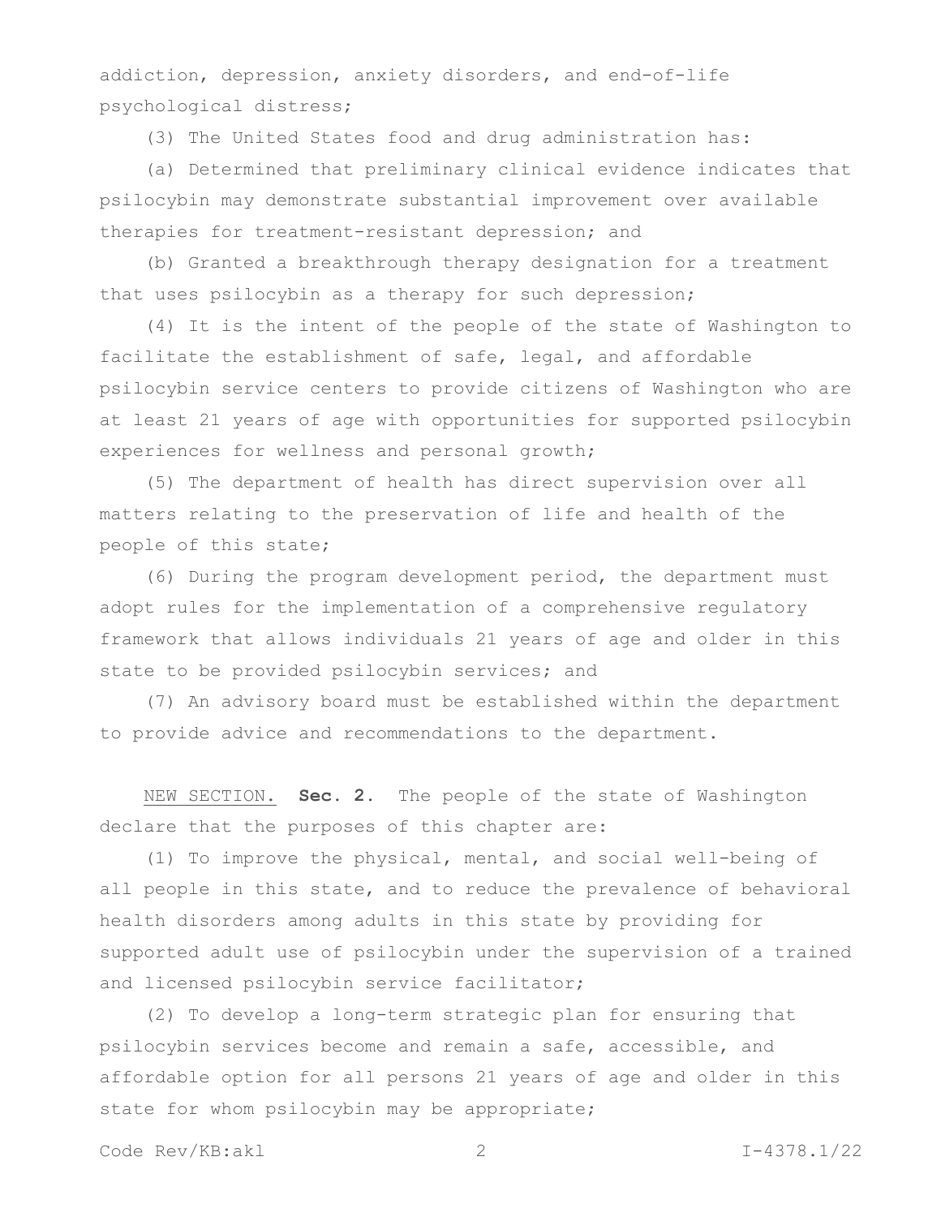addiction, depression, anxiety disorders, and end-of-life psychological distress;

(3) The United States food and drug administration has:

(a) Determined that preliminary clinical evidence indicates that psilocybin may demonstrate substantial improvement over available therapies for treatment-resistant depression; and

(b) Granted a breakthrough therapy designation for a treatment that uses psilocybin as a therapy for such depression;

(4) It is the intent of the people of the state of Washington to facilitate the establishment of safe, legal, and affordable psilocybin service centers to provide citizens of Washington who are at least 21 years of age with opportunities for supported psilocybin experiences for wellness and personal growth;

(5) The department of health has direct supervision over all matters relating to the preservation of life and health of the people of this state;

(6) During the program development period, the department must adopt rules for the implementation of a comprehensive regulatory framework that allows individuals 21 years of age and older in this state to be provided psilocybin services; and

(7) An advisory board must be established within the department to provide advice and recommendations to the department.

NEW SECTION. **Sec. 2.** The people of the state of Washington declare that the purposes of this chapter are:

(1) To improve the physical, mental, and social well-being of all people in this state, and to reduce the prevalence of behavioral health disorders among adults in this state by providing for supported adult use of psilocybin under the supervision of a trained and licensed psilocybin service facilitator;

(2) To develop a long-term strategic plan for ensuring that psilocybin services become and remain a safe, accessible, and affordable option for all persons 21 years of age and older in this state for whom psilocybin may be appropriate;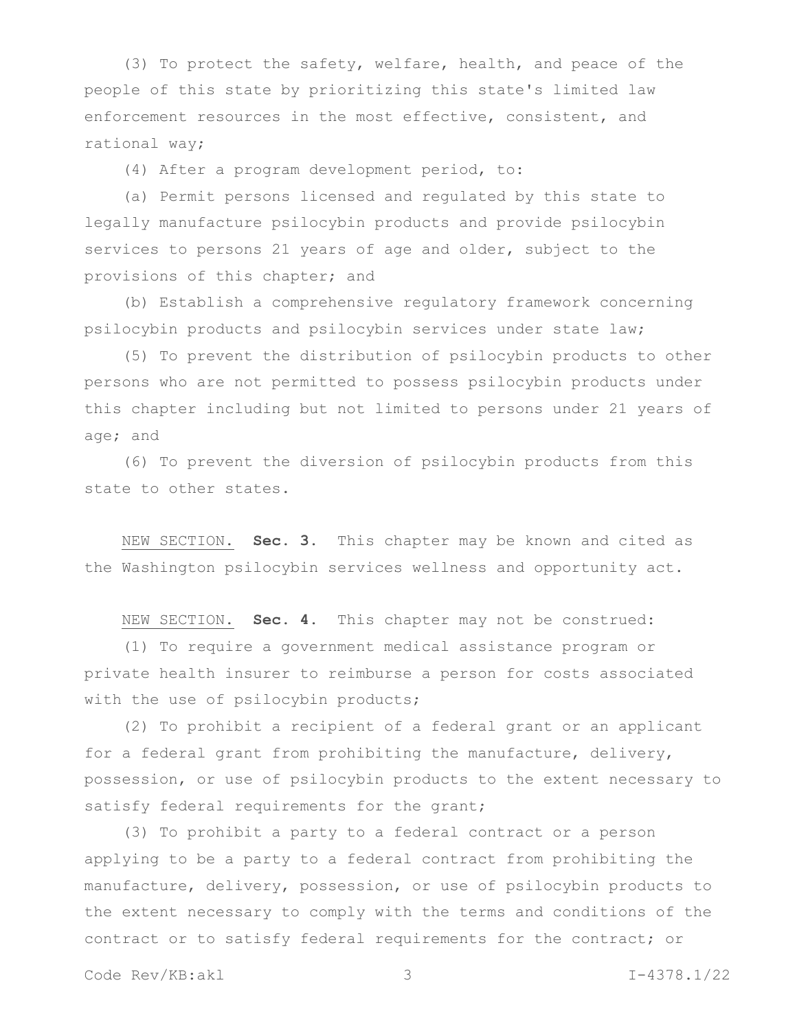(3) To protect the safety, welfare, health, and peace of the people of this state by prioritizing this state's limited law enforcement resources in the most effective, consistent, and rational way;

(4) After a program development period, to:

(a) Permit persons licensed and regulated by this state to legally manufacture psilocybin products and provide psilocybin services to persons 21 years of age and older, subject to the provisions of this chapter; and

(b) Establish a comprehensive regulatory framework concerning psilocybin products and psilocybin services under state law;

(5) To prevent the distribution of psilocybin products to other persons who are not permitted to possess psilocybin products under this chapter including but not limited to persons under 21 years of age; and

(6) To prevent the diversion of psilocybin products from this state to other states.

NEW SECTION. **Sec. 3.** This chapter may be known and cited as the Washington psilocybin services wellness and opportunity act.

NEW SECTION. **Sec. 4.** This chapter may not be construed:

(1) To require a government medical assistance program or private health insurer to reimburse a person for costs associated with the use of psilocybin products;

(2) To prohibit a recipient of a federal grant or an applicant for a federal grant from prohibiting the manufacture, delivery, possession, or use of psilocybin products to the extent necessary to satisfy federal requirements for the grant;

(3) To prohibit a party to a federal contract or a person applying to be a party to a federal contract from prohibiting the manufacture, delivery, possession, or use of psilocybin products to the extent necessary to comply with the terms and conditions of the contract or to satisfy federal requirements for the contract; or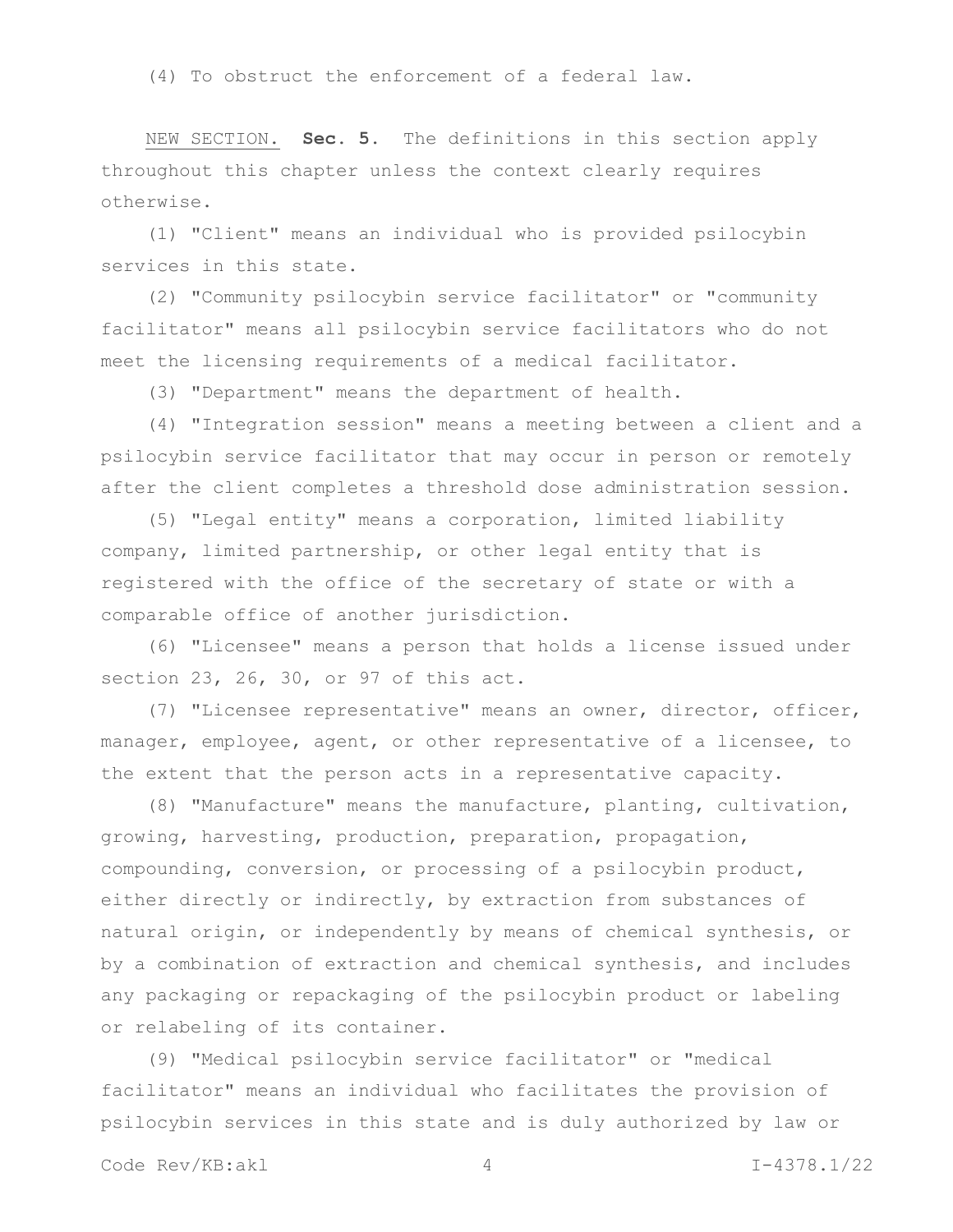(4) To obstruct the enforcement of a federal law.

NEW SECTION. **Sec. 5.** The definitions in this section apply throughout this chapter unless the context clearly requires otherwise.

(1) "Client" means an individual who is provided psilocybin services in this state.

(2) "Community psilocybin service facilitator" or "community facilitator" means all psilocybin service facilitators who do not meet the licensing requirements of a medical facilitator.

(3) "Department" means the department of health.

(4) "Integration session" means a meeting between a client and a psilocybin service facilitator that may occur in person or remotely after the client completes a threshold dose administration session.

(5) "Legal entity" means a corporation, limited liability company, limited partnership, or other legal entity that is registered with the office of the secretary of state or with a comparable office of another jurisdiction.

(6) "Licensee" means a person that holds a license issued under section 23, 26, 30, or 97 of this act.

(7) "Licensee representative" means an owner, director, officer, manager, employee, agent, or other representative of a licensee, to the extent that the person acts in a representative capacity.

(8) "Manufacture" means the manufacture, planting, cultivation, growing, harvesting, production, preparation, propagation, compounding, conversion, or processing of a psilocybin product, either directly or indirectly, by extraction from substances of natural origin, or independently by means of chemical synthesis, or by a combination of extraction and chemical synthesis, and includes any packaging or repackaging of the psilocybin product or labeling or relabeling of its container.

(9) "Medical psilocybin service facilitator" or "medical facilitator" means an individual who facilitates the provision of psilocybin services in this state and is duly authorized by law or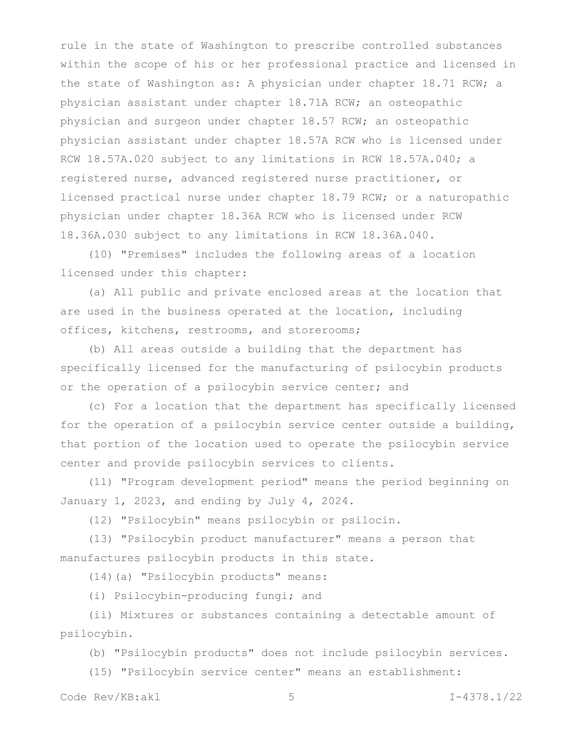rule in the state of Washington to prescribe controlled substances within the scope of his or her professional practice and licensed in the state of Washington as: A physician under chapter 18.71 RCW; a physician assistant under chapter 18.71A RCW; an osteopathic physician and surgeon under chapter 18.57 RCW; an osteopathic physician assistant under chapter 18.57A RCW who is licensed under RCW 18.57A.020 subject to any limitations in RCW 18.57A.040; a registered nurse, advanced registered nurse practitioner, or licensed practical nurse under chapter 18.79 RCW; or a naturopathic physician under chapter 18.36A RCW who is licensed under RCW 18.36A.030 subject to any limitations in RCW 18.36A.040.

(10) "Premises" includes the following areas of a location licensed under this chapter:

(a) All public and private enclosed areas at the location that are used in the business operated at the location, including offices, kitchens, restrooms, and storerooms;

(b) All areas outside a building that the department has specifically licensed for the manufacturing of psilocybin products or the operation of a psilocybin service center; and

(c) For a location that the department has specifically licensed for the operation of a psilocybin service center outside a building, that portion of the location used to operate the psilocybin service center and provide psilocybin services to clients.

(11) "Program development period" means the period beginning on January 1, 2023, and ending by July 4, 2024.

(12) "Psilocybin" means psilocybin or psilocin.

(13) "Psilocybin product manufacturer" means a person that manufactures psilocybin products in this state.

(14)(a) "Psilocybin products" means:

(i) Psilocybin-producing fungi; and

(ii) Mixtures or substances containing a detectable amount of psilocybin.

(b) "Psilocybin products" does not include psilocybin services.

(15) "Psilocybin service center" means an establishment: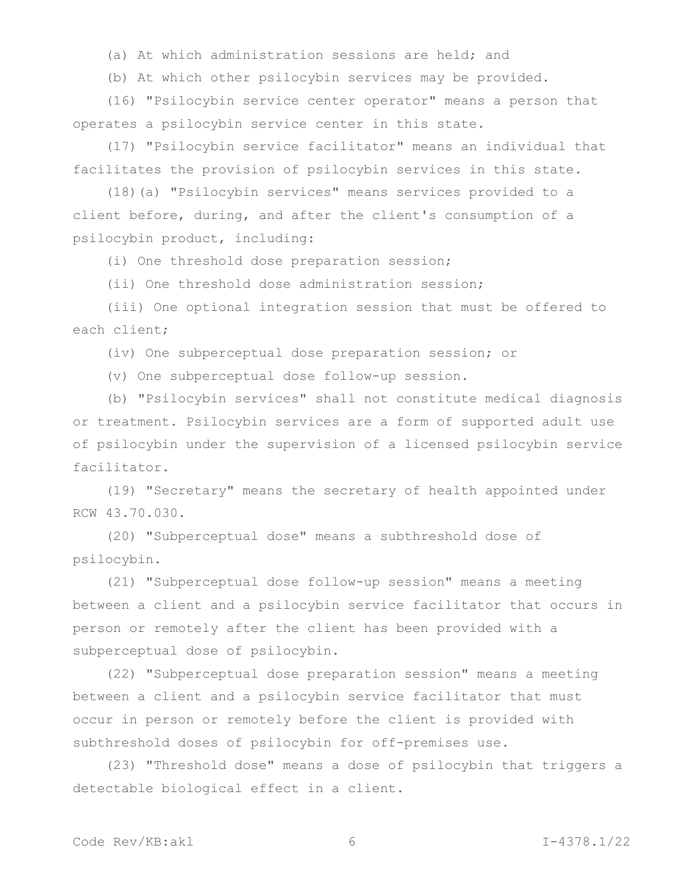(a) At which administration sessions are held; and

(b) At which other psilocybin services may be provided.

(16) "Psilocybin service center operator" means a person that operates a psilocybin service center in this state.

(17) "Psilocybin service facilitator" means an individual that facilitates the provision of psilocybin services in this state.

(18)(a) "Psilocybin services" means services provided to a client before, during, and after the client's consumption of a psilocybin product, including:

(i) One threshold dose preparation session;

(ii) One threshold dose administration session;

(iii) One optional integration session that must be offered to each client;

(iv) One subperceptual dose preparation session; or

(v) One subperceptual dose follow-up session.

(b) "Psilocybin services" shall not constitute medical diagnosis or treatment. Psilocybin services are a form of supported adult use of psilocybin under the supervision of a licensed psilocybin service facilitator.

(19) "Secretary" means the secretary of health appointed under RCW 43.70.030.

(20) "Subperceptual dose" means a subthreshold dose of psilocybin.

(21) "Subperceptual dose follow-up session" means a meeting between a client and a psilocybin service facilitator that occurs in person or remotely after the client has been provided with a subperceptual dose of psilocybin.

(22) "Subperceptual dose preparation session" means a meeting between a client and a psilocybin service facilitator that must occur in person or remotely before the client is provided with subthreshold doses of psilocybin for off-premises use.

(23) "Threshold dose" means a dose of psilocybin that triggers a detectable biological effect in a client.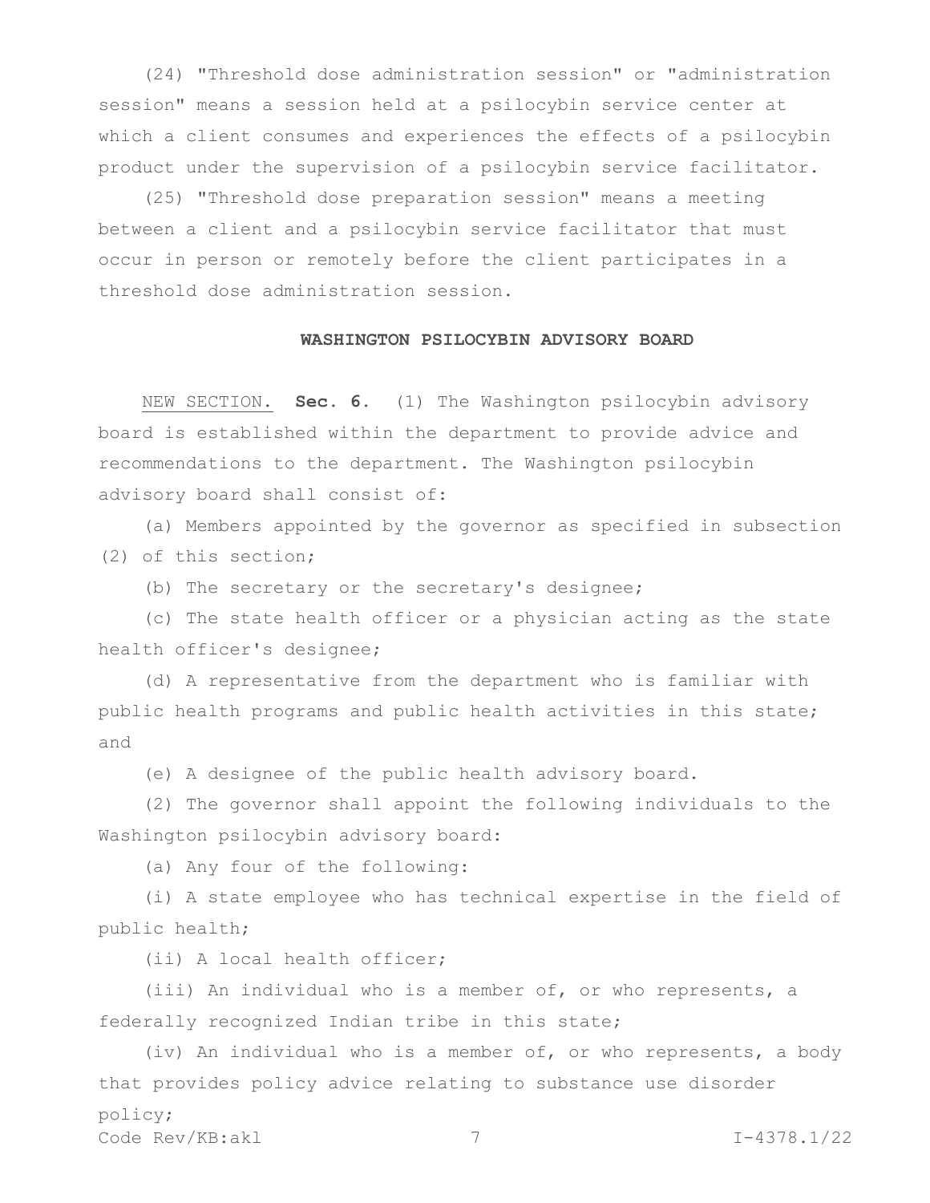(24) "Threshold dose administration session" or "administration session" means a session held at a psilocybin service center at which a client consumes and experiences the effects of a psilocybin product under the supervision of a psilocybin service facilitator.

(25) "Threshold dose preparation session" means a meeting between a client and a psilocybin service facilitator that must occur in person or remotely before the client participates in a threshold dose administration session.

## WASHINGTON PSILOCYBIN ADVISORY BOARD

NEW SECTION. **Sec. 6.** (1) The Washington psilocybin advisory board is established within the department to provide advice and recommendations to the department. The Washington psilocybin advisory board shall consist of:

(a) Members appointed by the governor as specified in subsection (2) of this section;

(b) The secretary or the secretary's designee;

(c) The state health officer or a physician acting as the state health officer's designee;

(d) A representative from the department who is familiar with public health programs and public health activities in this state; and

(e) A designee of the public health advisory board.

(2) The governor shall appoint the following individuals to the Washington psilocybin advisory board:

(a) Any four of the following:

(i) A state employee who has technical expertise in the field of public health;

(ii) A local health officer;

(iii) An individual who is a member of, or who represents, a federally recognized Indian tribe in this state;

(iv) An individual who is a member of, or who represents, a body that provides policy advice relating to substance use disorder policy;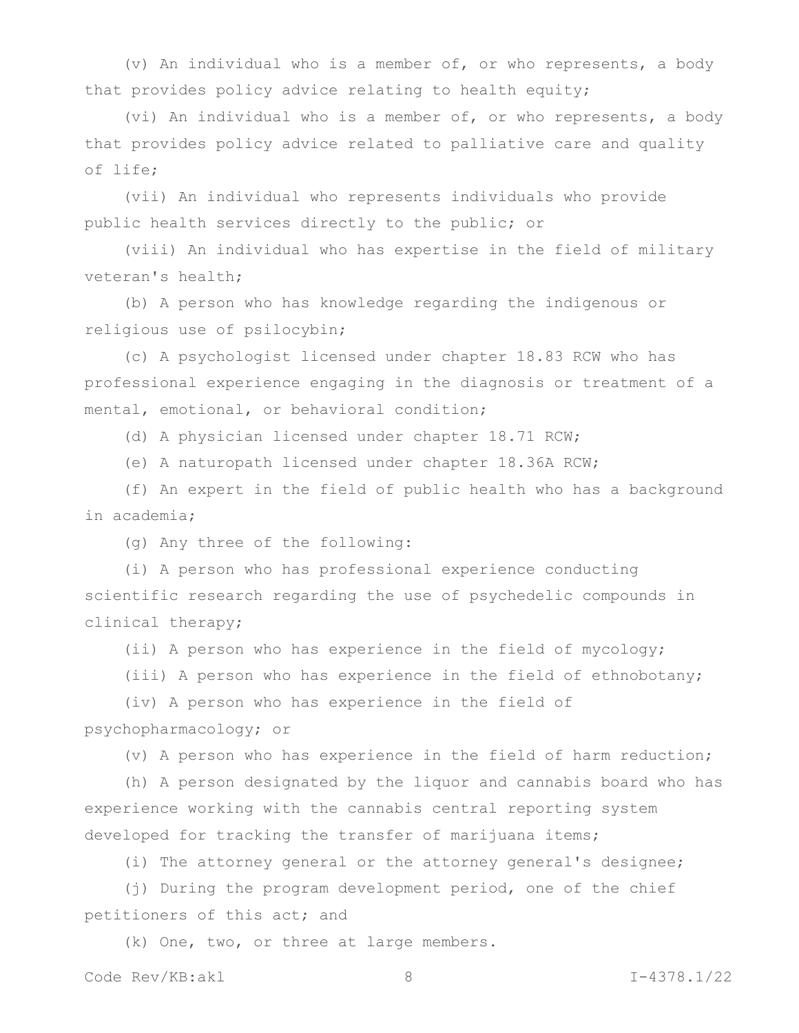(v) An individual who is a member of, or who represents, a body that provides policy advice relating to health equity;

(vi) An individual who is a member of, or who represents, a body that provides policy advice related to palliative care and quality of life;

(vii) An individual who represents individuals who provide public health services directly to the public; or

(viii) An individual who has expertise in the field of military veteran's health;

(b) A person who has knowledge regarding the indigenous or religious use of psilocybin;

(c) A psychologist licensed under chapter 18.83 RCW who has professional experience engaging in the diagnosis or treatment of a mental, emotional, or behavioral condition;

(d) A physician licensed under chapter 18.71 RCW;

(e) A naturopath licensed under chapter 18.36A RCW;

(f) An expert in the field of public health who has a background in academia;

(g) Any three of the following:

(i) A person who has professional experience conducting scientific research regarding the use of psychedelic compounds in clinical therapy;

(ii) A person who has experience in the field of mycology;

(iii) A person who has experience in the field of ethnobotany;

(iv) A person who has experience in the field of psychopharmacology; or

(v) A person who has experience in the field of harm reduction;

(h) A person designated by the liquor and cannabis board who has experience working with the cannabis central reporting system developed for tracking the transfer of marijuana items;

(i) The attorney general or the attorney general's designee;

(j) During the program development period, one of the chief petitioners of this act; and

(k) One, two, or three at large members.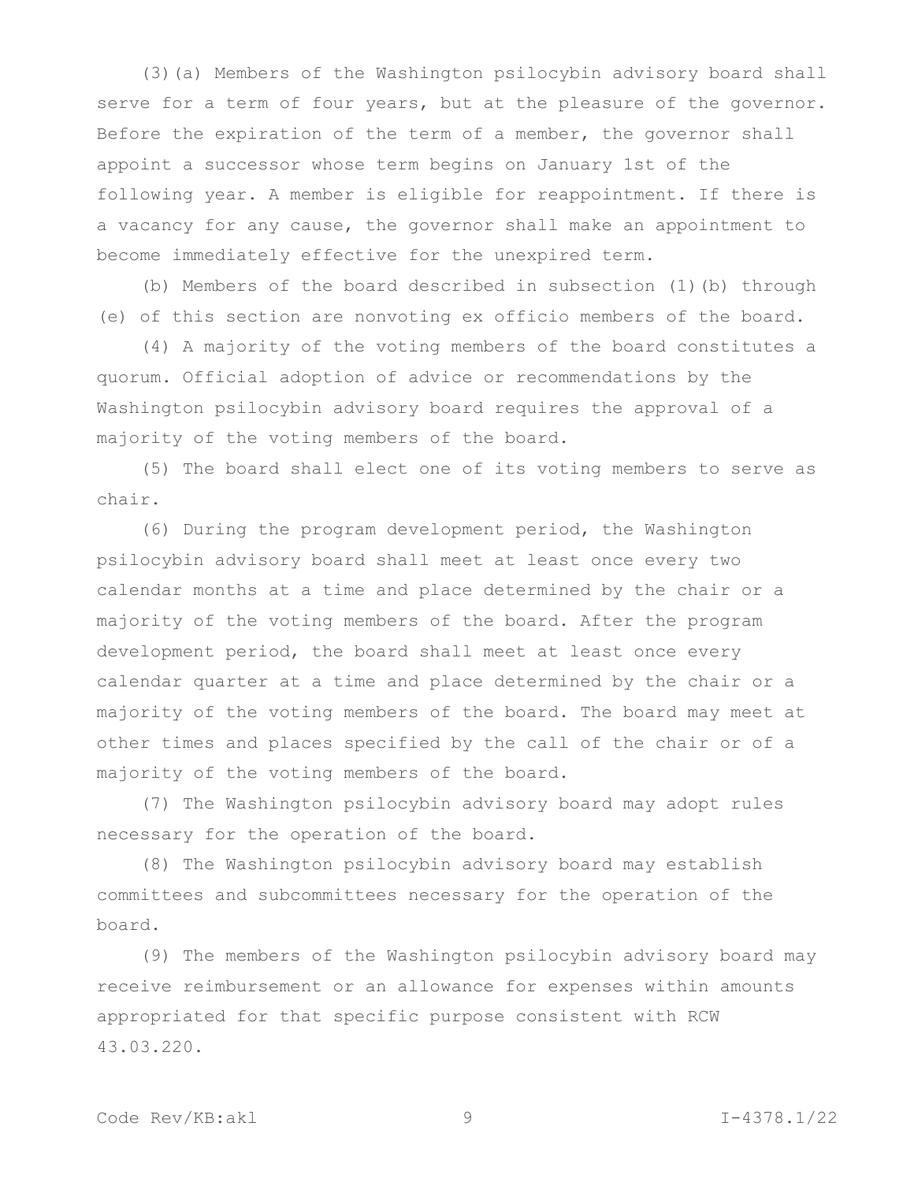(3)(a) Members of the Washington psilocybin advisory board shall serve for a term of four years, but at the pleasure of the governor. Before the expiration of the term of a member, the governor shall appoint a successor whose term begins on January 1st of the following year. A member is eligible for reappointment. If there is a vacancy for any cause, the governor shall make an appointment to become immediately effective for the unexpired term.

(b) Members of the board described in subsection (1)(b) through (e) of this section are nonvoting ex officio members of the board.

(4) A majority of the voting members of the board constitutes a quorum. Official adoption of advice or recommendations by the Washington psilocybin advisory board requires the approval of a majority of the voting members of the board.

(5) The board shall elect one of its voting members to serve as chair.

(6) During the program development period, the Washington psilocybin advisory board shall meet at least once every two calendar months at a time and place determined by the chair or a majority of the voting members of the board. After the program development period, the board shall meet at least once every calendar quarter at a time and place determined by the chair or a majority of the voting members of the board. The board may meet at other times and places specified by the call of the chair or of a majority of the voting members of the board.

(7) The Washington psilocybin advisory board may adopt rules necessary for the operation of the board.

(8) The Washington psilocybin advisory board may establish committees and subcommittees necessary for the operation of the board.

(9) The members of the Washington psilocybin advisory board may receive reimbursement or an allowance for expenses within amounts appropriated for that specific purpose consistent with RCW 43.03.220.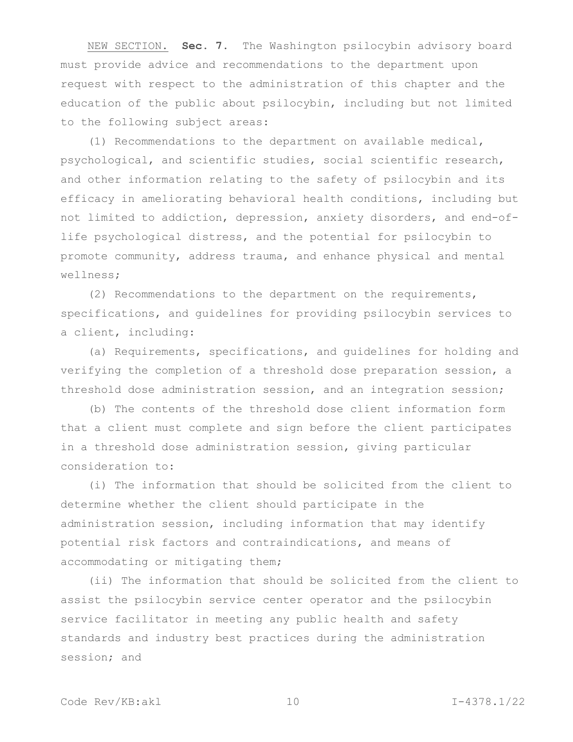NEW SECTION. **Sec. 7.** The Washington psilocybin advisory board must provide advice and recommendations to the department upon request with respect to the administration of this chapter and the education of the public about psilocybin, including but not limited to the following subject areas:

(1) Recommendations to the department on available medical, psychological, and scientific studies, social scientific research, and other information relating to the safety of psilocybin and its efficacy in ameliorating behavioral health conditions, including but not limited to addiction, depression, anxiety disorders, and end-of-life psychological distress, and the potential for psilocybin to promote community, address trauma, and enhance physical and mental wellness;

(2) Recommendations to the department on the requirements, specifications, and guidelines for providing psilocybin services to a client, including:

(a) Requirements, specifications, and guidelines for holding and verifying the completion of a threshold dose preparation session, a threshold dose administration session, and an integration session;

(b) The contents of the threshold dose client information form that a client must complete and sign before the client participates in a threshold dose administration session, giving particular consideration to:

(i) The information that should be solicited from the client to determine whether the client should participate in the administration session, including information that may identify potential risk factors and contraindications, and means of accommodating or mitigating them;

(ii) The information that should be solicited from the client to assist the psilocybin service center operator and the psilocybin service facilitator in meeting any public health and safety standards and industry best practices during the administration session; and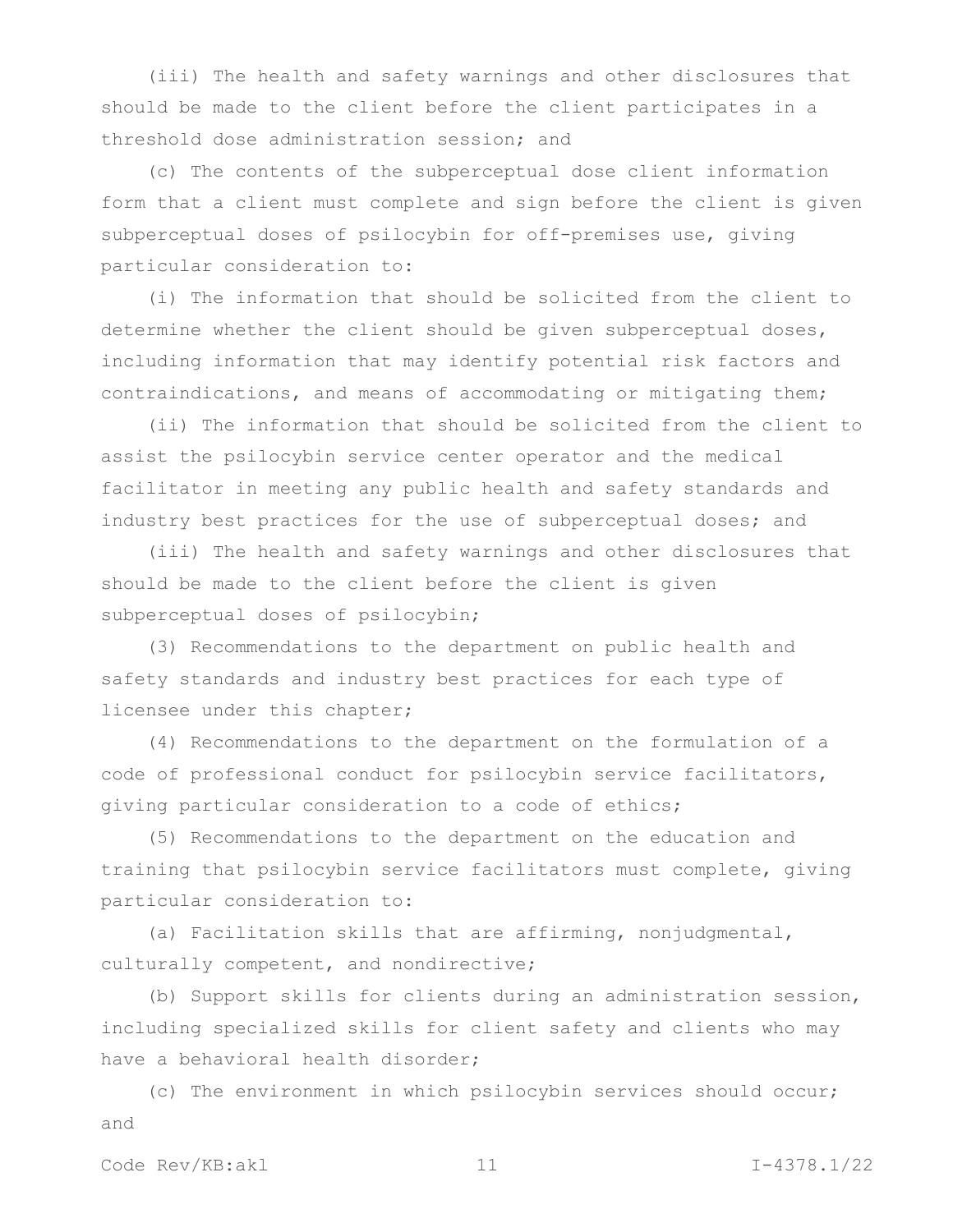(iii) The health and safety warnings and other disclosures that should be made to the client before the client participates in a threshold dose administration session; and

(c) The contents of the subperceptual dose client information form that a client must complete and sign before the client is given subperceptual doses of psilocybin for off-premises use, giving particular consideration to:

(i) The information that should be solicited from the client to determine whether the client should be given subperceptual doses, including information that may identify potential risk factors and contraindications, and means of accommodating or mitigating them;

(ii) The information that should be solicited from the client to assist the psilocybin service center operator and the medical facilitator in meeting any public health and safety standards and industry best practices for the use of subperceptual doses; and

(iii) The health and safety warnings and other disclosures that should be made to the client before the client is given subperceptual doses of psilocybin;

(3) Recommendations to the department on public health and safety standards and industry best practices for each type of licensee under this chapter;

(4) Recommendations to the department on the formulation of a code of professional conduct for psilocybin service facilitators, giving particular consideration to a code of ethics;

(5) Recommendations to the department on the education and training that psilocybin service facilitators must complete, giving particular consideration to:

(a) Facilitation skills that are affirming, nonjudgmental, culturally competent, and nondirective;

(b) Support skills for clients during an administration session, including specialized skills for client safety and clients who may have a behavioral health disorder;

(c) The environment in which psilocybin services should occur; and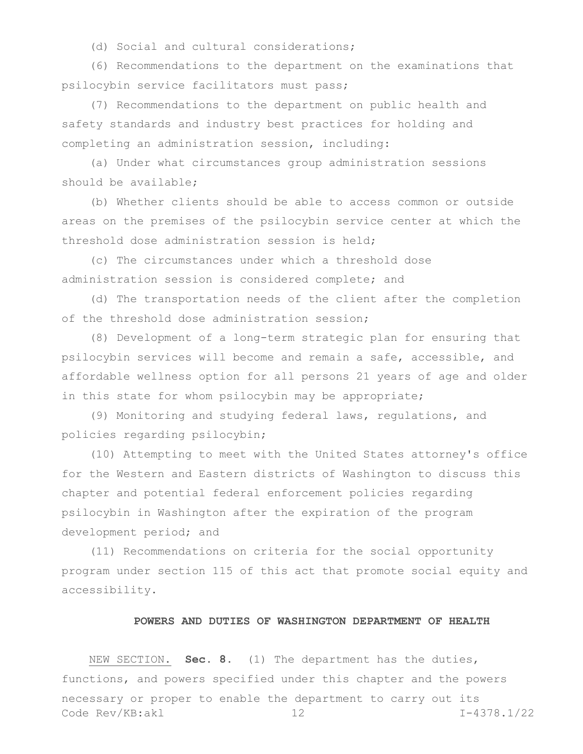(d) Social and cultural considerations;

(6) Recommendations to the department on the examinations that psilocybin service facilitators must pass;

(7) Recommendations to the department on public health and safety standards and industry best practices for holding and completing an administration session, including:

(a) Under what circumstances group administration sessions should be available;

(b) Whether clients should be able to access common or outside areas on the premises of the psilocybin service center at which the threshold dose administration session is held;

(c) The circumstances under which a threshold dose administration session is considered complete; and

(d) The transportation needs of the client after the completion of the threshold dose administration session;

(8) Development of a long-term strategic plan for ensuring that psilocybin services will become and remain a safe, accessible, and affordable wellness option for all persons 21 years of age and older in this state for whom psilocybin may be appropriate;

(9) Monitoring and studying federal laws, regulations, and policies regarding psilocybin;

(10) Attempting to meet with the United States attorney's office for the Western and Eastern districts of Washington to discuss this chapter and potential federal enforcement policies regarding psilocybin in Washington after the expiration of the program development period; and

(11) Recommendations on criteria for the social opportunity program under section 115 of this act that promote social equity and accessibility.

## POWERS AND DUTIES OF WASHINGTON DEPARTMENT OF HEALTH

NEW SECTION. **Sec. 8.** (1) The department has the duties, functions, and powers specified under this chapter and the powers necessary or proper to enable the department to carry out its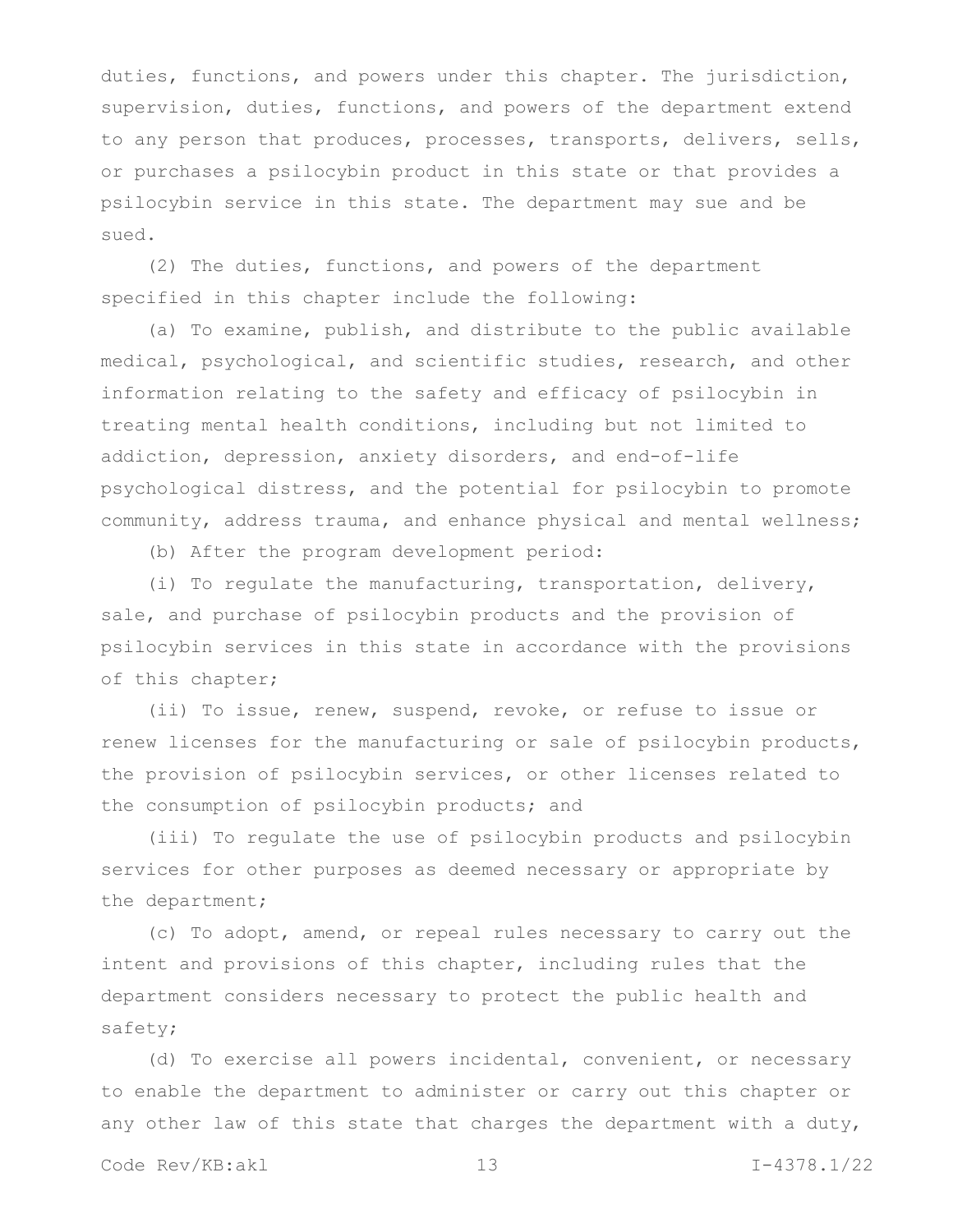duties, functions, and powers under this chapter. The jurisdiction, supervision, duties, functions, and powers of the department extend to any person that produces, processes, transports, delivers, sells, or purchases a psilocybin product in this state or that provides a psilocybin service in this state. The department may sue and be sued.

(2) The duties, functions, and powers of the department specified in this chapter include the following:

(a) To examine, publish, and distribute to the public available medical, psychological, and scientific studies, research, and other information relating to the safety and efficacy of psilocybin in treating mental health conditions, including but not limited to addiction, depression, anxiety disorders, and end-of-life psychological distress, and the potential for psilocybin to promote community, address trauma, and enhance physical and mental wellness;

(b) After the program development period:

(i) To regulate the manufacturing, transportation, delivery, sale, and purchase of psilocybin products and the provision of psilocybin services in this state in accordance with the provisions of this chapter;

(ii) To issue, renew, suspend, revoke, or refuse to issue or renew licenses for the manufacturing or sale of psilocybin products, the provision of psilocybin services, or other licenses related to the consumption of psilocybin products; and

(iii) To regulate the use of psilocybin products and psilocybin services for other purposes as deemed necessary or appropriate by the department;

(c) To adopt, amend, or repeal rules necessary to carry out the intent and provisions of this chapter, including rules that the department considers necessary to protect the public health and safety;

(d) To exercise all powers incidental, convenient, or necessary to enable the department to administer or carry out this chapter or any other law of this state that charges the department with a duty,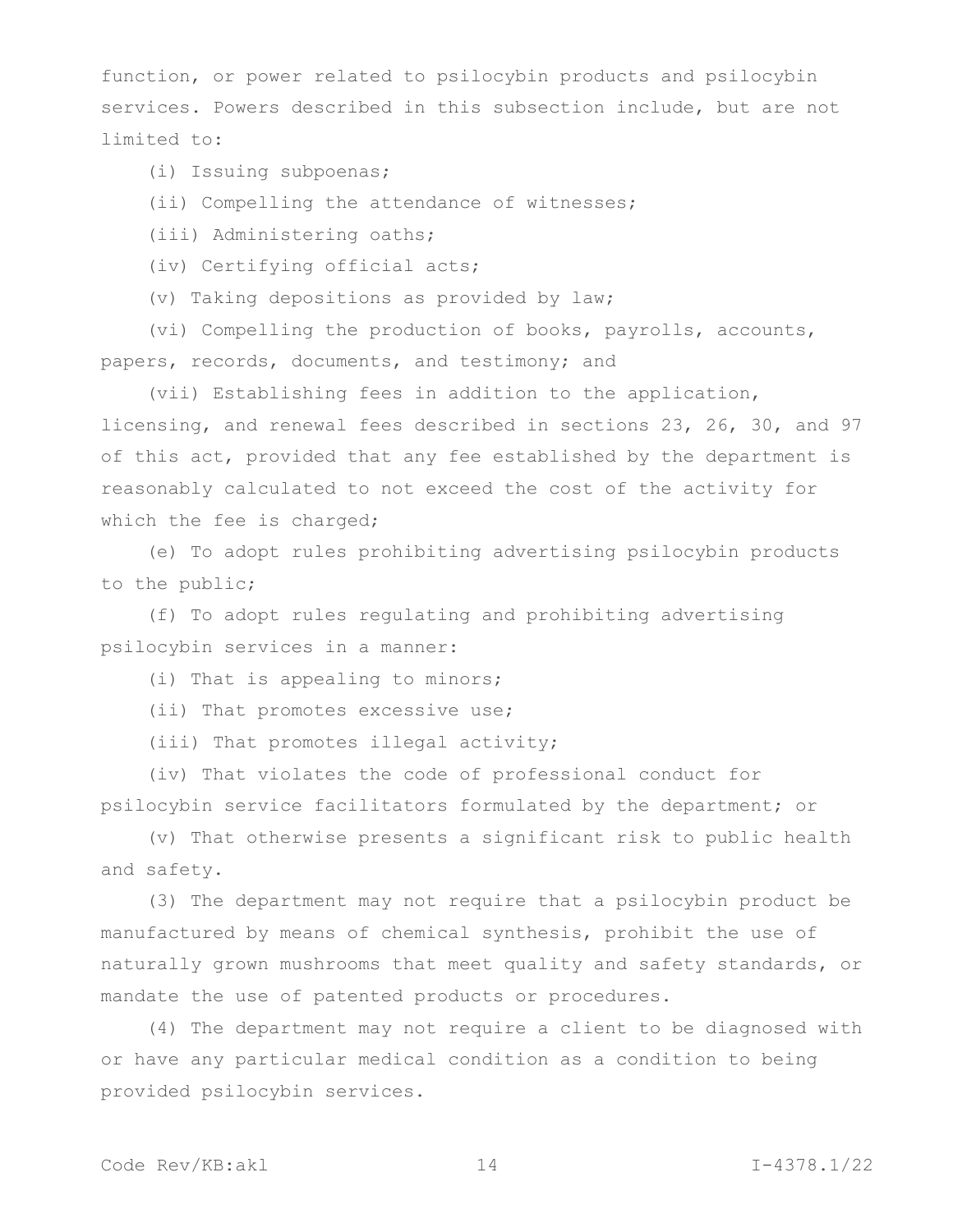function, or power related to psilocybin products and psilocybin services. Powers described in this subsection include, but are not limited to:

(i) Issuing subpoenas;

(ii) Compelling the attendance of witnesses;

(iii) Administering oaths;

(iv) Certifying official acts;

(v) Taking depositions as provided by law;

(vi) Compelling the production of books, payrolls, accounts, papers, records, documents, and testimony; and

(vii) Establishing fees in addition to the application, licensing, and renewal fees described in sections 23, 26, 30, and 97 of this act, provided that any fee established by the department is reasonably calculated to not exceed the cost of the activity for which the fee is charged;

(e) To adopt rules prohibiting advertising psilocybin products to the public;

(f) To adopt rules regulating and prohibiting advertising psilocybin services in a manner:

(i) That is appealing to minors;

(ii) That promotes excessive use;

(iii) That promotes illegal activity;

(iv) That violates the code of professional conduct for psilocybin service facilitators formulated by the department; or

(v) That otherwise presents a significant risk to public health and safety.

(3) The department may not require that a psilocybin product be manufactured by means of chemical synthesis, prohibit the use of naturally grown mushrooms that meet quality and safety standards, or mandate the use of patented products or procedures.

(4) The department may not require a client to be diagnosed with or have any particular medical condition as a condition to being provided psilocybin services.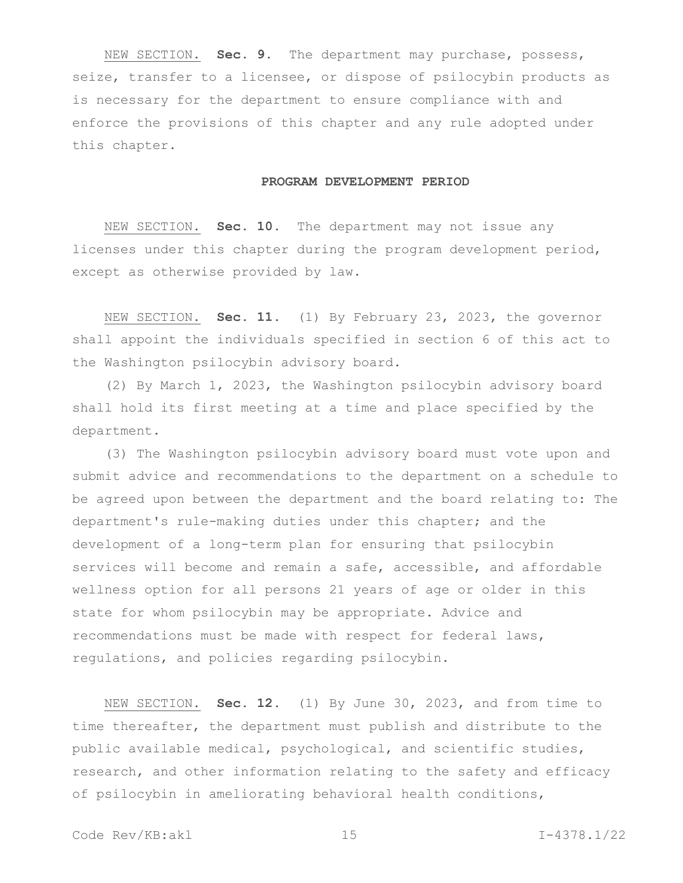NEW SECTION. **Sec. 9.** The department may purchase, possess, seize, transfer to a licensee, or dispose of psilocybin products as is necessary for the department to ensure compliance with and enforce the provisions of this chapter and any rule adopted under this chapter.

## PROGRAM DEVELOPMENT PERIOD

NEW SECTION. **Sec. 10.** The department may not issue any licenses under this chapter during the program development period, except as otherwise provided by law.

NEW SECTION. **Sec. 11.** (1) By February 23, 2023, the governor shall appoint the individuals specified in section 6 of this act to the Washington psilocybin advisory board.

(2) By March 1, 2023, the Washington psilocybin advisory board shall hold its first meeting at a time and place specified by the department.

(3) The Washington psilocybin advisory board must vote upon and submit advice and recommendations to the department on a schedule to be agreed upon between the department and the board relating to: The department's rule-making duties under this chapter; and the development of a long-term plan for ensuring that psilocybin services will become and remain a safe, accessible, and affordable wellness option for all persons 21 years of age or older in this state for whom psilocybin may be appropriate. Advice and recommendations must be made with respect for federal laws, regulations, and policies regarding psilocybin.

NEW SECTION. **Sec. 12.** (1) By June 30, 2023, and from time to time thereafter, the department must publish and distribute to the public available medical, psychological, and scientific studies, research, and other information relating to the safety and efficacy of psilocybin in ameliorating behavioral health conditions,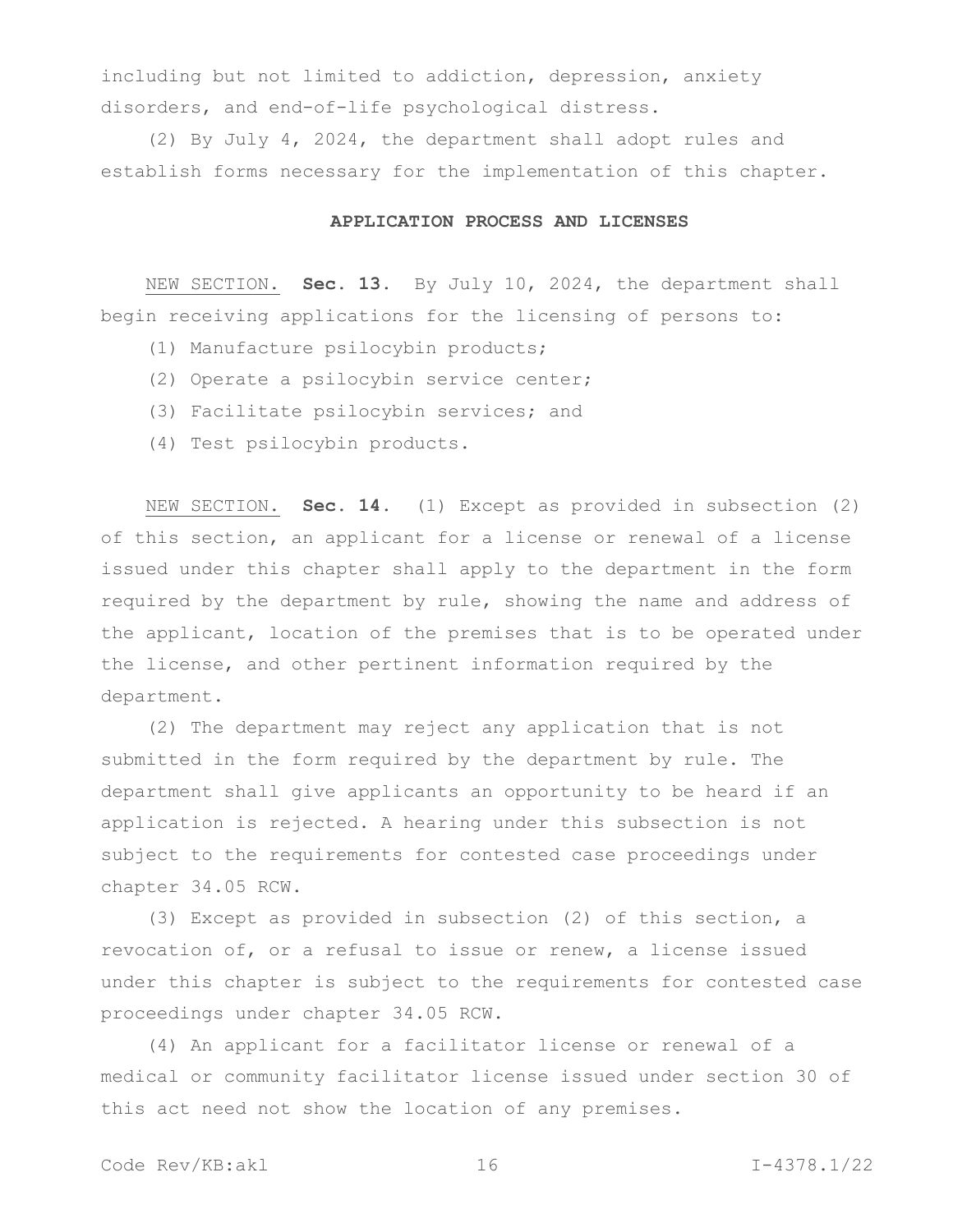including but not limited to addiction, depression, anxiety disorders, and end-of-life psychological distress.

(2) By July 4, 2024, the department shall adopt rules and establish forms necessary for the implementation of this chapter.

## APPLICATION PROCESS AND LICENSES

NEW SECTION. **Sec. 13.** By July 10, 2024, the department shall begin receiving applications for the licensing of persons to:

(1) Manufacture psilocybin products;

(2) Operate a psilocybin service center;

(3) Facilitate psilocybin services; and

(4) Test psilocybin products.

NEW SECTION. **Sec. 14.** (1) Except as provided in subsection (2) of this section, an applicant for a license or renewal of a license issued under this chapter shall apply to the department in the form required by the department by rule, showing the name and address of the applicant, location of the premises that is to be operated under the license, and other pertinent information required by the department.

(2) The department may reject any application that is not submitted in the form required by the department by rule. The department shall give applicants an opportunity to be heard if an application is rejected. A hearing under this subsection is not subject to the requirements for contested case proceedings under chapter 34.05 RCW.

(3) Except as provided in subsection (2) of this section, a revocation of, or a refusal to issue or renew, a license issued under this chapter is subject to the requirements for contested case proceedings under chapter 34.05 RCW.

(4) An applicant for a facilitator license or renewal of a medical or community facilitator license issued under section 30 of this act need not show the location of any premises.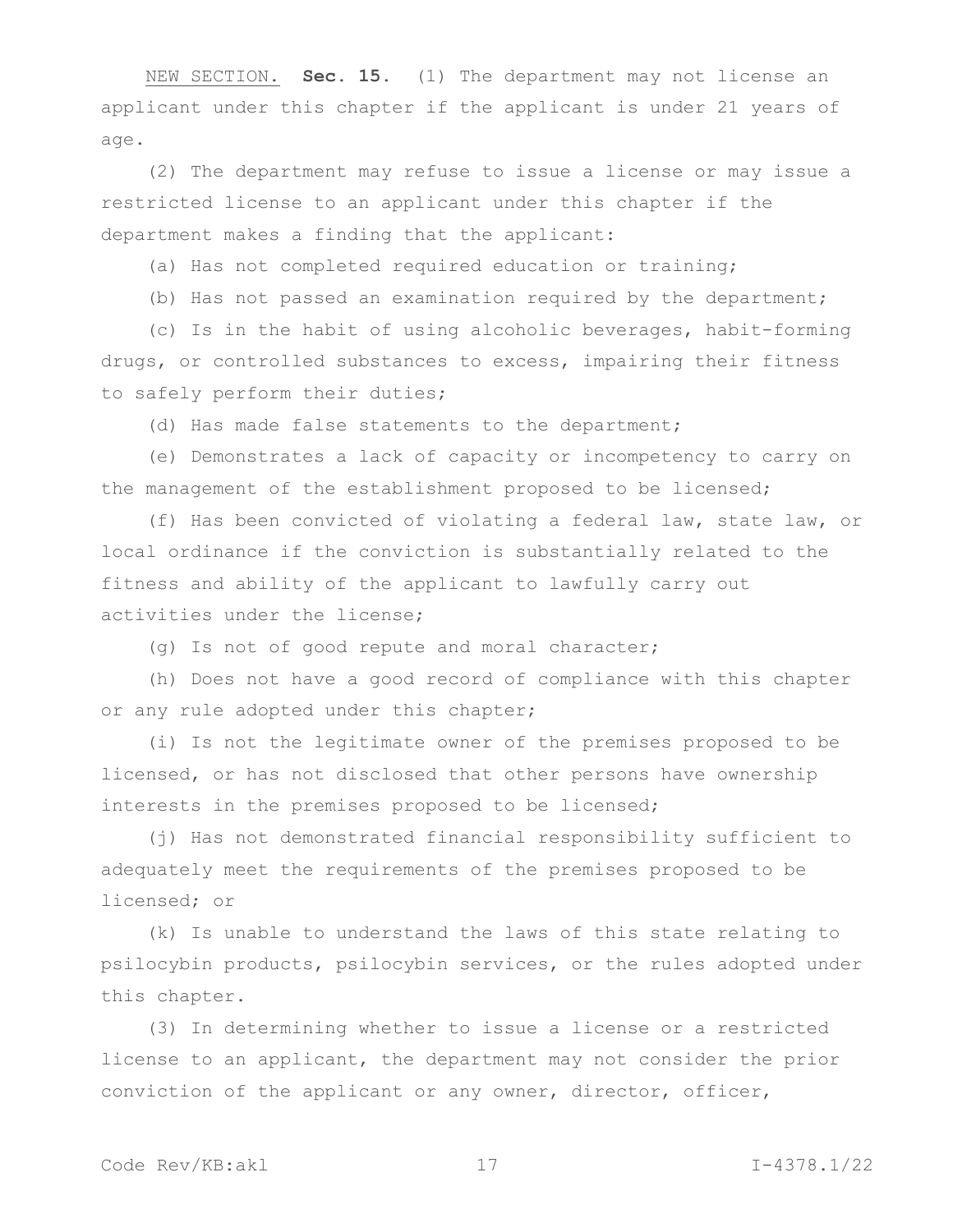NEW SECTION. **Sec. 15.** (1) The department may not license an applicant under this chapter if the applicant is under 21 years of age.

(2) The department may refuse to issue a license or may issue a restricted license to an applicant under this chapter if the department makes a finding that the applicant:

(a) Has not completed required education or training;

(b) Has not passed an examination required by the department;

(c) Is in the habit of using alcoholic beverages, habit-forming drugs, or controlled substances to excess, impairing their fitness to safely perform their duties;

(d) Has made false statements to the department;

(e) Demonstrates a lack of capacity or incompetency to carry on the management of the establishment proposed to be licensed;

(f) Has been convicted of violating a federal law, state law, or local ordinance if the conviction is substantially related to the fitness and ability of the applicant to lawfully carry out activities under the license;

(g) Is not of good repute and moral character;

(h) Does not have a good record of compliance with this chapter or any rule adopted under this chapter;

(i) Is not the legitimate owner of the premises proposed to be licensed, or has not disclosed that other persons have ownership interests in the premises proposed to be licensed;

(j) Has not demonstrated financial responsibility sufficient to adequately meet the requirements of the premises proposed to be licensed; or

(k) Is unable to understand the laws of this state relating to psilocybin products, psilocybin services, or the rules adopted under this chapter.

(3) In determining whether to issue a license or a restricted license to an applicant, the department may not consider the prior conviction of the applicant or any owner, director, officer,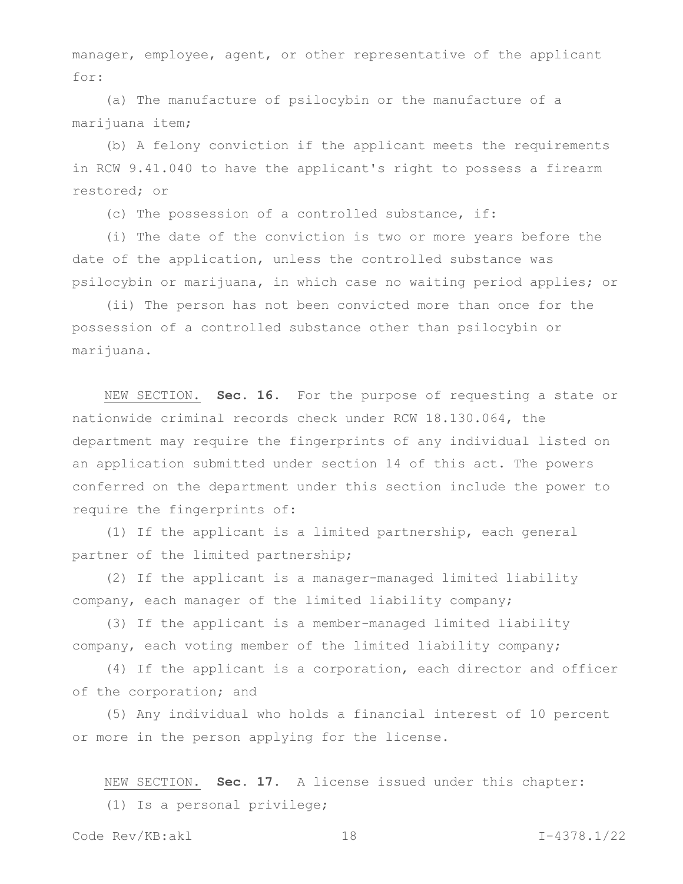manager, employee, agent, or other representative of the applicant for:

(a) The manufacture of psilocybin or the manufacture of a marijuana item;

(b) A felony conviction if the applicant meets the requirements in RCW 9.41.040 to have the applicant's right to possess a firearm restored; or

(c) The possession of a controlled substance, if:

(i) The date of the conviction is two or more years before the date of the application, unless the controlled substance was psilocybin or marijuana, in which case no waiting period applies; or

(ii) The person has not been convicted more than once for the possession of a controlled substance other than psilocybin or marijuana.

NEW SECTION. **Sec. 16.** For the purpose of requesting a state or nationwide criminal records check under RCW 18.130.064, the department may require the fingerprints of any individual listed on an application submitted under section 14 of this act. The powers conferred on the department under this section include the power to require the fingerprints of:

(1) If the applicant is a limited partnership, each general partner of the limited partnership;

(2) If the applicant is a manager-managed limited liability company, each manager of the limited liability company;

(3) If the applicant is a member-managed limited liability company, each voting member of the limited liability company;

(4) If the applicant is a corporation, each director and officer of the corporation; and

(5) Any individual who holds a financial interest of 10 percent or more in the person applying for the license.

NEW SECTION. **Sec. 17.** A license issued under this chapter:

(1) Is a personal privilege;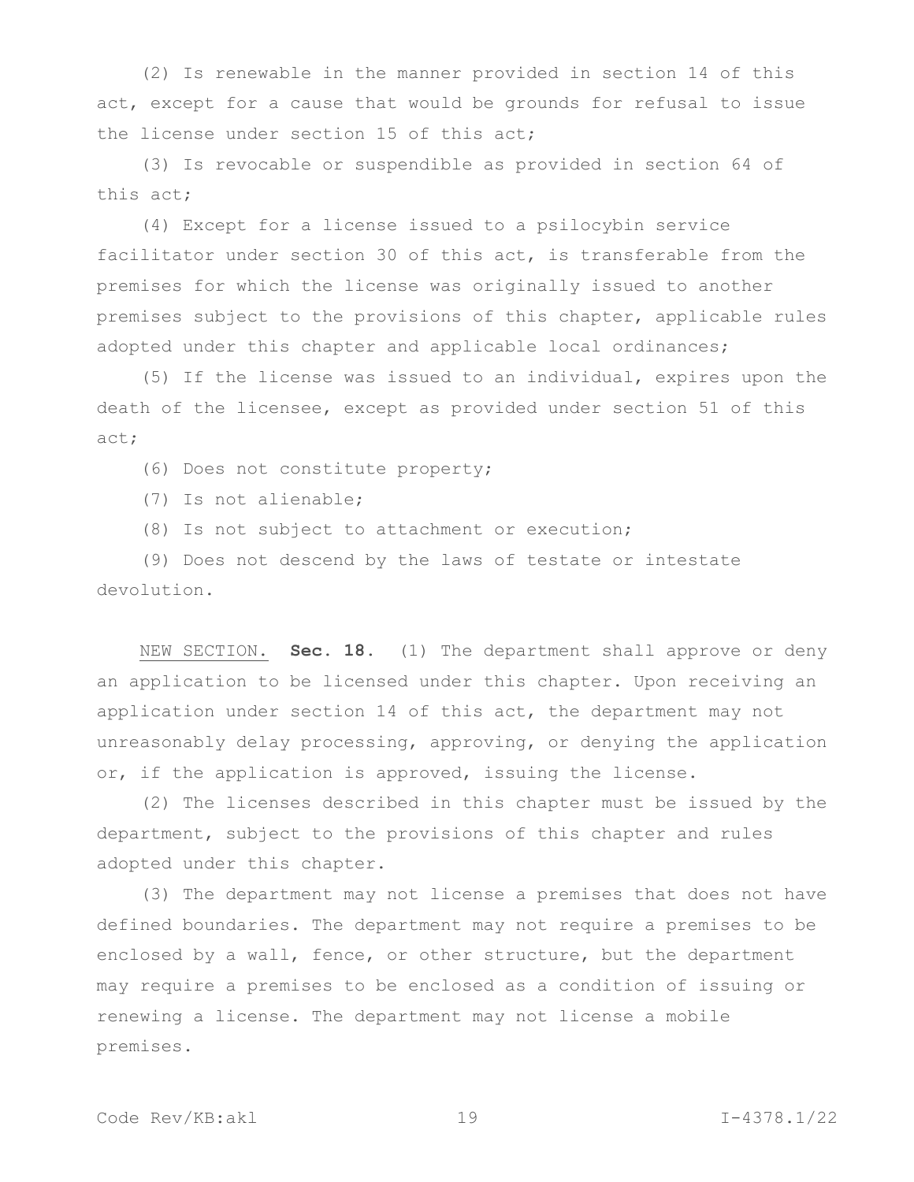(2) Is renewable in the manner provided in section 14 of this act, except for a cause that would be grounds for refusal to issue the license under section 15 of this act;

(3) Is revocable or suspendible as provided in section 64 of this act;

(4) Except for a license issued to a psilocybin service facilitator under section 30 of this act, is transferable from the premises for which the license was originally issued to another premises subject to the provisions of this chapter, applicable rules adopted under this chapter and applicable local ordinances;

(5) If the license was issued to an individual, expires upon the death of the licensee, except as provided under section 51 of this act;

(6) Does not constitute property;

(7) Is not alienable;

(8) Is not subject to attachment or execution;

(9) Does not descend by the laws of testate or intestate devolution.

NEW SECTION. **Sec. 18.** (1) The department shall approve or deny an application to be licensed under this chapter. Upon receiving an application under section 14 of this act, the department may not unreasonably delay processing, approving, or denying the application or, if the application is approved, issuing the license.

(2) The licenses described in this chapter must be issued by the department, subject to the provisions of this chapter and rules adopted under this chapter.

(3) The department may not license a premises that does not have defined boundaries. The department may not require a premises to be enclosed by a wall, fence, or other structure, but the department may require a premises to be enclosed as a condition of issuing or renewing a license. The department may not license a mobile premises.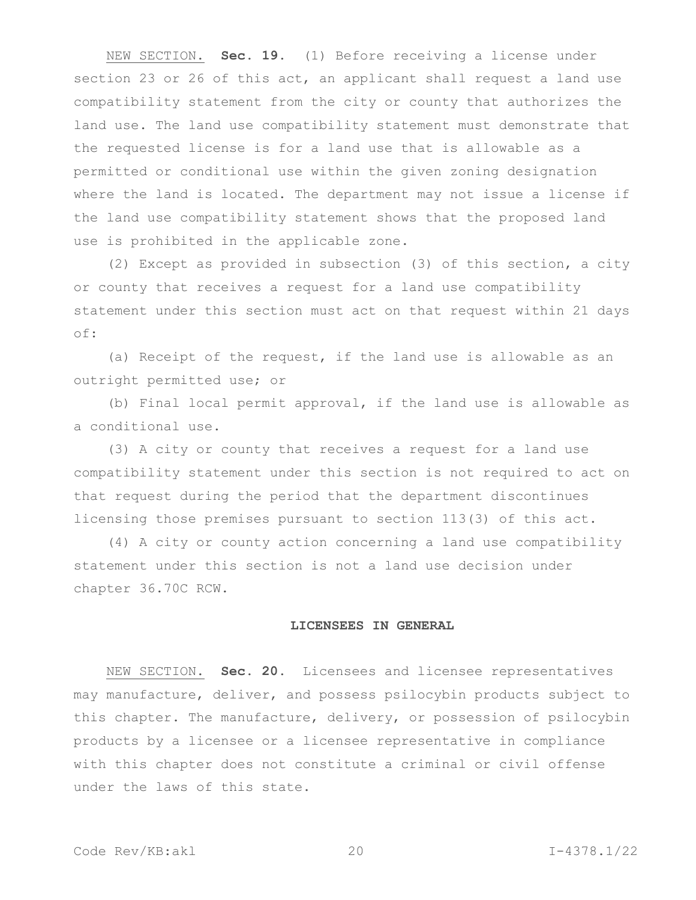NEW SECTION. **Sec. 19.** (1) Before receiving a license under section 23 or 26 of this act, an applicant shall request a land use compatibility statement from the city or county that authorizes the land use. The land use compatibility statement must demonstrate that the requested license is for a land use that is allowable as a permitted or conditional use within the given zoning designation where the land is located. The department may not issue a license if the land use compatibility statement shows that the proposed land use is prohibited in the applicable zone.

(2) Except as provided in subsection (3) of this section, a city or county that receives a request for a land use compatibility statement under this section must act on that request within 21 days of:

(a) Receipt of the request, if the land use is allowable as an outright permitted use; or

(b) Final local permit approval, if the land use is allowable as a conditional use.

(3) A city or county that receives a request for a land use compatibility statement under this section is not required to act on that request during the period that the department discontinues licensing those premises pursuant to section 113(3) of this act.

(4) A city or county action concerning a land use compatibility statement under this section is not a land use decision under chapter 36.70C RCW.

**LICENSEES IN GENERAL**

NEW SECTION. **Sec. 20.** Licensees and licensee representatives may manufacture, deliver, and possess psilocybin products subject to this chapter. The manufacture, delivery, or possession of psilocybin products by a licensee or a licensee representative in compliance with this chapter does not constitute a criminal or civil offense under the laws of this state.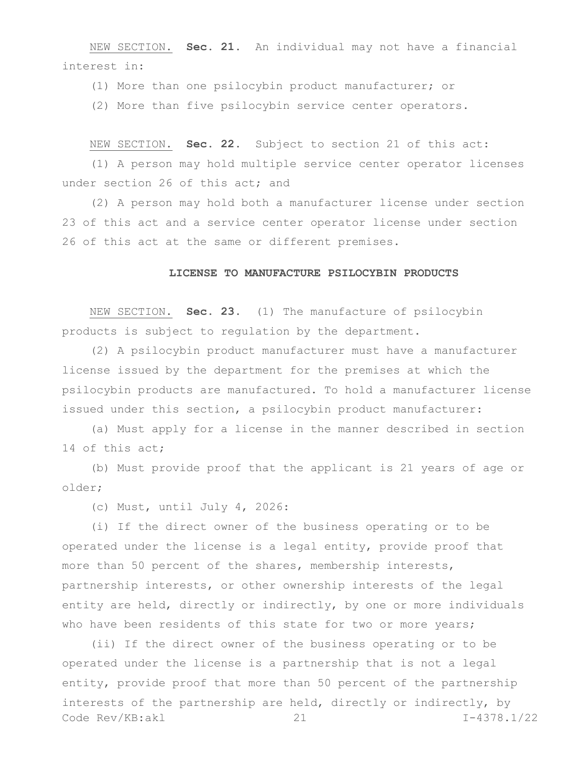NEW SECTION. **Sec. 21.** An individual may not have a financial interest in:

(1) More than one psilocybin product manufacturer; or

(2) More than five psilocybin service center operators.

NEW SECTION. **Sec. 22.** Subject to section 21 of this act:

(1) A person may hold multiple service center operator licenses under section 26 of this act; and

(2) A person may hold both a manufacturer license under section 23 of this act and a service center operator license under section 26 of this act at the same or different premises.

**LICENSE TO MANUFACTURE PSILOCYBIN PRODUCTS**

NEW SECTION. **Sec. 23.** (1) The manufacture of psilocybin products is subject to regulation by the department.

(2) A psilocybin product manufacturer must have a manufacturer license issued by the department for the premises at which the psilocybin products are manufactured. To hold a manufacturer license issued under this section, a psilocybin product manufacturer:

(a) Must apply for a license in the manner described in section 14 of this act;

(b) Must provide proof that the applicant is 21 years of age or older;

(c) Must, until July 4, 2026:

(i) If the direct owner of the business operating or to be operated under the license is a legal entity, provide proof that more than 50 percent of the shares, membership interests, partnership interests, or other ownership interests of the legal entity are held, directly or indirectly, by one or more individuals who have been residents of this state for two or more years;

(ii) If the direct owner of the business operating or to be operated under the license is a partnership that is not a legal entity, provide proof that more than 50 percent of the partnership interests of the partnership are held, directly or indirectly, by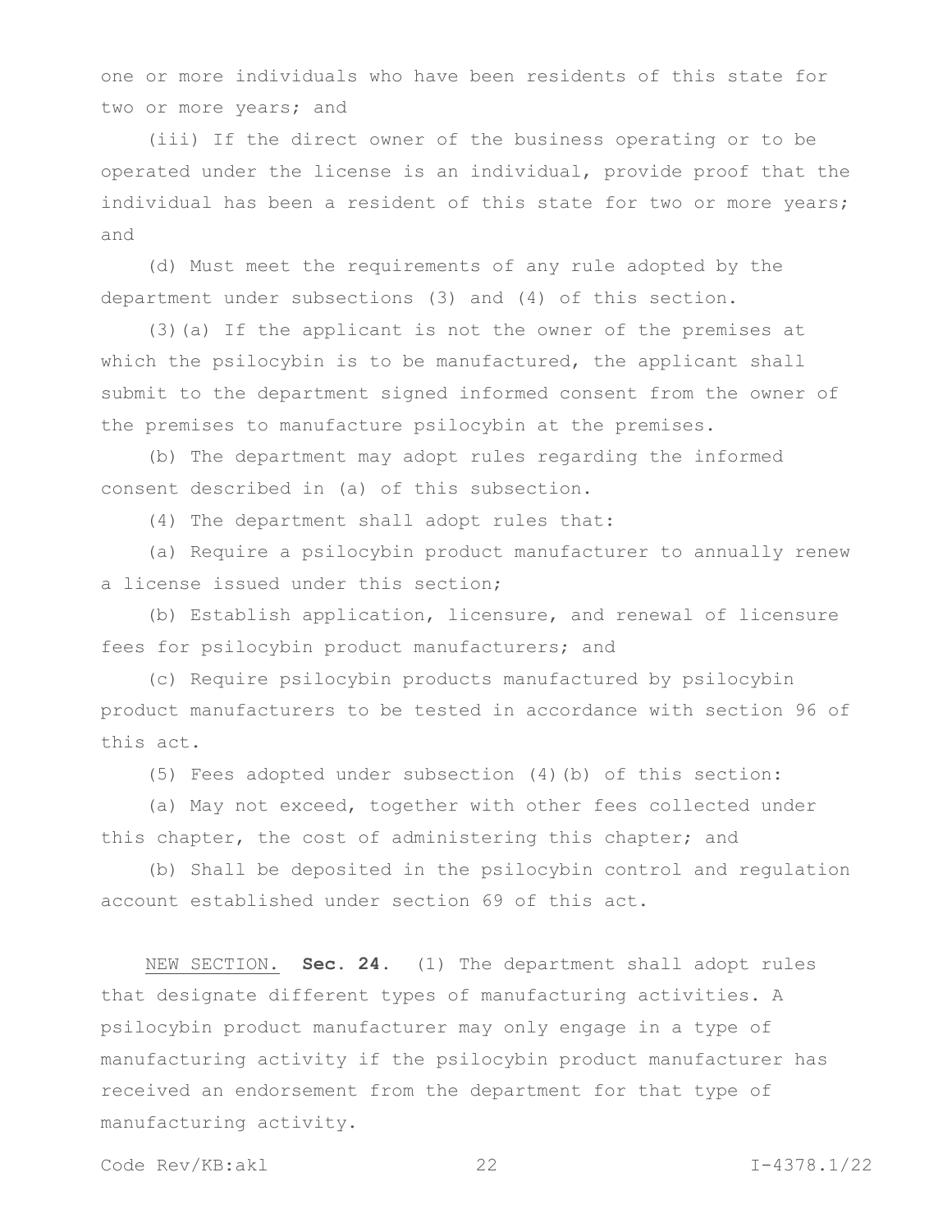one or more individuals who have been residents of this state for two or more years; and

(iii) If the direct owner of the business operating or to be operated under the license is an individual, provide proof that the individual has been a resident of this state for two or more years; and

(d) Must meet the requirements of any rule adopted by the department under subsections (3) and (4) of this section.

(3)(a) If the applicant is not the owner of the premises at which the psilocybin is to be manufactured, the applicant shall submit to the department signed informed consent from the owner of the premises to manufacture psilocybin at the premises.

(b) The department may adopt rules regarding the informed consent described in (a) of this subsection.

(4) The department shall adopt rules that:

(a) Require a psilocybin product manufacturer to annually renew a license issued under this section;

(b) Establish application, licensure, and renewal of licensure fees for psilocybin product manufacturers; and

(c) Require psilocybin products manufactured by psilocybin product manufacturers to be tested in accordance with section 96 of this act.

(5) Fees adopted under subsection (4)(b) of this section:

(a) May not exceed, together with other fees collected under this chapter, the cost of administering this chapter; and

(b) Shall be deposited in the psilocybin control and regulation account established under section 69 of this act.

NEW SECTION. **Sec. 24.** (1) The department shall adopt rules that designate different types of manufacturing activities. A psilocybin product manufacturer may only engage in a type of manufacturing activity if the psilocybin product manufacturer has received an endorsement from the department for that type of manufacturing activity.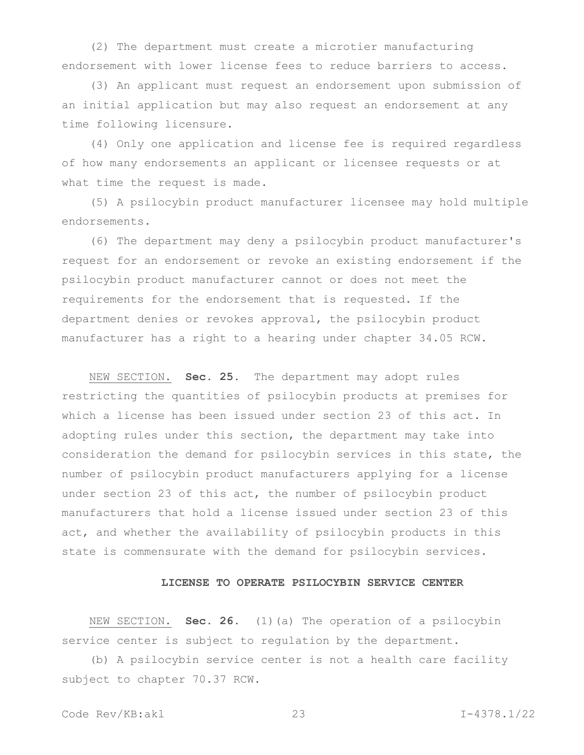(2) The department must create a microtier manufacturing endorsement with lower license fees to reduce barriers to access.

(3) An applicant must request an endorsement upon submission of an initial application but may also request an endorsement at any time following licensure.

(4) Only one application and license fee is required regardless of how many endorsements an applicant or licensee requests or at what time the request is made.

(5) A psilocybin product manufacturer licensee may hold multiple endorsements.

(6) The department may deny a psilocybin product manufacturer's request for an endorsement or revoke an existing endorsement if the psilocybin product manufacturer cannot or does not meet the requirements for the endorsement that is requested. If the department denies or revokes approval, the psilocybin product manufacturer has a right to a hearing under chapter 34.05 RCW.

NEW SECTION. **Sec. 25.** The department may adopt rules restricting the quantities of psilocybin products at premises for which a license has been issued under section 23 of this act. In adopting rules under this section, the department may take into consideration the demand for psilocybin services in this state, the number of psilocybin product manufacturers applying for a license under section 23 of this act, the number of psilocybin product manufacturers that hold a license issued under section 23 of this act, and whether the availability of psilocybin products in this state is commensurate with the demand for psilocybin services.

**LICENSE TO OPERATE PSILOCYBIN SERVICE CENTER**

NEW SECTION. **Sec. 26.** (1)(a) The operation of a psilocybin service center is subject to regulation by the department.

(b) A psilocybin service center is not a health care facility subject to chapter 70.37 RCW.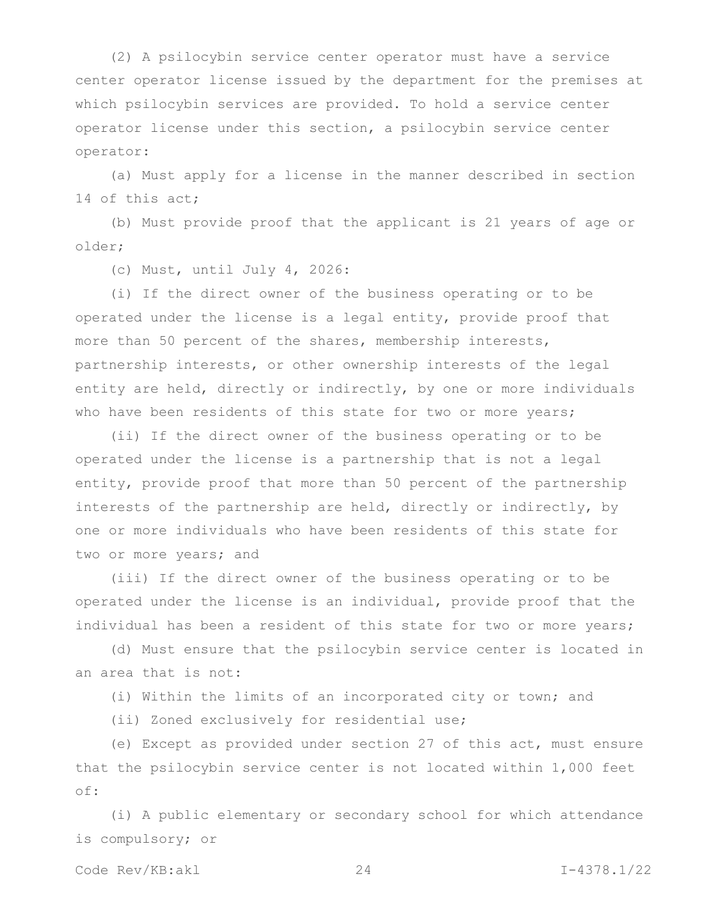(2) A psilocybin service center operator must have a service center operator license issued by the department for the premises at which psilocybin services are provided. To hold a service center operator license under this section, a psilocybin service center operator:

(a) Must apply for a license in the manner described in section 14 of this act;

(b) Must provide proof that the applicant is 21 years of age or older;

(c) Must, until July 4, 2026:

(i) If the direct owner of the business operating or to be operated under the license is a legal entity, provide proof that more than 50 percent of the shares, membership interests, partnership interests, or other ownership interests of the legal entity are held, directly or indirectly, by one or more individuals who have been residents of this state for two or more years;

(ii) If the direct owner of the business operating or to be operated under the license is a partnership that is not a legal entity, provide proof that more than 50 percent of the partnership interests of the partnership are held, directly or indirectly, by one or more individuals who have been residents of this state for two or more years; and

(iii) If the direct owner of the business operating or to be operated under the license is an individual, provide proof that the individual has been a resident of this state for two or more years;

(d) Must ensure that the psilocybin service center is located in an area that is not:

(i) Within the limits of an incorporated city or town; and

(ii) Zoned exclusively for residential use;

(e) Except as provided under section 27 of this act, must ensure that the psilocybin service center is not located within 1,000 feet of:

(i) A public elementary or secondary school for which attendance is compulsory; or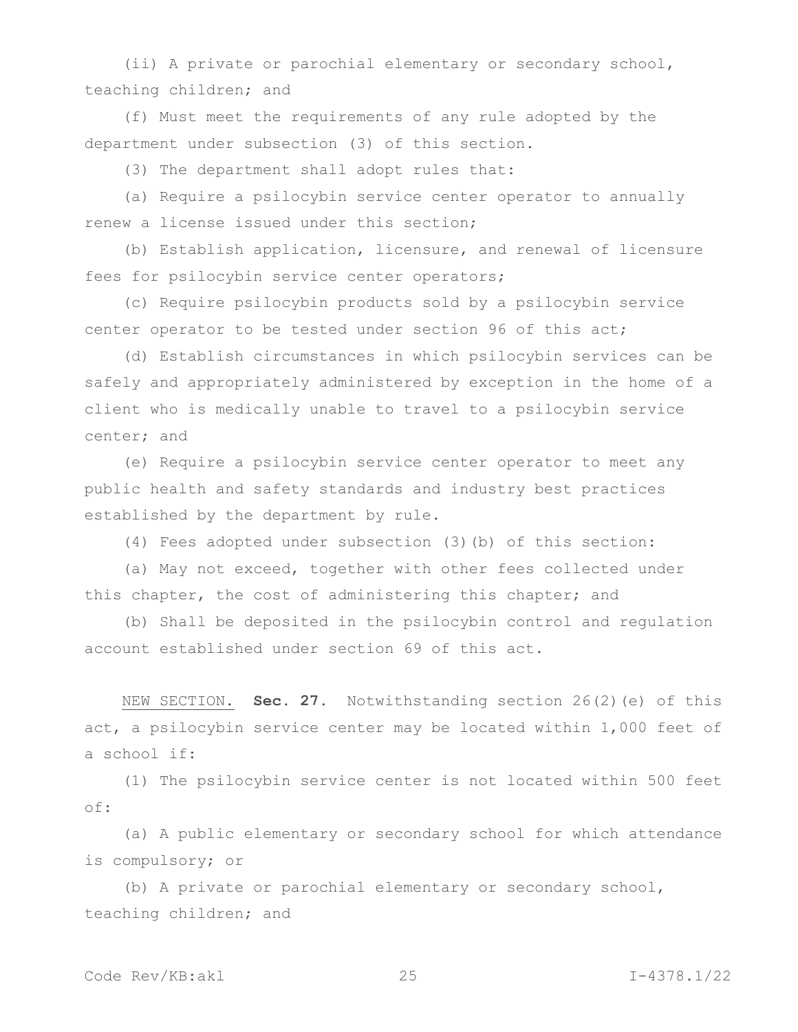(ii) A private or parochial elementary or secondary school, teaching children; and

(f) Must meet the requirements of any rule adopted by the department under subsection (3) of this section.

(3) The department shall adopt rules that:

(a) Require a psilocybin service center operator to annually renew a license issued under this section;

(b) Establish application, licensure, and renewal of licensure fees for psilocybin service center operators;

(c) Require psilocybin products sold by a psilocybin service center operator to be tested under section 96 of this act;

(d) Establish circumstances in which psilocybin services can be safely and appropriately administered by exception in the home of a client who is medically unable to travel to a psilocybin service center; and

(e) Require a psilocybin service center operator to meet any public health and safety standards and industry best practices established by the department by rule.

(4) Fees adopted under subsection (3)(b) of this section:

(a) May not exceed, together with other fees collected under this chapter, the cost of administering this chapter; and

(b) Shall be deposited in the psilocybin control and regulation account established under section 69 of this act.

NEW SECTION. **Sec. 27.** Notwithstanding section 26(2)(e) of this act, a psilocybin service center may be located within 1,000 feet of a school if:

(1) The psilocybin service center is not located within 500 feet of:

(a) A public elementary or secondary school for which attendance is compulsory; or

(b) A private or parochial elementary or secondary school, teaching children; and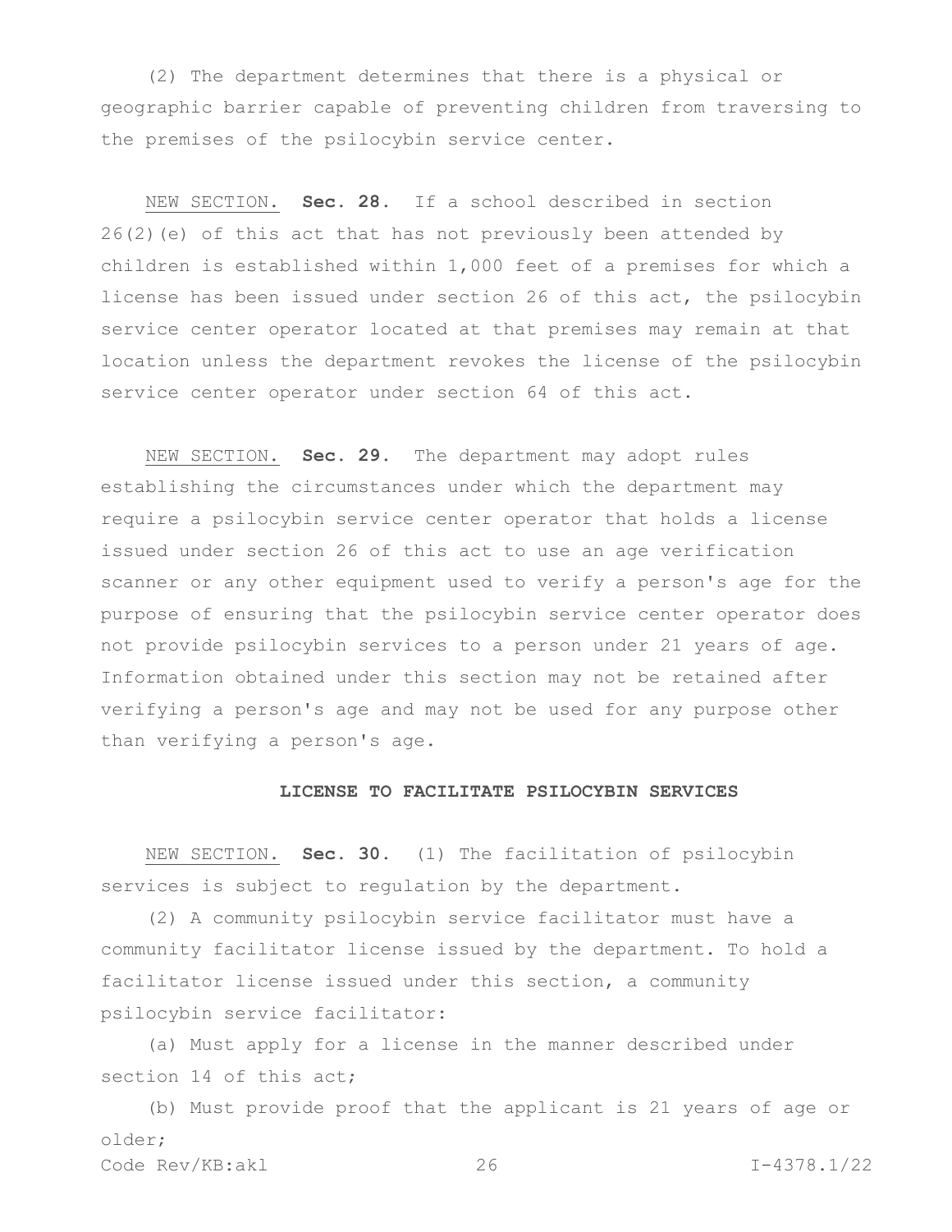(2) The department determines that there is a physical or geographic barrier capable of preventing children from traversing to the premises of the psilocybin service center.

NEW SECTION. **Sec. 28.** If a school described in section 26(2)(e) of this act that has not previously been attended by children is established within 1,000 feet of a premises for which a license has been issued under section 26 of this act, the psilocybin service center operator located at that premises may remain at that location unless the department revokes the license of the psilocybin service center operator under section 64 of this act.

NEW SECTION. **Sec. 29.** The department may adopt rules establishing the circumstances under which the department may require a psilocybin service center operator that holds a license issued under section 26 of this act to use an age verification scanner or any other equipment used to verify a person's age for the purpose of ensuring that the psilocybin service center operator does not provide psilocybin services to a person under 21 years of age. Information obtained under this section may not be retained after verifying a person's age and may not be used for any purpose other than verifying a person's age.

**LICENSE TO FACILITATE PSILOCYBIN SERVICES**

NEW SECTION. **Sec. 30.** (1) The facilitation of psilocybin services is subject to regulation by the department.

(2) A community psilocybin service facilitator must have a community facilitator license issued by the department. To hold a facilitator license issued under this section, a community psilocybin service facilitator:

(a) Must apply for a license in the manner described under section 14 of this act;

(b) Must provide proof that the applicant is 21 years of age or older;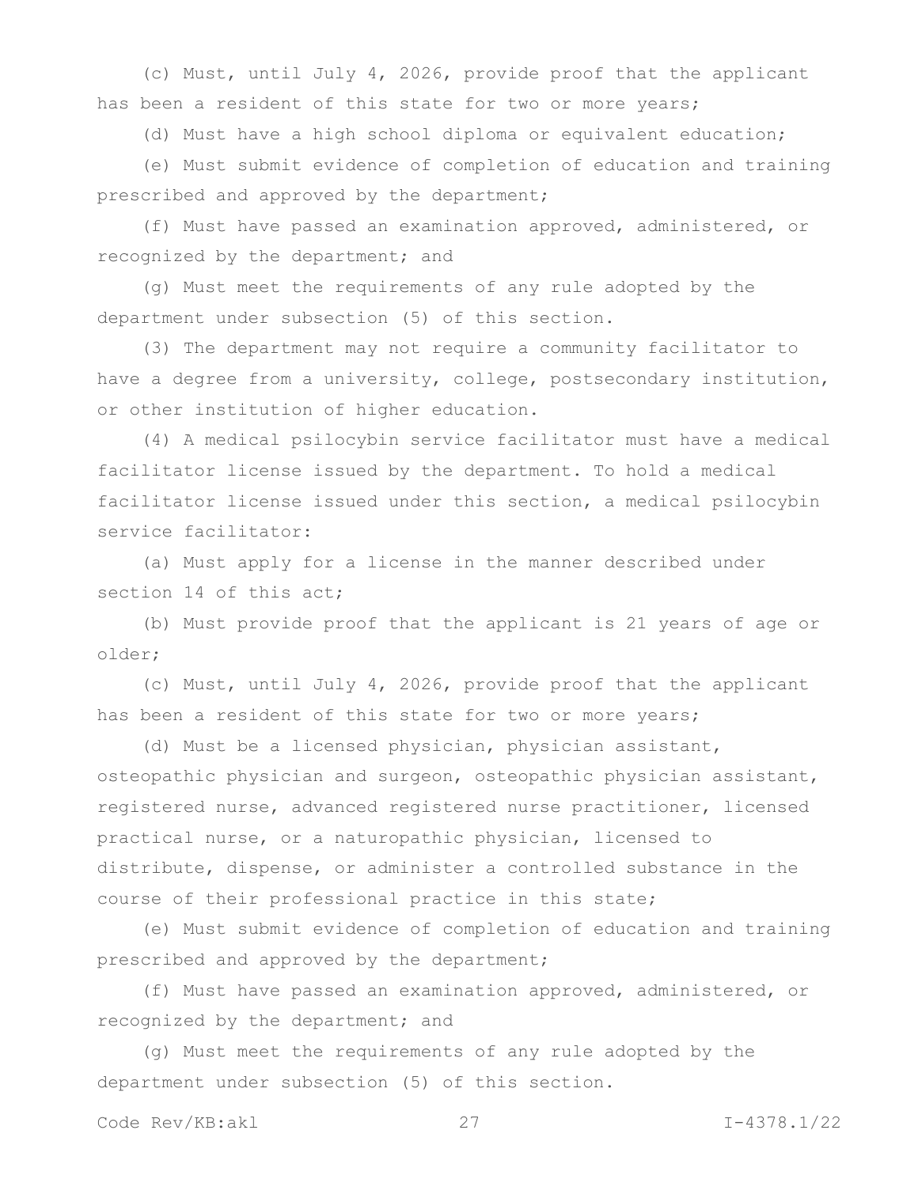(c) Must, until July 4, 2026, provide proof that the applicant has been a resident of this state for two or more years;

(d) Must have a high school diploma or equivalent education;

(e) Must submit evidence of completion of education and training prescribed and approved by the department;

(f) Must have passed an examination approved, administered, or recognized by the department; and

(g) Must meet the requirements of any rule adopted by the department under subsection (5) of this section.

(3) The department may not require a community facilitator to have a degree from a university, college, postsecondary institution, or other institution of higher education.

(4) A medical psilocybin service facilitator must have a medical facilitator license issued by the department. To hold a medical facilitator license issued under this section, a medical psilocybin service facilitator:

(a) Must apply for a license in the manner described under section 14 of this act;

(b) Must provide proof that the applicant is 21 years of age or older;

(c) Must, until July 4, 2026, provide proof that the applicant has been a resident of this state for two or more years;

(d) Must be a licensed physician, physician assistant, osteopathic physician and surgeon, osteopathic physician assistant, registered nurse, advanced registered nurse practitioner, licensed practical nurse, or a naturopathic physician, licensed to distribute, dispense, or administer a controlled substance in the course of their professional practice in this state;

(e) Must submit evidence of completion of education and training prescribed and approved by the department;

(f) Must have passed an examination approved, administered, or recognized by the department; and

(g) Must meet the requirements of any rule adopted by the department under subsection (5) of this section.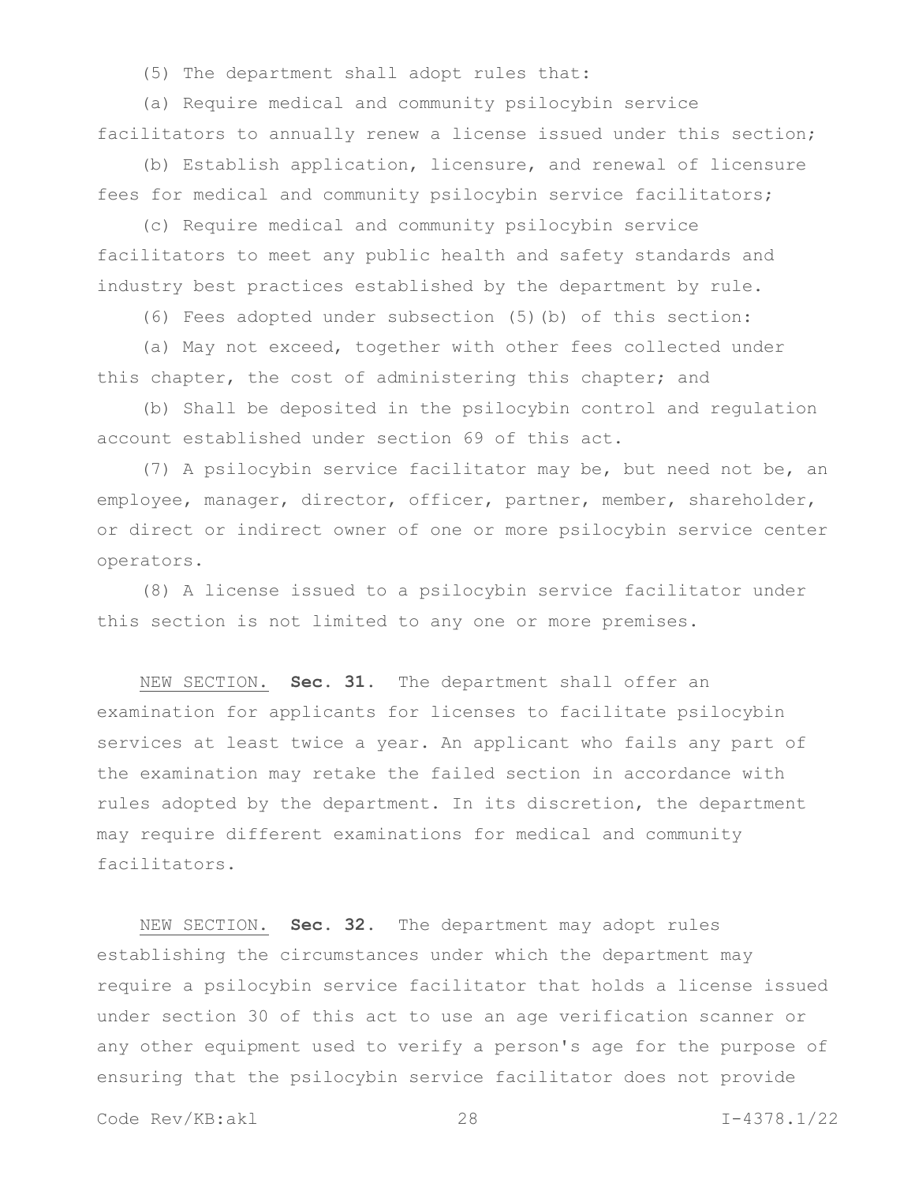(5) The department shall adopt rules that:

(a) Require medical and community psilocybin service facilitators to annually renew a license issued under this section;

(b) Establish application, licensure, and renewal of licensure fees for medical and community psilocybin service facilitators;

(c) Require medical and community psilocybin service facilitators to meet any public health and safety standards and industry best practices established by the department by rule.

(6) Fees adopted under subsection (5)(b) of this section:

(a) May not exceed, together with other fees collected under this chapter, the cost of administering this chapter; and

(b) Shall be deposited in the psilocybin control and regulation account established under section 69 of this act.

(7) A psilocybin service facilitator may be, but need not be, an employee, manager, director, officer, partner, member, shareholder, or direct or indirect owner of one or more psilocybin service center operators.

(8) A license issued to a psilocybin service facilitator under this section is not limited to any one or more premises.

NEW SECTION. **Sec. 31.** The department shall offer an examination for applicants for licenses to facilitate psilocybin services at least twice a year. An applicant who fails any part of the examination may retake the failed section in accordance with rules adopted by the department. In its discretion, the department may require different examinations for medical and community facilitators.

NEW SECTION. **Sec. 32.** The department may adopt rules establishing the circumstances under which the department may require a psilocybin service facilitator that holds a license issued under section 30 of this act to use an age verification scanner or any other equipment used to verify a person's age for the purpose of ensuring that the psilocybin service facilitator does not provide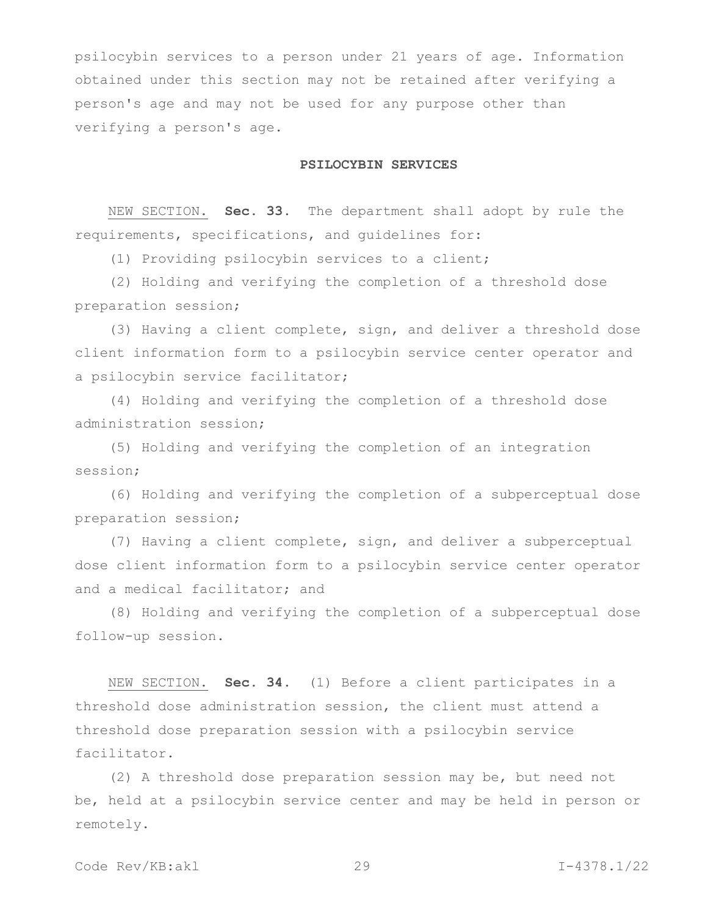psilocybin services to a person under 21 years of age. Information obtained under this section may not be retained after verifying a person's age and may not be used for any purpose other than verifying a person's age.

**PSILOCYBIN SERVICES**

NEW SECTION. **Sec. 33.** The department shall adopt by rule the requirements, specifications, and guidelines for:

(1) Providing psilocybin services to a client;

(2) Holding and verifying the completion of a threshold dose preparation session;

(3) Having a client complete, sign, and deliver a threshold dose client information form to a psilocybin service center operator and a psilocybin service facilitator;

(4) Holding and verifying the completion of a threshold dose administration session;

(5) Holding and verifying the completion of an integration session;

(6) Holding and verifying the completion of a subperceptual dose preparation session;

(7) Having a client complete, sign, and deliver a subperceptual dose client information form to a psilocybin service center operator and a medical facilitator; and

(8) Holding and verifying the completion of a subperceptual dose follow-up session.

NEW SECTION. **Sec. 34.** (1) Before a client participates in a threshold dose administration session, the client must attend a threshold dose preparation session with a psilocybin service facilitator.

(2) A threshold dose preparation session may be, but need not be, held at a psilocybin service center and may be held in person or remotely.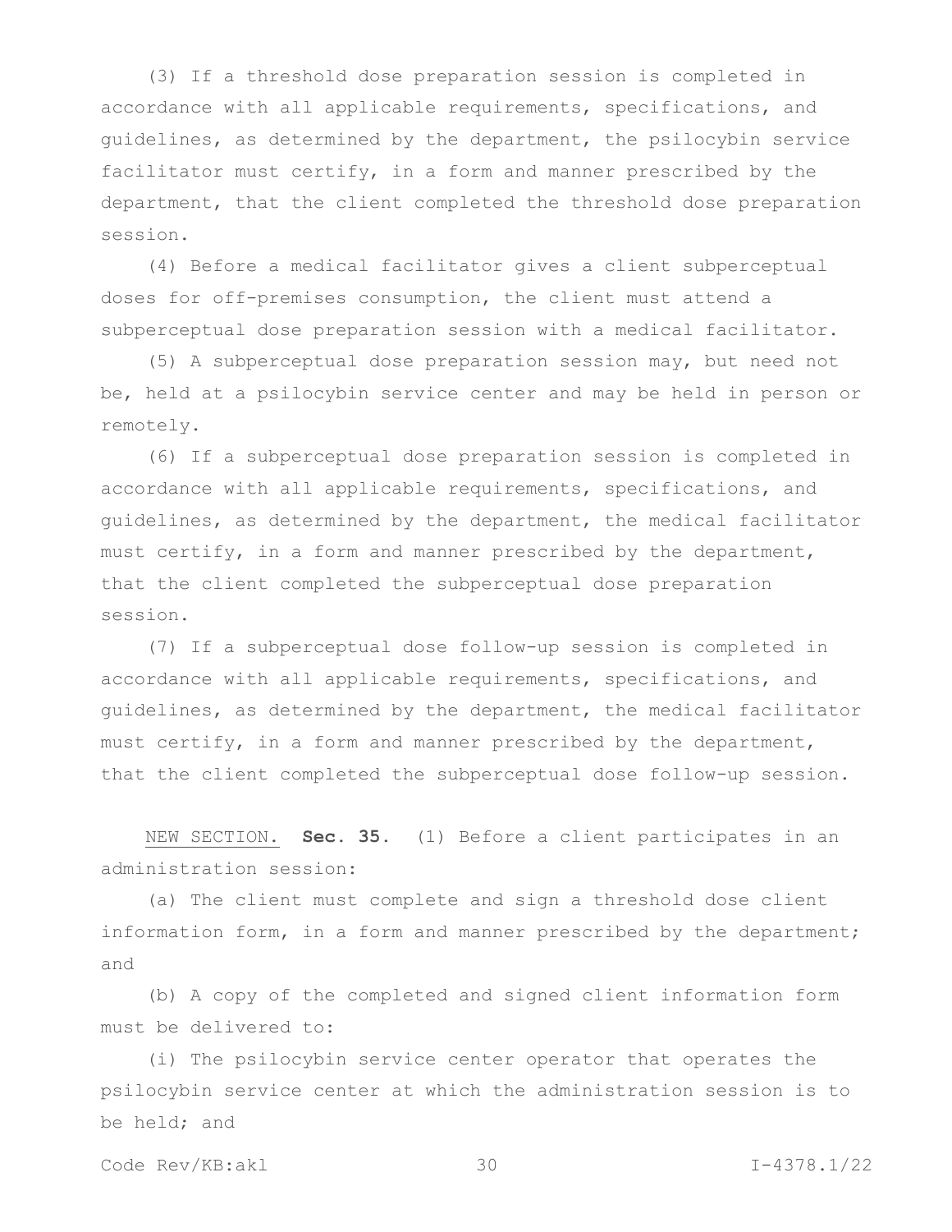(3) If a threshold dose preparation session is completed in accordance with all applicable requirements, specifications, and guidelines, as determined by the department, the psilocybin service facilitator must certify, in a form and manner prescribed by the department, that the client completed the threshold dose preparation session.

(4) Before a medical facilitator gives a client subperceptual doses for off-premises consumption, the client must attend a subperceptual dose preparation session with a medical facilitator.

(5) A subperceptual dose preparation session may, but need not be, held at a psilocybin service center and may be held in person or remotely.

(6) If a subperceptual dose preparation session is completed in accordance with all applicable requirements, specifications, and guidelines, as determined by the department, the medical facilitator must certify, in a form and manner prescribed by the department, that the client completed the subperceptual dose preparation session.

(7) If a subperceptual dose follow-up session is completed in accordance with all applicable requirements, specifications, and guidelines, as determined by the department, the medical facilitator must certify, in a form and manner prescribed by the department, that the client completed the subperceptual dose follow-up session.

NEW SECTION. **Sec. 35.** (1) Before a client participates in an administration session:

(a) The client must complete and sign a threshold dose client information form, in a form and manner prescribed by the department; and

(b) A copy of the completed and signed client information form must be delivered to:

(i) The psilocybin service center operator that operates the psilocybin service center at which the administration session is to be held; and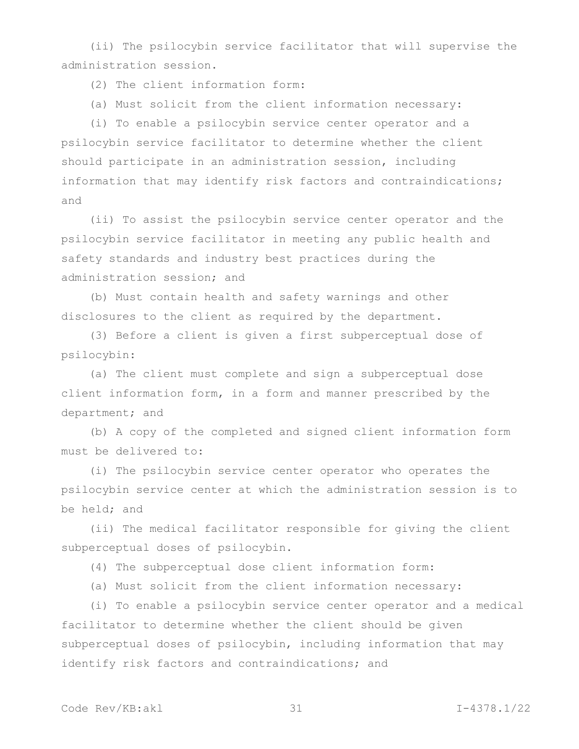(ii) The psilocybin service facilitator that will supervise the administration session.

(2) The client information form:

(a) Must solicit from the client information necessary:

(i) To enable a psilocybin service center operator and a psilocybin service facilitator to determine whether the client should participate in an administration session, including information that may identify risk factors and contraindications; and

(ii) To assist the psilocybin service center operator and the psilocybin service facilitator in meeting any public health and safety standards and industry best practices during the administration session; and

(b) Must contain health and safety warnings and other disclosures to the client as required by the department.

(3) Before a client is given a first subperceptual dose of psilocybin:

(a) The client must complete and sign a subperceptual dose client information form, in a form and manner prescribed by the department; and

(b) A copy of the completed and signed client information form must be delivered to:

(i) The psilocybin service center operator who operates the psilocybin service center at which the administration session is to be held; and

(ii) The medical facilitator responsible for giving the client subperceptual doses of psilocybin.

(4) The subperceptual dose client information form:

(a) Must solicit from the client information necessary:

(i) To enable a psilocybin service center operator and a medical facilitator to determine whether the client should be given subperceptual doses of psilocybin, including information that may identify risk factors and contraindications; and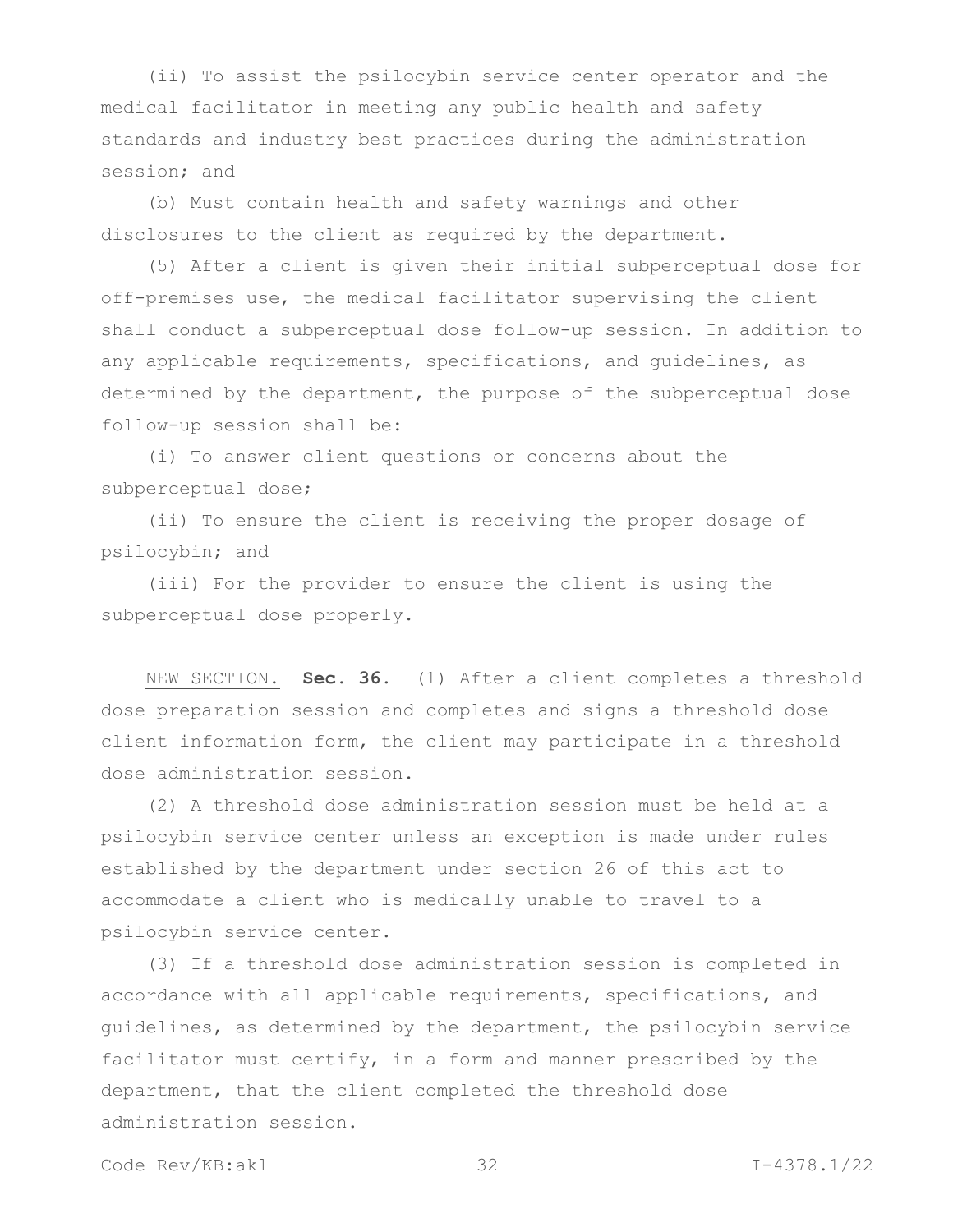(ii) To assist the psilocybin service center operator and the medical facilitator in meeting any public health and safety standards and industry best practices during the administration session; and

(b) Must contain health and safety warnings and other disclosures to the client as required by the department.

(5) After a client is given their initial subperceptual dose for off-premises use, the medical facilitator supervising the client shall conduct a subperceptual dose follow-up session. In addition to any applicable requirements, specifications, and guidelines, as determined by the department, the purpose of the subperceptual dose follow-up session shall be:

(i) To answer client questions or concerns about the subperceptual dose;

(ii) To ensure the client is receiving the proper dosage of psilocybin; and

(iii) For the provider to ensure the client is using the subperceptual dose properly.

NEW SECTION. **Sec. 36.** (1) After a client completes a threshold dose preparation session and completes and signs a threshold dose client information form, the client may participate in a threshold dose administration session.

(2) A threshold dose administration session must be held at a psilocybin service center unless an exception is made under rules established by the department under section 26 of this act to accommodate a client who is medically unable to travel to a psilocybin service center.

(3) If a threshold dose administration session is completed in accordance with all applicable requirements, specifications, and guidelines, as determined by the department, the psilocybin service facilitator must certify, in a form and manner prescribed by the department, that the client completed the threshold dose administration session.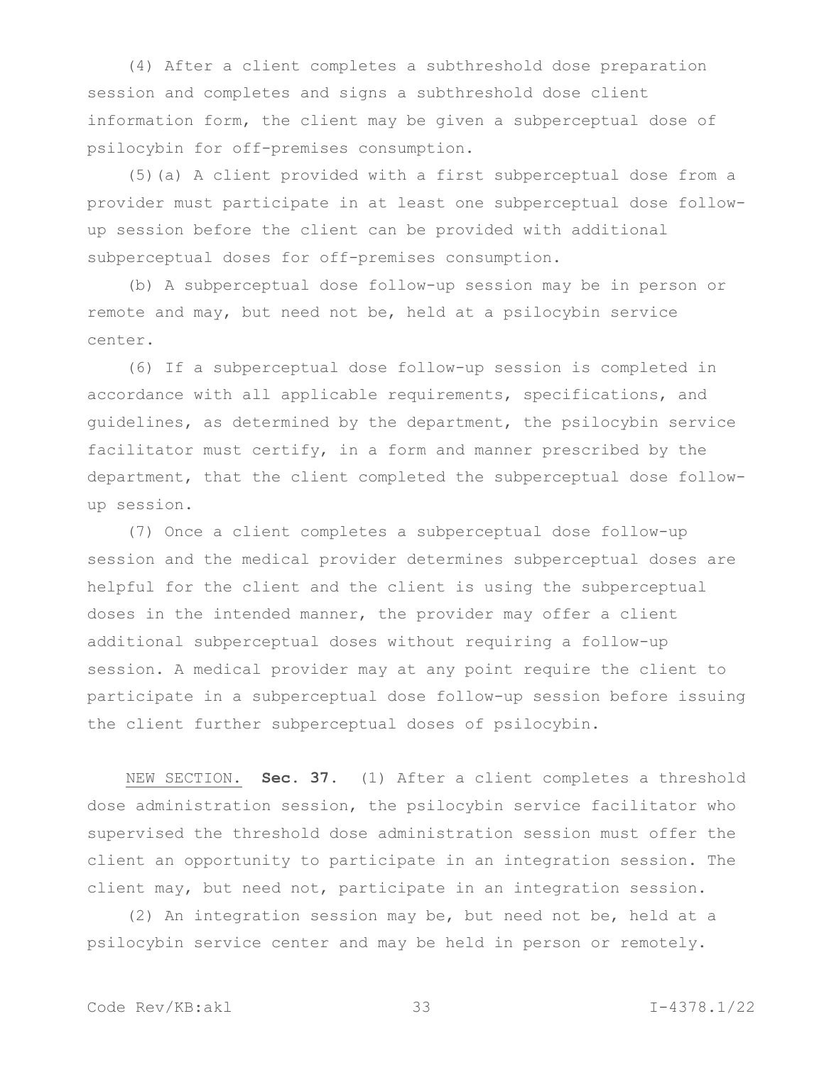(4) After a client completes a subthreshold dose preparation session and completes and signs a subthreshold dose client information form, the client may be given a subperceptual dose of psilocybin for off-premises consumption.

(5)(a) A client provided with a first subperceptual dose from a provider must participate in at least one subperceptual dose follow-up session before the client can be provided with additional subperceptual doses for off-premises consumption.

(b) A subperceptual dose follow-up session may be in person or remote and may, but need not be, held at a psilocybin service center.

(6) If a subperceptual dose follow-up session is completed in accordance with all applicable requirements, specifications, and guidelines, as determined by the department, the psilocybin service facilitator must certify, in a form and manner prescribed by the department, that the client completed the subperceptual dose follow-up session.

(7) Once a client completes a subperceptual dose follow-up session and the medical provider determines subperceptual doses are helpful for the client and the client is using the subperceptual doses in the intended manner, the provider may offer a client additional subperceptual doses without requiring a follow-up session. A medical provider may at any point require the client to participate in a subperceptual dose follow-up session before issuing the client further subperceptual doses of psilocybin.

NEW SECTION. **Sec. 37.** (1) After a client completes a threshold dose administration session, the psilocybin service facilitator who supervised the threshold dose administration session must offer the client an opportunity to participate in an integration session. The client may, but need not, participate in an integration session.

(2) An integration session may be, but need not be, held at a psilocybin service center and may be held in person or remotely.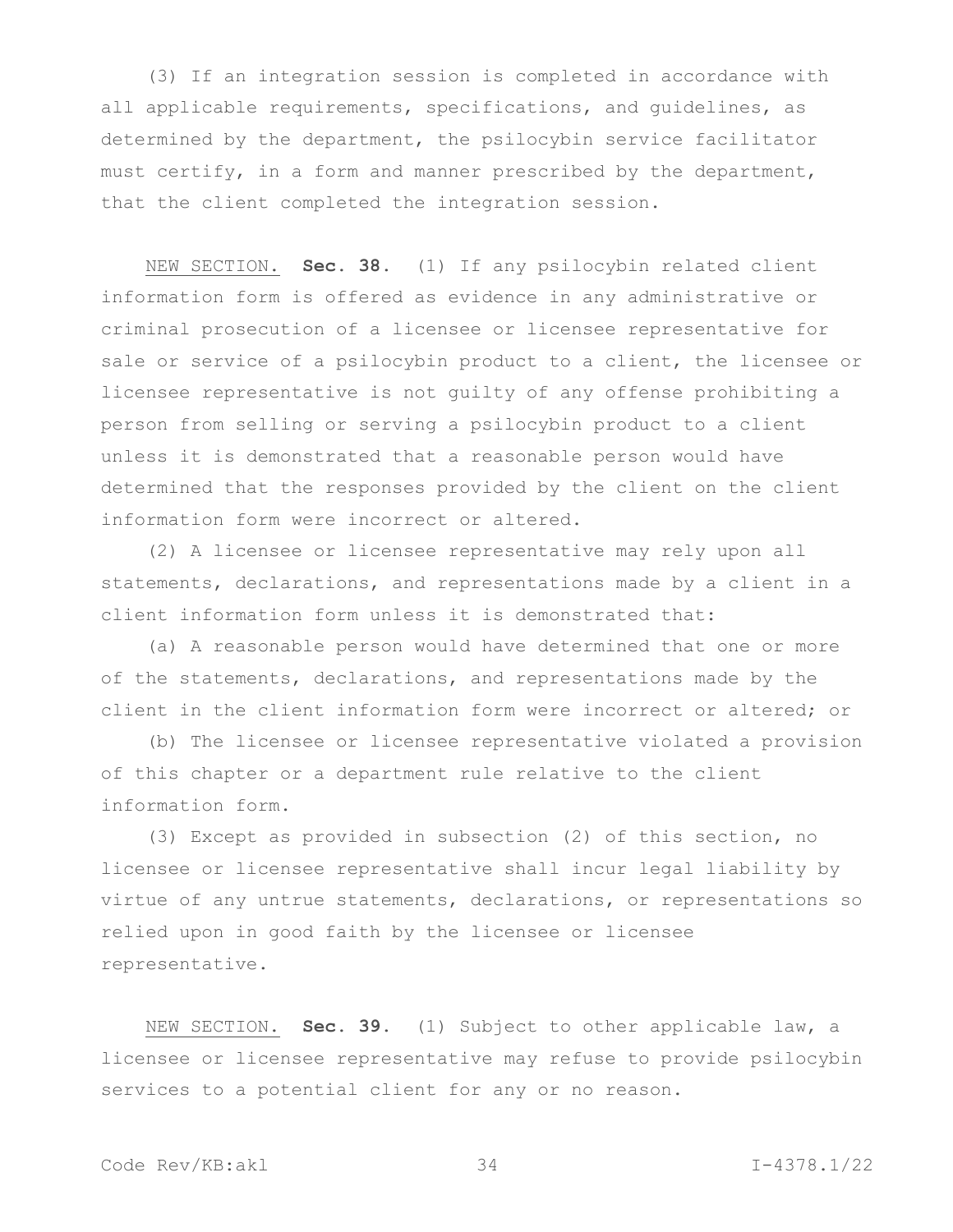(3) If an integration session is completed in accordance with all applicable requirements, specifications, and guidelines, as determined by the department, the psilocybin service facilitator must certify, in a form and manner prescribed by the department, that the client completed the integration session.

NEW SECTION. **Sec. 38.** (1) If any psilocybin related client information form is offered as evidence in any administrative or criminal prosecution of a licensee or licensee representative for sale or service of a psilocybin product to a client, the licensee or licensee representative is not guilty of any offense prohibiting a person from selling or serving a psilocybin product to a client unless it is demonstrated that a reasonable person would have determined that the responses provided by the client on the client information form were incorrect or altered.

(2) A licensee or licensee representative may rely upon all statements, declarations, and representations made by a client in a client information form unless it is demonstrated that:

(a) A reasonable person would have determined that one or more of the statements, declarations, and representations made by the client in the client information form were incorrect or altered; or

(b) The licensee or licensee representative violated a provision of this chapter or a department rule relative to the client information form.

(3) Except as provided in subsection (2) of this section, no licensee or licensee representative shall incur legal liability by virtue of any untrue statements, declarations, or representations so relied upon in good faith by the licensee or licensee representative.

NEW SECTION. **Sec. 39.** (1) Subject to other applicable law, a licensee or licensee representative may refuse to provide psilocybin services to a potential client for any or no reason.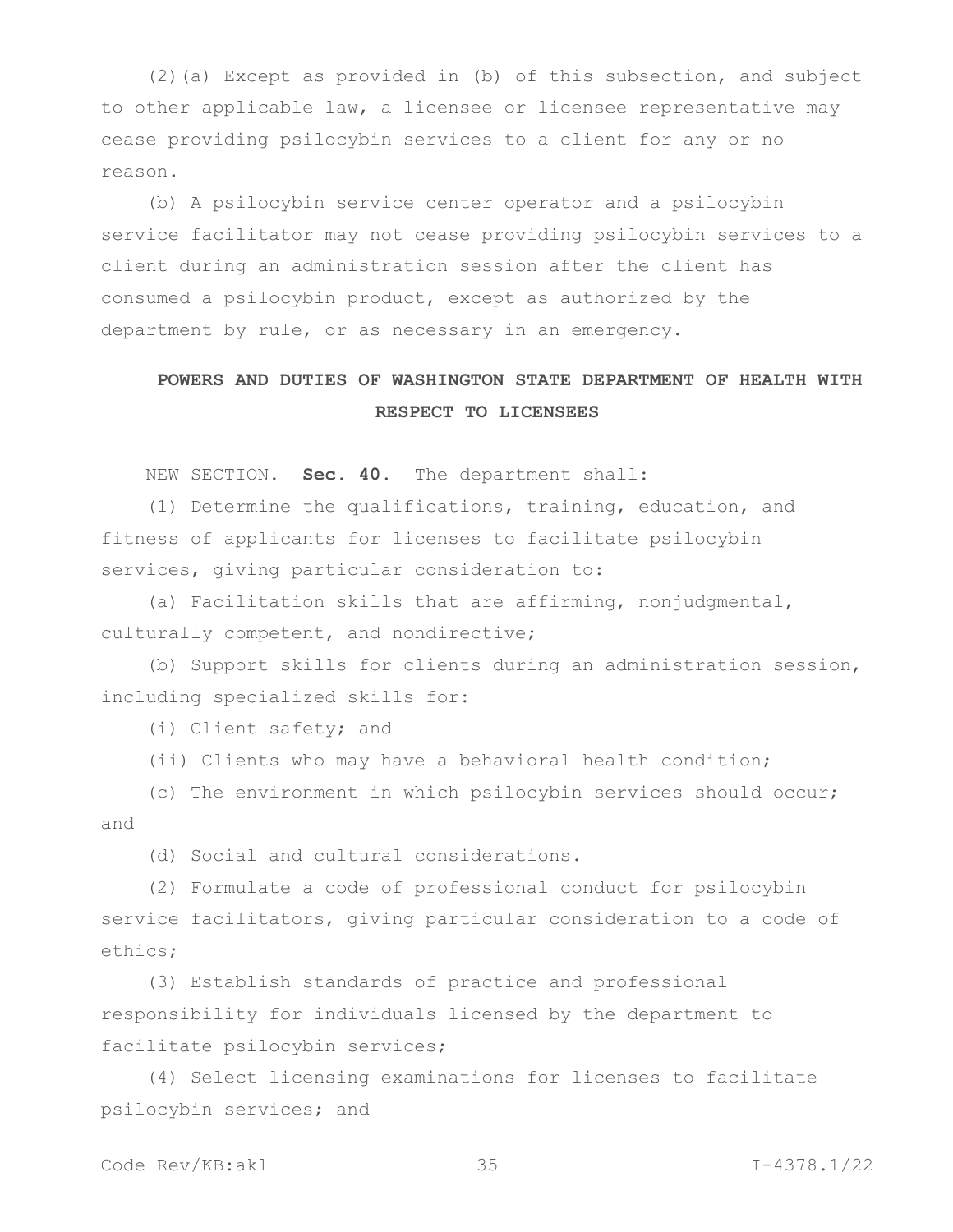(2)(a) Except as provided in (b) of this subsection, and subject to other applicable law, a licensee or licensee representative may cease providing psilocybin services to a client for any or no reason.

(b) A psilocybin service center operator and a psilocybin service facilitator may not cease providing psilocybin services to a client during an administration session after the client has consumed a psilocybin product, except as authorized by the department by rule, or as necessary in an emergency.

## POWERS AND DUTIES OF WASHINGTON STATE DEPARTMENT OF HEALTH WITH RESPECT TO LICENSEES

NEW SECTION. **Sec. 40.** The department shall:

(1) Determine the qualifications, training, education, and fitness of applicants for licenses to facilitate psilocybin services, giving particular consideration to:

(a) Facilitation skills that are affirming, nonjudgmental, culturally competent, and nondirective;

(b) Support skills for clients during an administration session, including specialized skills for:

(i) Client safety; and

(ii) Clients who may have a behavioral health condition;

(c) The environment in which psilocybin services should occur; and

(d) Social and cultural considerations.

(2) Formulate a code of professional conduct for psilocybin service facilitators, giving particular consideration to a code of ethics;

(3) Establish standards of practice and professional responsibility for individuals licensed by the department to facilitate psilocybin services;

(4) Select licensing examinations for licenses to facilitate psilocybin services; and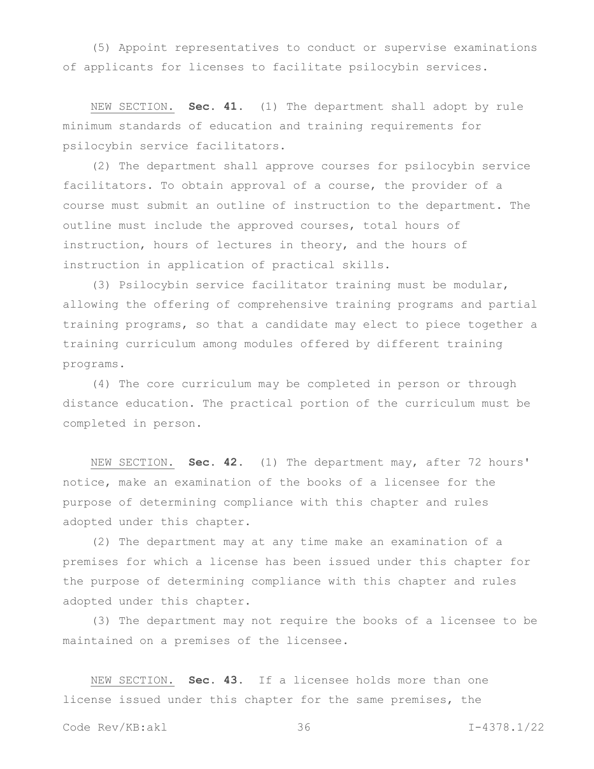(5) Appoint representatives to conduct or supervise examinations of applicants for licenses to facilitate psilocybin services.

NEW SECTION. **Sec. 41.** (1) The department shall adopt by rule minimum standards of education and training requirements for psilocybin service facilitators.

(2) The department shall approve courses for psilocybin service facilitators. To obtain approval of a course, the provider of a course must submit an outline of instruction to the department. The outline must include the approved courses, total hours of instruction, hours of lectures in theory, and the hours of instruction in application of practical skills.

(3) Psilocybin service facilitator training must be modular, allowing the offering of comprehensive training programs and partial training programs, so that a candidate may elect to piece together a training curriculum among modules offered by different training programs.

(4) The core curriculum may be completed in person or through distance education. The practical portion of the curriculum must be completed in person.

NEW SECTION. **Sec. 42.** (1) The department may, after 72 hours' notice, make an examination of the books of a licensee for the purpose of determining compliance with this chapter and rules adopted under this chapter.

(2) The department may at any time make an examination of a premises for which a license has been issued under this chapter for the purpose of determining compliance with this chapter and rules adopted under this chapter.

(3) The department may not require the books of a licensee to be maintained on a premises of the licensee.

NEW SECTION. **Sec. 43.** If a licensee holds more than one license issued under this chapter for the same premises, the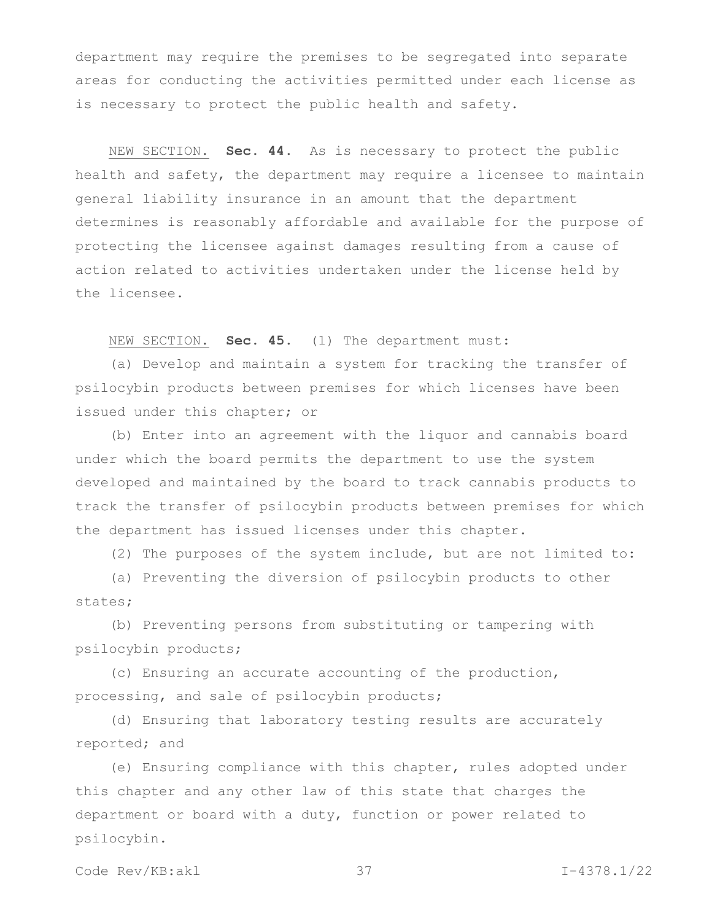department may require the premises to be segregated into separate areas for conducting the activities permitted under each license as is necessary to protect the public health and safety.

NEW SECTION. **Sec. 44.** As is necessary to protect the public health and safety, the department may require a licensee to maintain general liability insurance in an amount that the department determines is reasonably affordable and available for the purpose of protecting the licensee against damages resulting from a cause of action related to activities undertaken under the license held by the licensee.

NEW SECTION. **Sec. 45.** (1) The department must:

(a) Develop and maintain a system for tracking the transfer of psilocybin products between premises for which licenses have been issued under this chapter; or

(b) Enter into an agreement with the liquor and cannabis board under which the board permits the department to use the system developed and maintained by the board to track cannabis products to track the transfer of psilocybin products between premises for which the department has issued licenses under this chapter.

(2) The purposes of the system include, but are not limited to:

(a) Preventing the diversion of psilocybin products to other states;

(b) Preventing persons from substituting or tampering with psilocybin products;

(c) Ensuring an accurate accounting of the production, processing, and sale of psilocybin products;

(d) Ensuring that laboratory testing results are accurately reported; and

(e) Ensuring compliance with this chapter, rules adopted under this chapter and any other law of this state that charges the department or board with a duty, function or power related to psilocybin.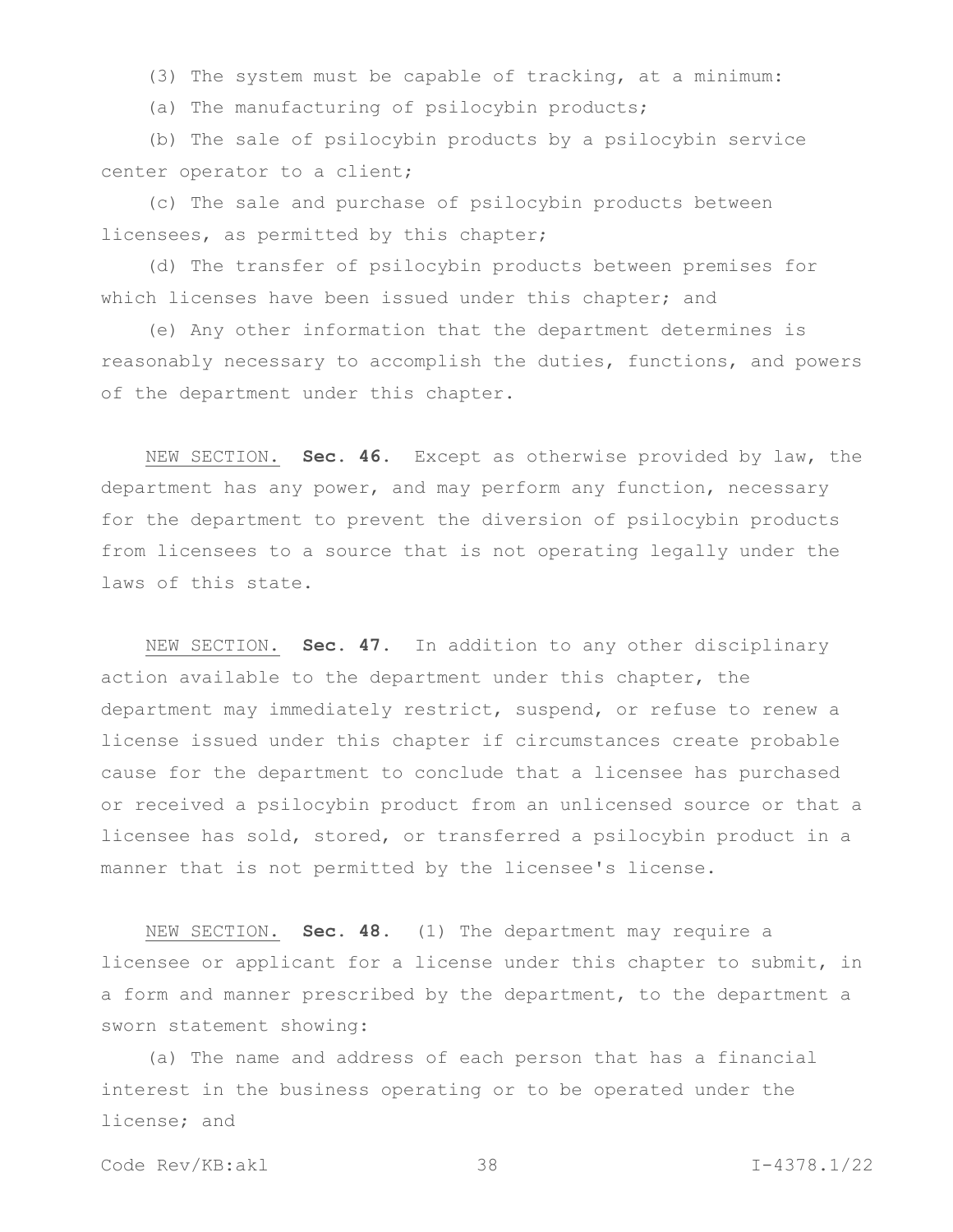(3) The system must be capable of tracking, at a minimum:

(a) The manufacturing of psilocybin products;

(b) The sale of psilocybin products by a psilocybin service center operator to a client;

(c) The sale and purchase of psilocybin products between licensees, as permitted by this chapter;

(d) The transfer of psilocybin products between premises for which licenses have been issued under this chapter; and

(e) Any other information that the department determines is reasonably necessary to accomplish the duties, functions, and powers of the department under this chapter.

NEW SECTION. **Sec. 46.** Except as otherwise provided by law, the department has any power, and may perform any function, necessary for the department to prevent the diversion of psilocybin products from licensees to a source that is not operating legally under the laws of this state.

NEW SECTION. **Sec. 47.** In addition to any other disciplinary action available to the department under this chapter, the department may immediately restrict, suspend, or refuse to renew a license issued under this chapter if circumstances create probable cause for the department to conclude that a licensee has purchased or received a psilocybin product from an unlicensed source or that a licensee has sold, stored, or transferred a psilocybin product in a manner that is not permitted by the licensee's license.

NEW SECTION. **Sec. 48.** (1) The department may require a licensee or applicant for a license under this chapter to submit, in a form and manner prescribed by the department, to the department a sworn statement showing:

(a) The name and address of each person that has a financial interest in the business operating or to be operated under the license; and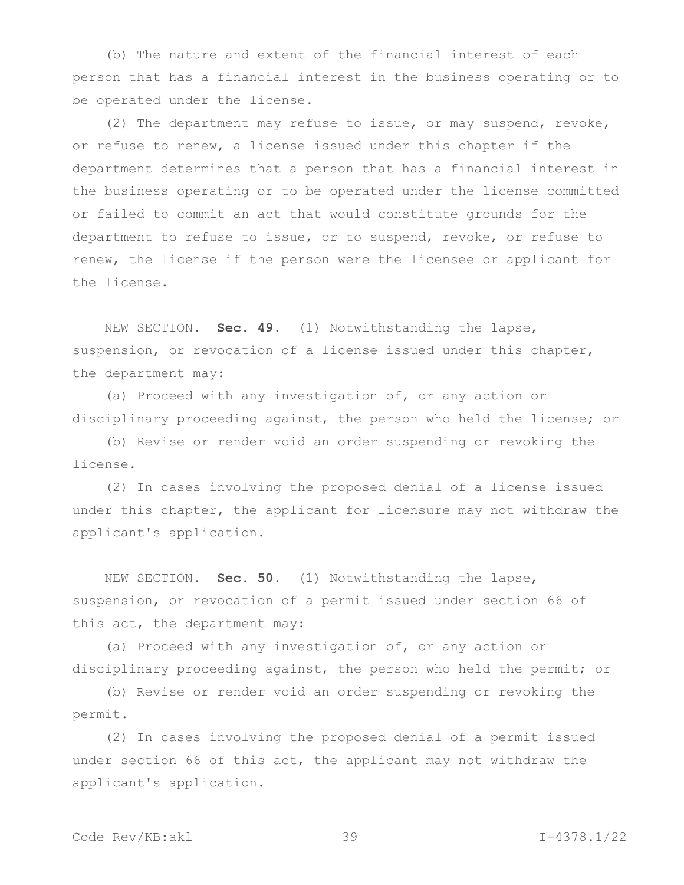(b) The nature and extent of the financial interest of each person that has a financial interest in the business operating or to be operated under the license.

(2) The department may refuse to issue, or may suspend, revoke, or refuse to renew, a license issued under this chapter if the department determines that a person that has a financial interest in the business operating or to be operated under the license committed or failed to commit an act that would constitute grounds for the department to refuse to issue, or to suspend, revoke, or refuse to renew, the license if the person were the licensee or applicant for the license.

NEW SECTION. **Sec. 49.** (1) Notwithstanding the lapse, suspension, or revocation of a license issued under this chapter, the department may:

(a) Proceed with any investigation of, or any action or disciplinary proceeding against, the person who held the license; or

(b) Revise or render void an order suspending or revoking the license.

(2) In cases involving the proposed denial of a license issued under this chapter, the applicant for licensure may not withdraw the applicant's application.

NEW SECTION. **Sec. 50.** (1) Notwithstanding the lapse, suspension, or revocation of a permit issued under section 66 of this act, the department may:

(a) Proceed with any investigation of, or any action or disciplinary proceeding against, the person who held the permit; or

(b) Revise or render void an order suspending or revoking the permit.

(2) In cases involving the proposed denial of a permit issued under section 66 of this act, the applicant may not withdraw the applicant's application.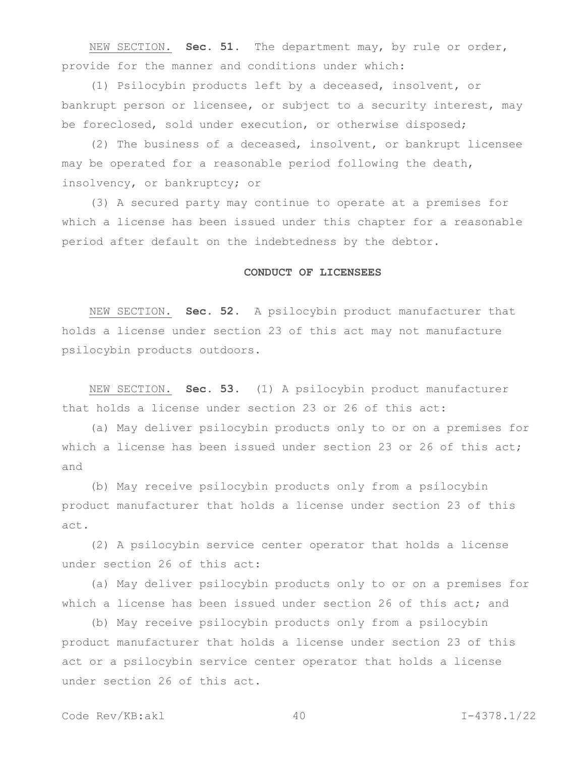NEW SECTION. **Sec. 51.** The department may, by rule or order, provide for the manner and conditions under which:

(1) Psilocybin products left by a deceased, insolvent, or bankrupt person or licensee, or subject to a security interest, may be foreclosed, sold under execution, or otherwise disposed;

(2) The business of a deceased, insolvent, or bankrupt licensee may be operated for a reasonable period following the death, insolvency, or bankruptcy; or

(3) A secured party may continue to operate at a premises for which a license has been issued under this chapter for a reasonable period after default on the indebtedness by the debtor.

**CONDUCT OF LICENSEES**

NEW SECTION. **Sec. 52.** A psilocybin product manufacturer that holds a license under section 23 of this act may not manufacture psilocybin products outdoors.

NEW SECTION. **Sec. 53.** (1) A psilocybin product manufacturer that holds a license under section 23 or 26 of this act:

(a) May deliver psilocybin products only to or on a premises for which a license has been issued under section 23 or 26 of this act; and

(b) May receive psilocybin products only from a psilocybin product manufacturer that holds a license under section 23 of this act.

(2) A psilocybin service center operator that holds a license under section 26 of this act:

(a) May deliver psilocybin products only to or on a premises for which a license has been issued under section 26 of this act; and

(b) May receive psilocybin products only from a psilocybin product manufacturer that holds a license under section 23 of this act or a psilocybin service center operator that holds a license under section 26 of this act.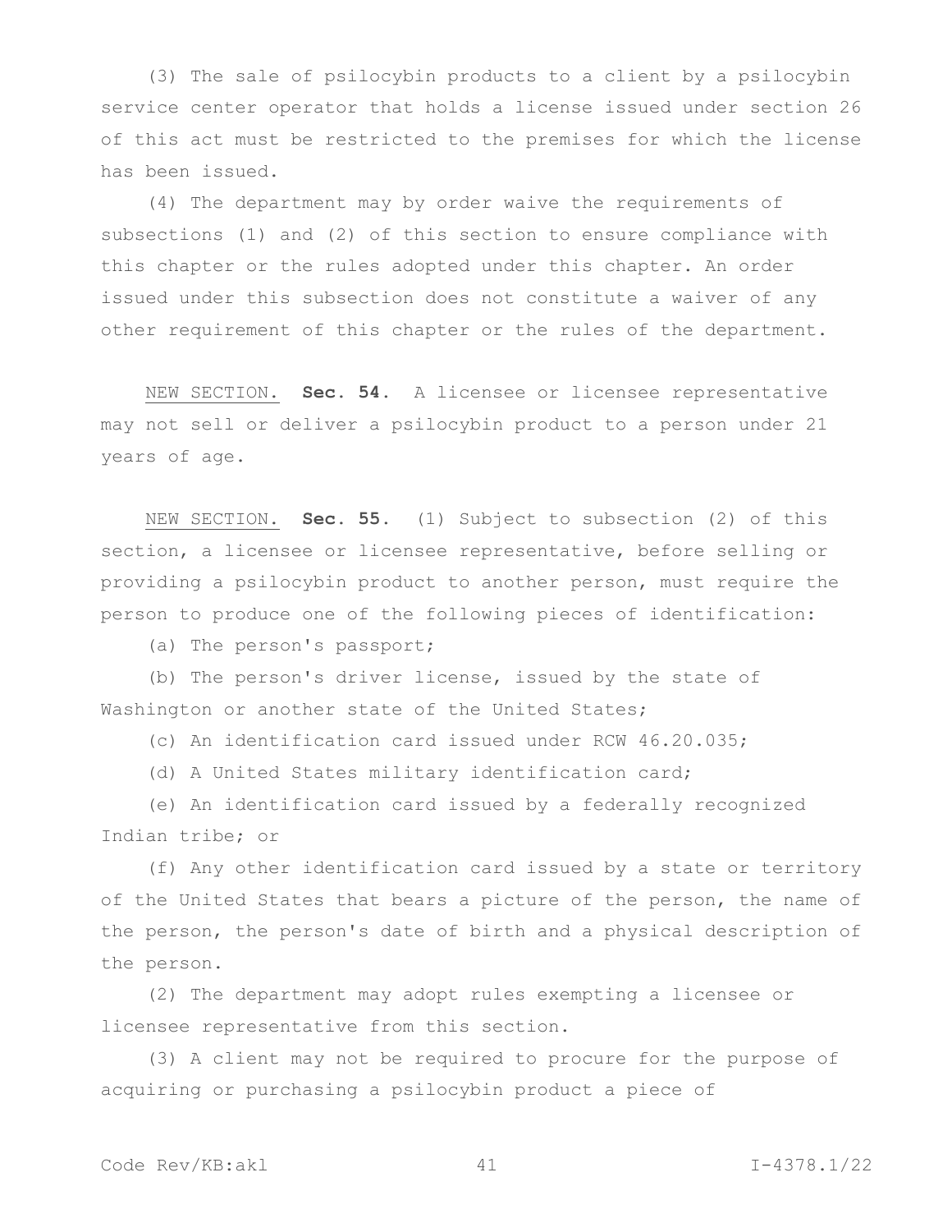(3) The sale of psilocybin products to a client by a psilocybin service center operator that holds a license issued under section 26 of this act must be restricted to the premises for which the license has been issued.

(4) The department may by order waive the requirements of subsections (1) and (2) of this section to ensure compliance with this chapter or the rules adopted under this chapter. An order issued under this subsection does not constitute a waiver of any other requirement of this chapter or the rules of the department.

NEW SECTION. **Sec. 54.** A licensee or licensee representative may not sell or deliver a psilocybin product to a person under 21 years of age.

NEW SECTION. **Sec. 55.** (1) Subject to subsection (2) of this section, a licensee or licensee representative, before selling or providing a psilocybin product to another person, must require the person to produce one of the following pieces of identification:

(a) The person's passport;

(b) The person's driver license, issued by the state of Washington or another state of the United States;

(c) An identification card issued under RCW 46.20.035;

(d) A United States military identification card;

(e) An identification card issued by a federally recognized Indian tribe; or

(f) Any other identification card issued by a state or territory of the United States that bears a picture of the person, the name of the person, the person's date of birth and a physical description of the person.

(2) The department may adopt rules exempting a licensee or licensee representative from this section.

(3) A client may not be required to procure for the purpose of acquiring or purchasing a psilocybin product a piece of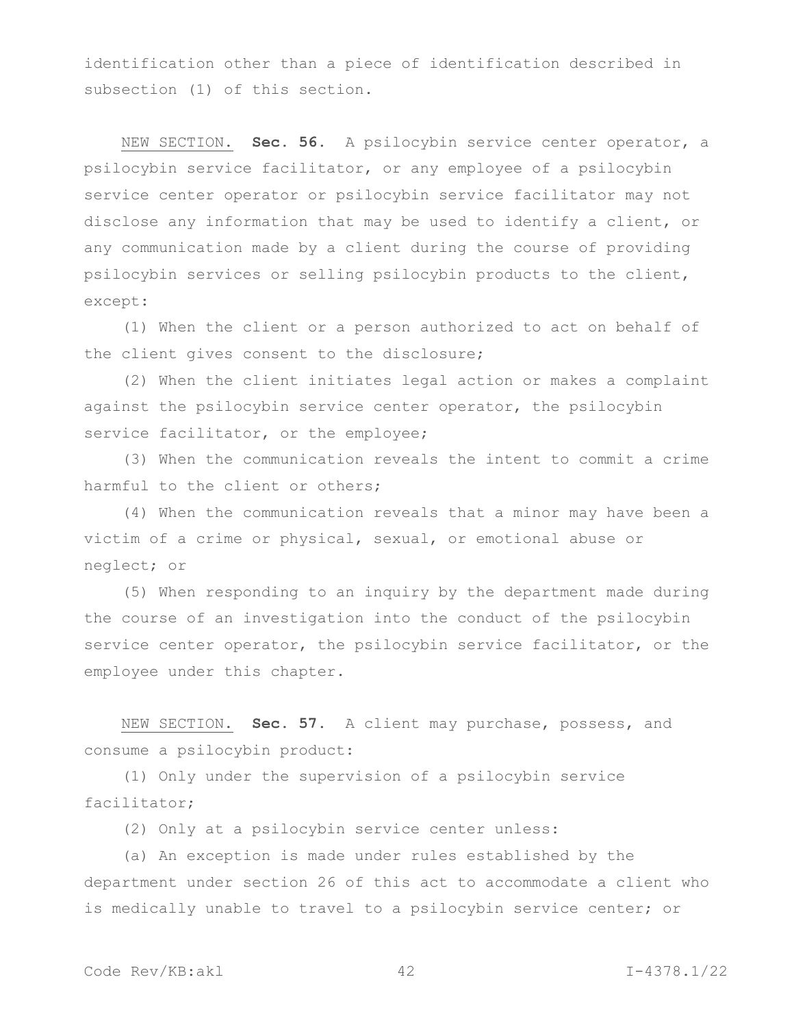identification other than a piece of identification described in subsection (1) of this section.

NEW SECTION. **Sec. 56.** A psilocybin service center operator, a psilocybin service facilitator, or any employee of a psilocybin service center operator or psilocybin service facilitator may not disclose any information that may be used to identify a client, or any communication made by a client during the course of providing psilocybin services or selling psilocybin products to the client, except:

(1) When the client or a person authorized to act on behalf of the client gives consent to the disclosure;

(2) When the client initiates legal action or makes a complaint against the psilocybin service center operator, the psilocybin service facilitator, or the employee;

(3) When the communication reveals the intent to commit a crime harmful to the client or others;

(4) When the communication reveals that a minor may have been a victim of a crime or physical, sexual, or emotional abuse or neglect; or

(5) When responding to an inquiry by the department made during the course of an investigation into the conduct of the psilocybin service center operator, the psilocybin service facilitator, or the employee under this chapter.

NEW SECTION. **Sec. 57.** A client may purchase, possess, and consume a psilocybin product:

(1) Only under the supervision of a psilocybin service facilitator;

(2) Only at a psilocybin service center unless:

(a) An exception is made under rules established by the department under section 26 of this act to accommodate a client who is medically unable to travel to a psilocybin service center; or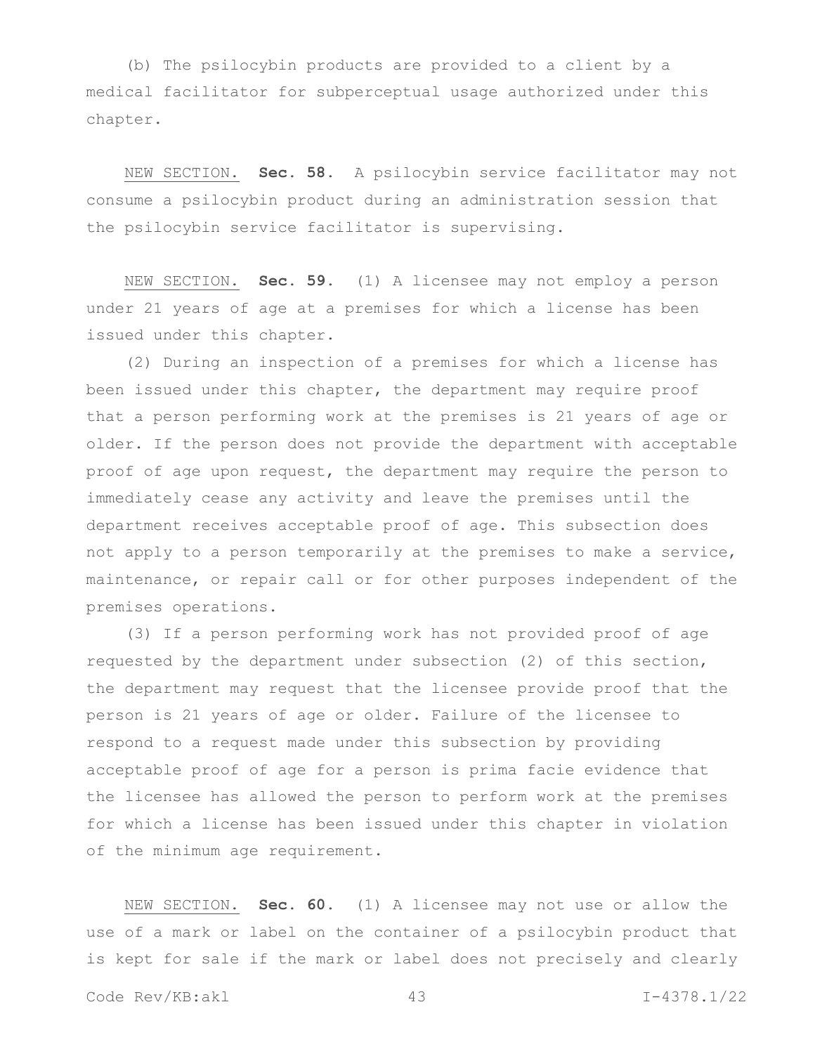(b) The psilocybin products are provided to a client by a medical facilitator for subperceptual usage authorized under this chapter.

NEW SECTION. **Sec. 58.** A psilocybin service facilitator may not consume a psilocybin product during an administration session that the psilocybin service facilitator is supervising.

NEW SECTION. **Sec. 59.** (1) A licensee may not employ a person under 21 years of age at a premises for which a license has been issued under this chapter.

(2) During an inspection of a premises for which a license has been issued under this chapter, the department may require proof that a person performing work at the premises is 21 years of age or older. If the person does not provide the department with acceptable proof of age upon request, the department may require the person to immediately cease any activity and leave the premises until the department receives acceptable proof of age. This subsection does not apply to a person temporarily at the premises to make a service, maintenance, or repair call or for other purposes independent of the premises operations.

(3) If a person performing work has not provided proof of age requested by the department under subsection (2) of this section, the department may request that the licensee provide proof that the person is 21 years of age or older. Failure of the licensee to respond to a request made under this subsection by providing acceptable proof of age for a person is prima facie evidence that the licensee has allowed the person to perform work at the premises for which a license has been issued under this chapter in violation of the minimum age requirement.

NEW SECTION. **Sec. 60.** (1) A licensee may not use or allow the use of a mark or label on the container of a psilocybin product that is kept for sale if the mark or label does not precisely and clearly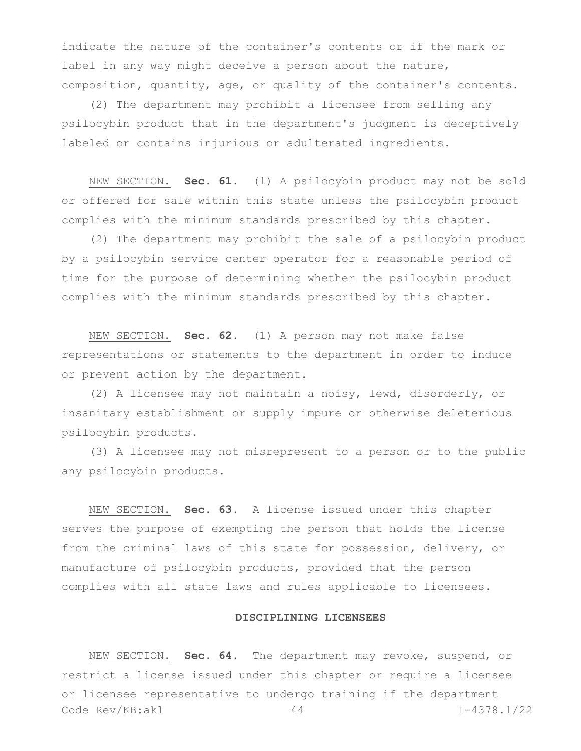indicate the nature of the container's contents or if the mark or label in any way might deceive a person about the nature, composition, quantity, age, or quality of the container's contents.

(2) The department may prohibit a licensee from selling any psilocybin product that in the department's judgment is deceptively labeled or contains injurious or adulterated ingredients.

NEW SECTION. **Sec. 61.** (1) A psilocybin product may not be sold or offered for sale within this state unless the psilocybin product complies with the minimum standards prescribed by this chapter.

(2) The department may prohibit the sale of a psilocybin product by a psilocybin service center operator for a reasonable period of time for the purpose of determining whether the psilocybin product complies with the minimum standards prescribed by this chapter.

NEW SECTION. **Sec. 62.** (1) A person may not make false representations or statements to the department in order to induce or prevent action by the department.

(2) A licensee may not maintain a noisy, lewd, disorderly, or insanitary establishment or supply impure or otherwise deleterious psilocybin products.

(3) A licensee may not misrepresent to a person or to the public any psilocybin products.

NEW SECTION. **Sec. 63.** A license issued under this chapter serves the purpose of exempting the person that holds the license from the criminal laws of this state for possession, delivery, or manufacture of psilocybin products, provided that the person complies with all state laws and rules applicable to licensees.

## DISCIPLINING LICENSEES

NEW SECTION. **Sec. 64.** The department may revoke, suspend, or restrict a license issued under this chapter or require a licensee or licensee representative to undergo training if the department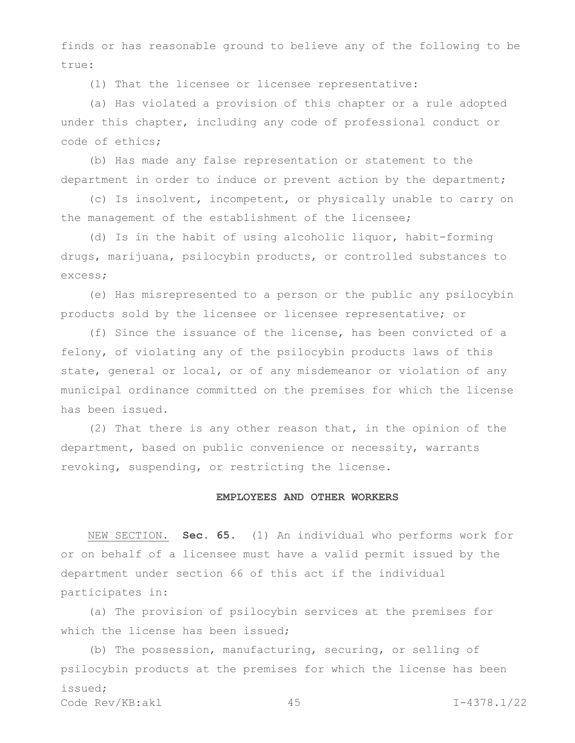finds or has reasonable ground to believe any of the following to be true:

(1) That the licensee or licensee representative:

(a) Has violated a provision of this chapter or a rule adopted under this chapter, including any code of professional conduct or code of ethics;

(b) Has made any false representation or statement to the department in order to induce or prevent action by the department;

(c) Is insolvent, incompetent, or physically unable to carry on the management of the establishment of the licensee;

(d) Is in the habit of using alcoholic liquor, habit-forming drugs, marijuana, psilocybin products, or controlled substances to excess;

(e) Has misrepresented to a person or the public any psilocybin products sold by the licensee or licensee representative; or

(f) Since the issuance of the license, has been convicted of a felony, of violating any of the psilocybin products laws of this state, general or local, or of any misdemeanor or violation of any municipal ordinance committed on the premises for which the license has been issued.

(2) That there is any other reason that, in the opinion of the department, based on public convenience or necessity, warrants revoking, suspending, or restricting the license.

### EMPLOYEES AND OTHER WORKERS

NEW SECTION. **Sec. 65.** (1) An individual who performs work for or on behalf of a licensee must have a valid permit issued by the department under section 66 of this act if the individual participates in:

(a) The provision of psilocybin services at the premises for which the license has been issued;

(b) The possession, manufacturing, securing, or selling of psilocybin products at the premises for which the license has been issued;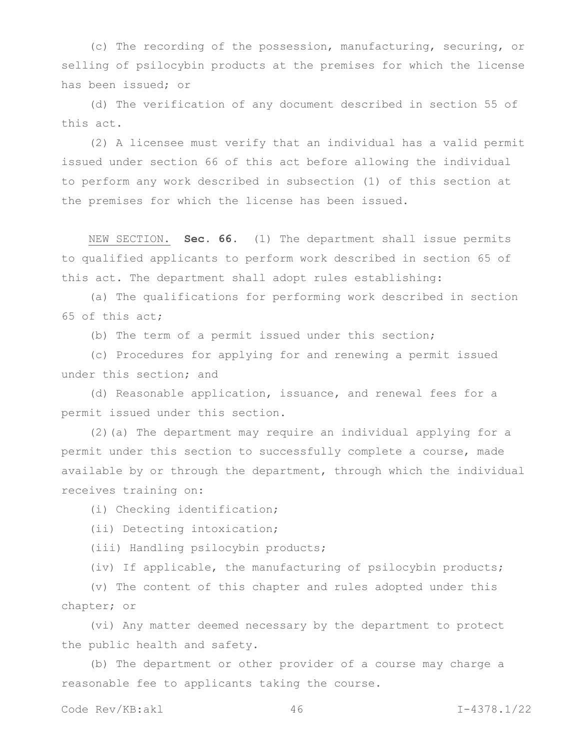(c) The recording of the possession, manufacturing, securing, or selling of psilocybin products at the premises for which the license has been issued; or

(d) The verification of any document described in section 55 of this act.

(2) A licensee must verify that an individual has a valid permit issued under section 66 of this act before allowing the individual to perform any work described in subsection (1) of this section at the premises for which the license has been issued.

NEW SECTION. **Sec. 66.** (1) The department shall issue permits to qualified applicants to perform work described in section 65 of this act. The department shall adopt rules establishing:

(a) The qualifications for performing work described in section 65 of this act;

(b) The term of a permit issued under this section;

(c) Procedures for applying for and renewing a permit issued under this section; and

(d) Reasonable application, issuance, and renewal fees for a permit issued under this section.

(2)(a) The department may require an individual applying for a permit under this section to successfully complete a course, made available by or through the department, through which the individual receives training on:

(i) Checking identification;

(ii) Detecting intoxication;

(iii) Handling psilocybin products;

(iv) If applicable, the manufacturing of psilocybin products;

(v) The content of this chapter and rules adopted under this chapter; or

(vi) Any matter deemed necessary by the department to protect the public health and safety.

(b) The department or other provider of a course may charge a reasonable fee to applicants taking the course.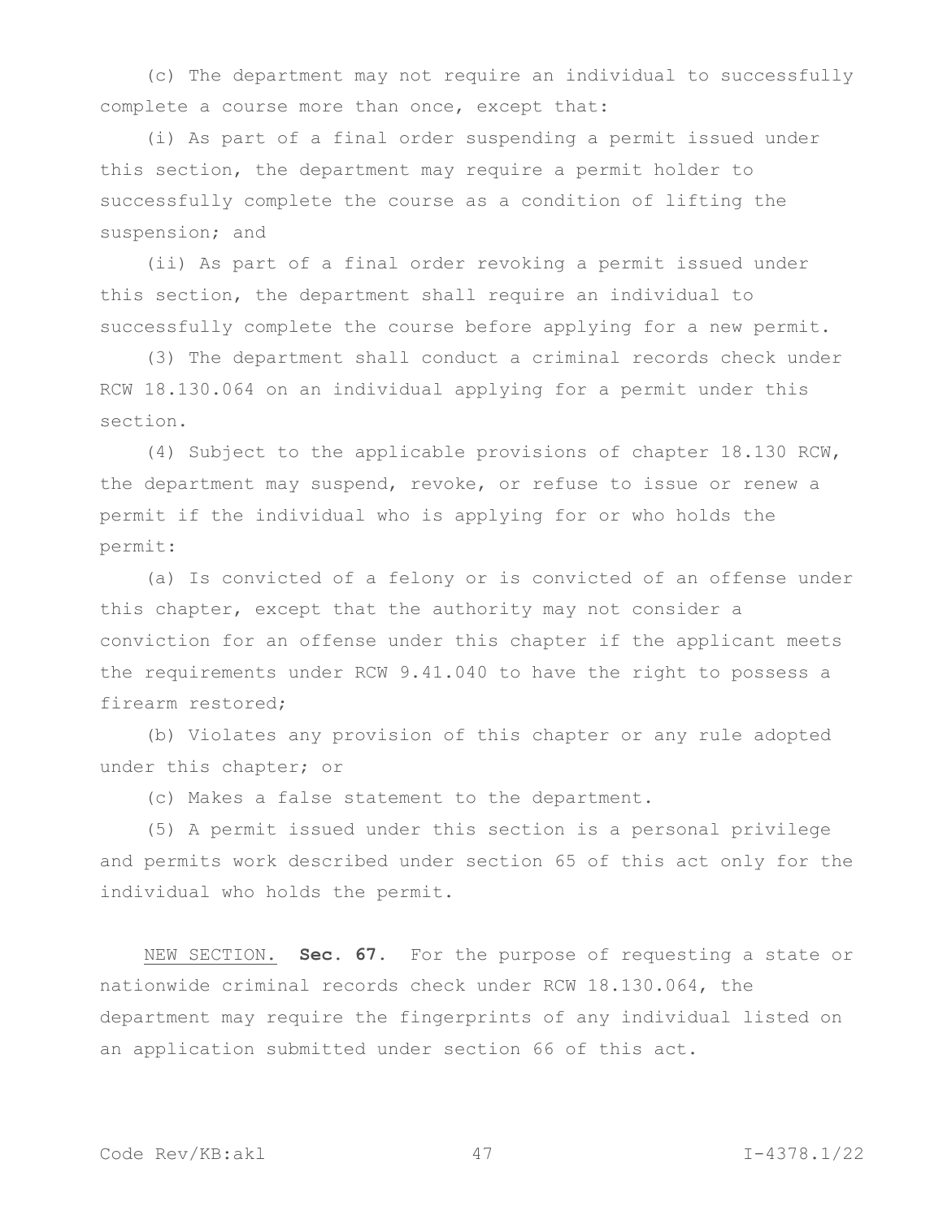(c) The department may not require an individual to successfully complete a course more than once, except that:

(i) As part of a final order suspending a permit issued under this section, the department may require a permit holder to successfully complete the course as a condition of lifting the suspension; and

(ii) As part of a final order revoking a permit issued under this section, the department shall require an individual to successfully complete the course before applying for a new permit.

(3) The department shall conduct a criminal records check under RCW 18.130.064 on an individual applying for a permit under this section.

(4) Subject to the applicable provisions of chapter 18.130 RCW, the department may suspend, revoke, or refuse to issue or renew a permit if the individual who is applying for or who holds the permit:

(a) Is convicted of a felony or is convicted of an offense under this chapter, except that the authority may not consider a conviction for an offense under this chapter if the applicant meets the requirements under RCW 9.41.040 to have the right to possess a firearm restored;

(b) Violates any provision of this chapter or any rule adopted under this chapter; or

(c) Makes a false statement to the department.

(5) A permit issued under this section is a personal privilege and permits work described under section 65 of this act only for the individual who holds the permit.

NEW SECTION. **Sec. 67.** For the purpose of requesting a state or nationwide criminal records check under RCW 18.130.064, the department may require the fingerprints of any individual listed on an application submitted under section 66 of this act.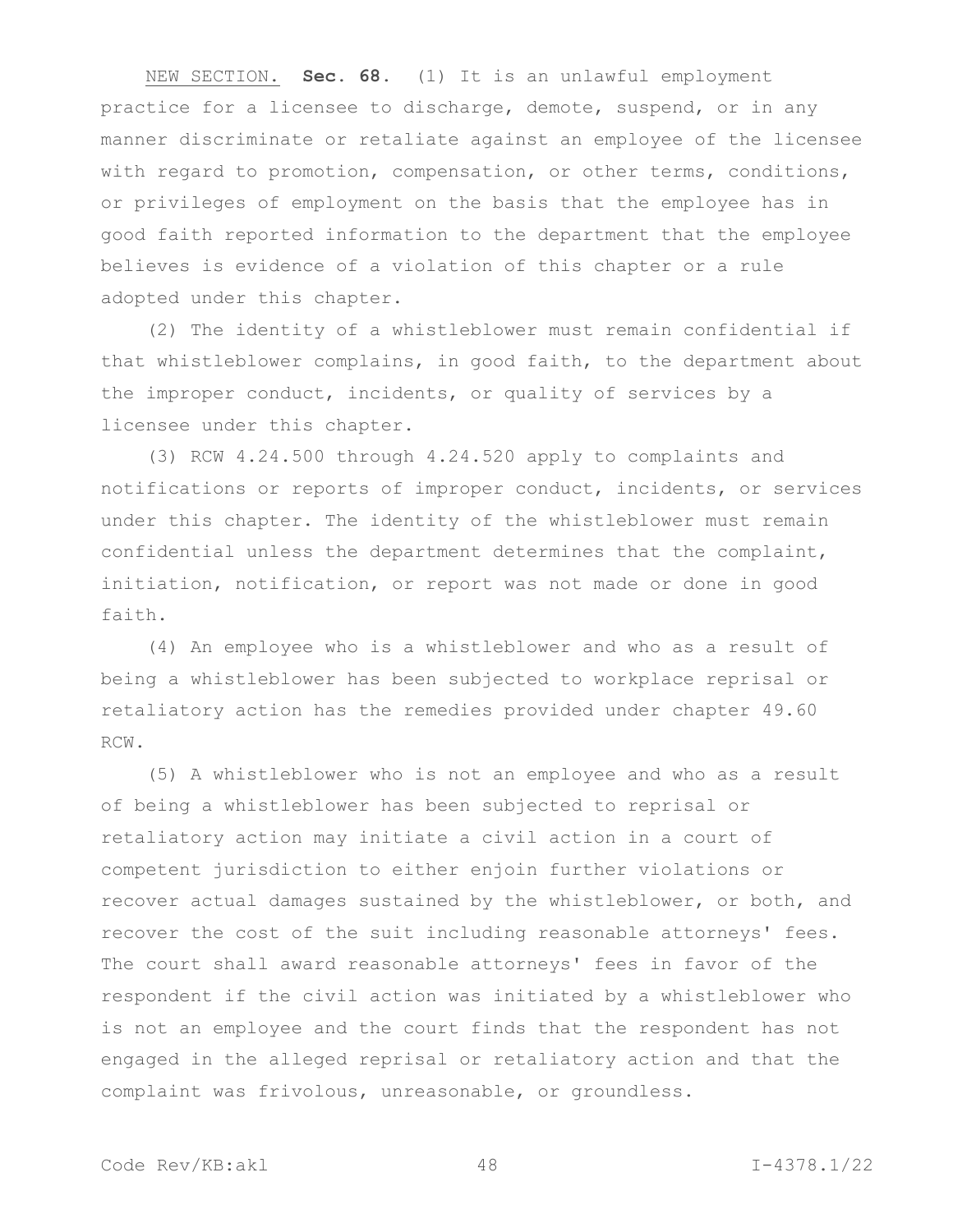NEW SECTION. **Sec. 68.** (1) It is an unlawful employment practice for a licensee to discharge, demote, suspend, or in any manner discriminate or retaliate against an employee of the licensee with regard to promotion, compensation, or other terms, conditions, or privileges of employment on the basis that the employee has in good faith reported information to the department that the employee believes is evidence of a violation of this chapter or a rule adopted under this chapter.

(2) The identity of a whistleblower must remain confidential if that whistleblower complains, in good faith, to the department about the improper conduct, incidents, or quality of services by a licensee under this chapter.

(3) RCW 4.24.500 through 4.24.520 apply to complaints and notifications or reports of improper conduct, incidents, or services under this chapter. The identity of the whistleblower must remain confidential unless the department determines that the complaint, initiation, notification, or report was not made or done in good faith.

(4) An employee who is a whistleblower and who as a result of being a whistleblower has been subjected to workplace reprisal or retaliatory action has the remedies provided under chapter 49.60 RCW.

(5) A whistleblower who is not an employee and who as a result of being a whistleblower has been subjected to reprisal or retaliatory action may initiate a civil action in a court of competent jurisdiction to either enjoin further violations or recover actual damages sustained by the whistleblower, or both, and recover the cost of the suit including reasonable attorneys' fees. The court shall award reasonable attorneys' fees in favor of the respondent if the civil action was initiated by a whistleblower who is not an employee and the court finds that the respondent has not engaged in the alleged reprisal or retaliatory action and that the complaint was frivolous, unreasonable, or groundless.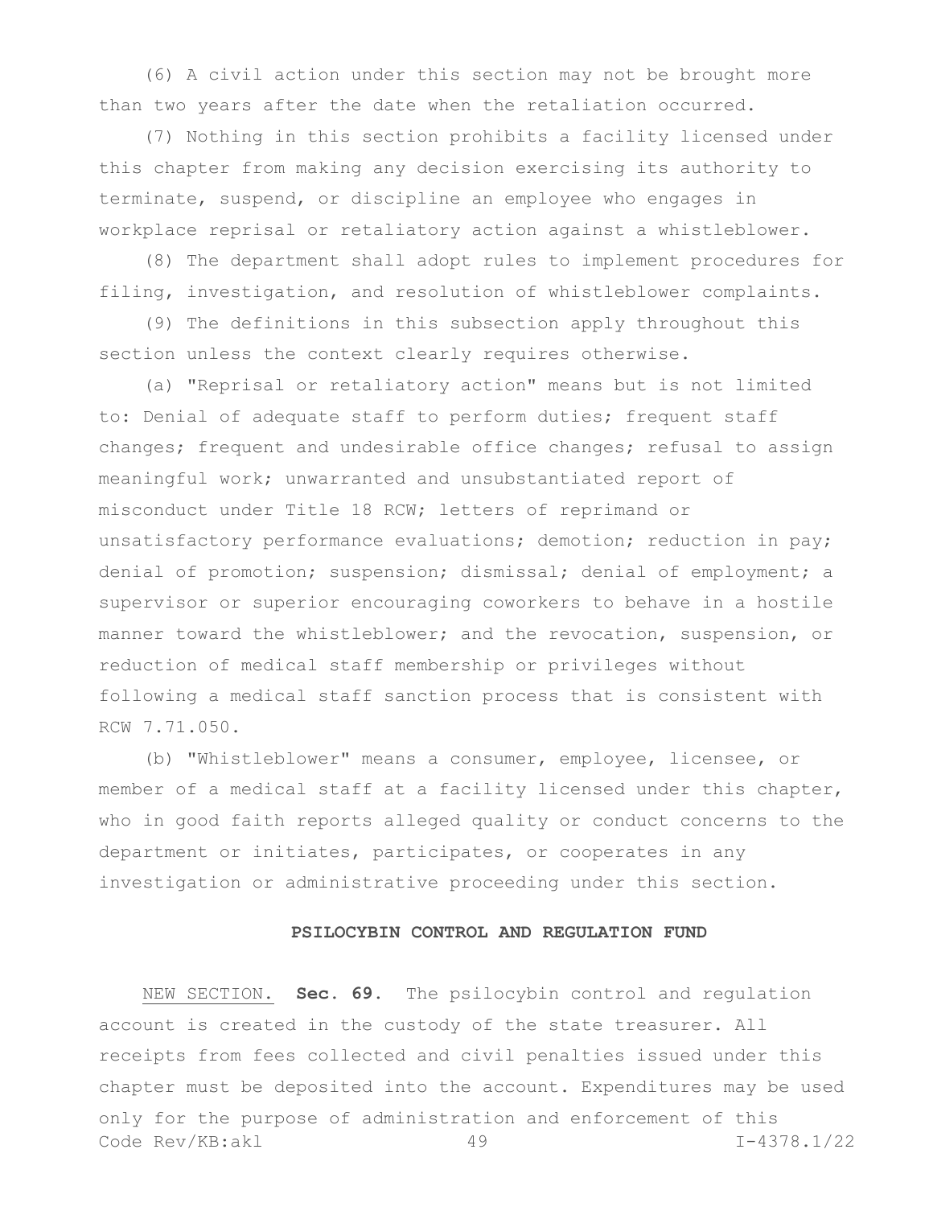(6) A civil action under this section may not be brought more than two years after the date when the retaliation occurred.

(7) Nothing in this section prohibits a facility licensed under this chapter from making any decision exercising its authority to terminate, suspend, or discipline an employee who engages in workplace reprisal or retaliatory action against a whistleblower.

(8) The department shall adopt rules to implement procedures for filing, investigation, and resolution of whistleblower complaints.

(9) The definitions in this subsection apply throughout this section unless the context clearly requires otherwise.

(a) "Reprisal or retaliatory action" means but is not limited to: Denial of adequate staff to perform duties; frequent staff changes; frequent and undesirable office changes; refusal to assign meaningful work; unwarranted and unsubstantiated report of misconduct under Title 18 RCW; letters of reprimand or unsatisfactory performance evaluations; demotion; reduction in pay; denial of promotion; suspension; dismissal; denial of employment; a supervisor or superior encouraging coworkers to behave in a hostile manner toward the whistleblower; and the revocation, suspension, or reduction of medical staff membership or privileges without following a medical staff sanction process that is consistent with RCW 7.71.050.

(b) "Whistleblower" means a consumer, employee, licensee, or member of a medical staff at a facility licensed under this chapter, who in good faith reports alleged quality or conduct concerns to the department or initiates, participates, or cooperates in any investigation or administrative proceeding under this section.

**PSILOCYBIN CONTROL AND REGULATION FUND**

NEW SECTION. **Sec. 69.** The psilocybin control and regulation account is created in the custody of the state treasurer. All receipts from fees collected and civil penalties issued under this chapter must be deposited into the account. Expenditures may be used only for the purpose of administration and enforcement of this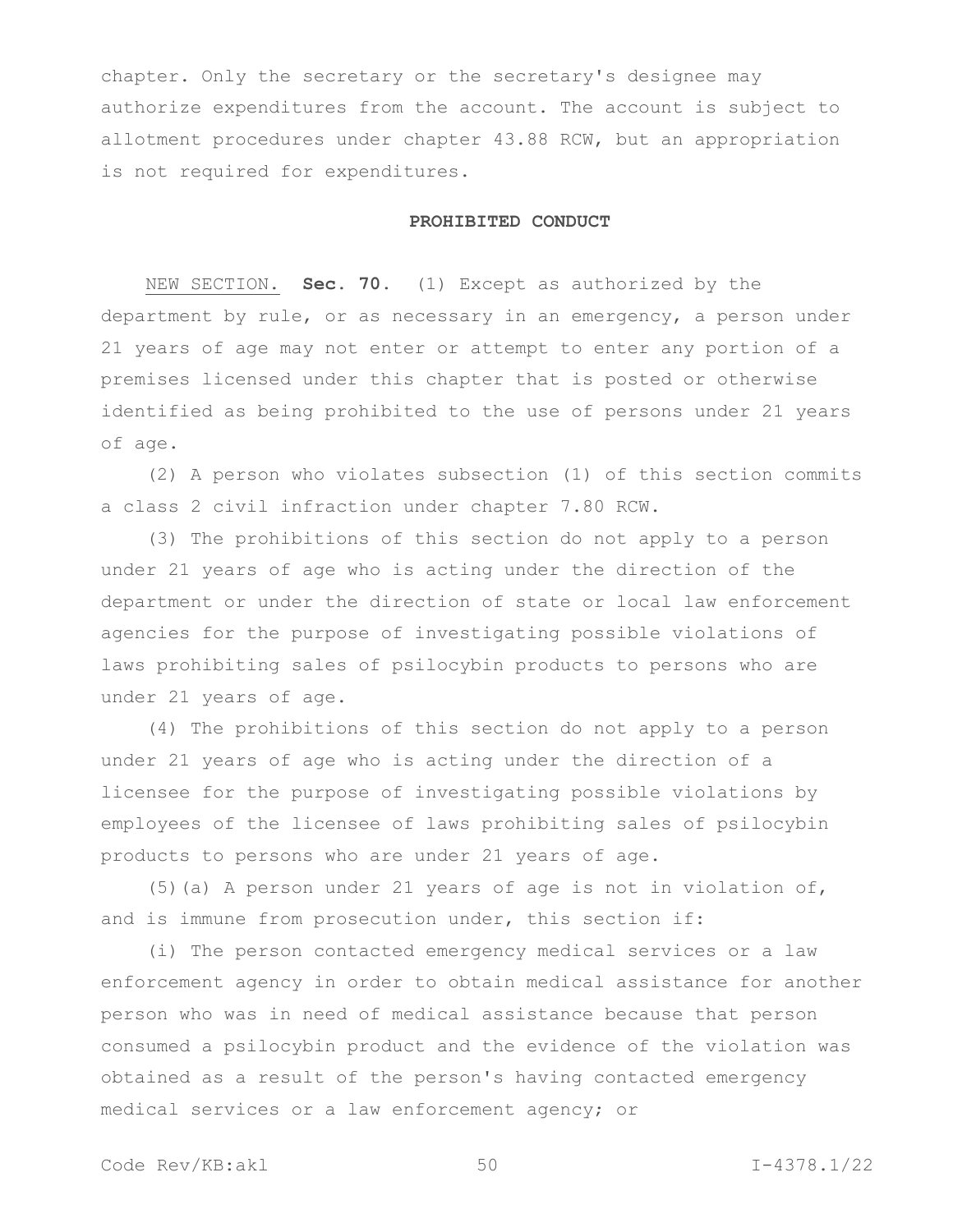chapter. Only the secretary or the secretary's designee may authorize expenditures from the account. The account is subject to allotment procedures under chapter 43.88 RCW, but an appropriation is not required for expenditures.

**PROHIBITED CONDUCT**

NEW SECTION. **Sec. 70.** (1) Except as authorized by the department by rule, or as necessary in an emergency, a person under 21 years of age may not enter or attempt to enter any portion of a premises licensed under this chapter that is posted or otherwise identified as being prohibited to the use of persons under 21 years of age.

(2) A person who violates subsection (1) of this section commits a class 2 civil infraction under chapter 7.80 RCW.

(3) The prohibitions of this section do not apply to a person under 21 years of age who is acting under the direction of the department or under the direction of state or local law enforcement agencies for the purpose of investigating possible violations of laws prohibiting sales of psilocybin products to persons who are under 21 years of age.

(4) The prohibitions of this section do not apply to a person under 21 years of age who is acting under the direction of a licensee for the purpose of investigating possible violations by employees of the licensee of laws prohibiting sales of psilocybin products to persons who are under 21 years of age.

(5)(a) A person under 21 years of age is not in violation of, and is immune from prosecution under, this section if:

(i) The person contacted emergency medical services or a law enforcement agency in order to obtain medical assistance for another person who was in need of medical assistance because that person consumed a psilocybin product and the evidence of the violation was obtained as a result of the person's having contacted emergency medical services or a law enforcement agency; or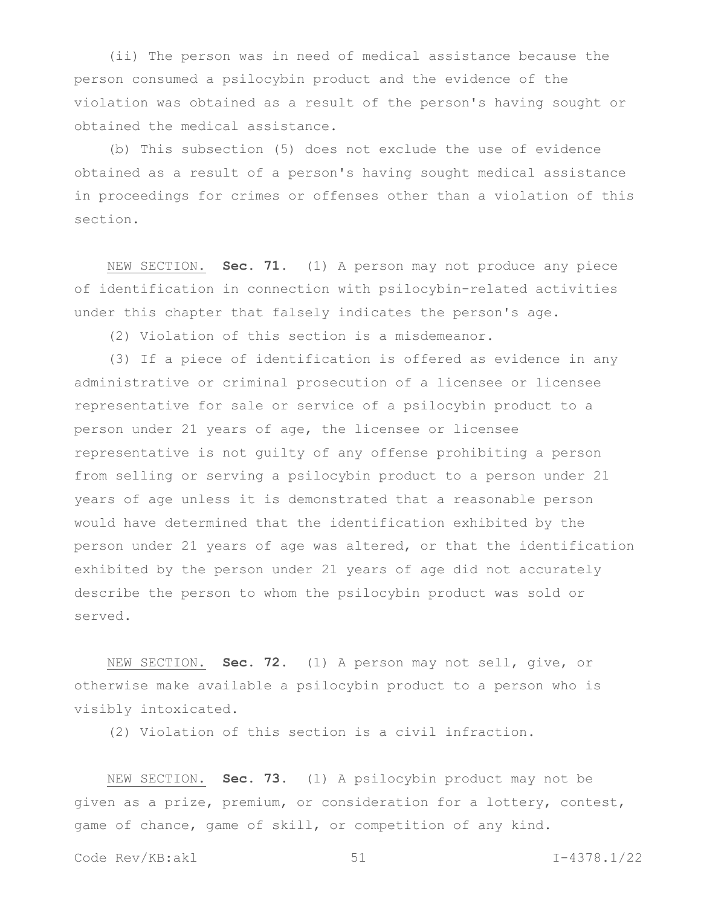(ii) The person was in need of medical assistance because the person consumed a psilocybin product and the evidence of the violation was obtained as a result of the person's having sought or obtained the medical assistance.

(b) This subsection (5) does not exclude the use of evidence obtained as a result of a person's having sought medical assistance in proceedings for crimes or offenses other than a violation of this section.

NEW SECTION. **Sec. 71.** (1) A person may not produce any piece of identification in connection with psilocybin-related activities under this chapter that falsely indicates the person's age.

(2) Violation of this section is a misdemeanor.

(3) If a piece of identification is offered as evidence in any administrative or criminal prosecution of a licensee or licensee representative for sale or service of a psilocybin product to a person under 21 years of age, the licensee or licensee representative is not guilty of any offense prohibiting a person from selling or serving a psilocybin product to a person under 21 years of age unless it is demonstrated that a reasonable person would have determined that the identification exhibited by the person under 21 years of age was altered, or that the identification exhibited by the person under 21 years of age did not accurately describe the person to whom the psilocybin product was sold or served.

NEW SECTION. **Sec. 72.** (1) A person may not sell, give, or otherwise make available a psilocybin product to a person who is visibly intoxicated.

(2) Violation of this section is a civil infraction.

NEW SECTION. **Sec. 73.** (1) A psilocybin product may not be given as a prize, premium, or consideration for a lottery, contest, game of chance, game of skill, or competition of any kind.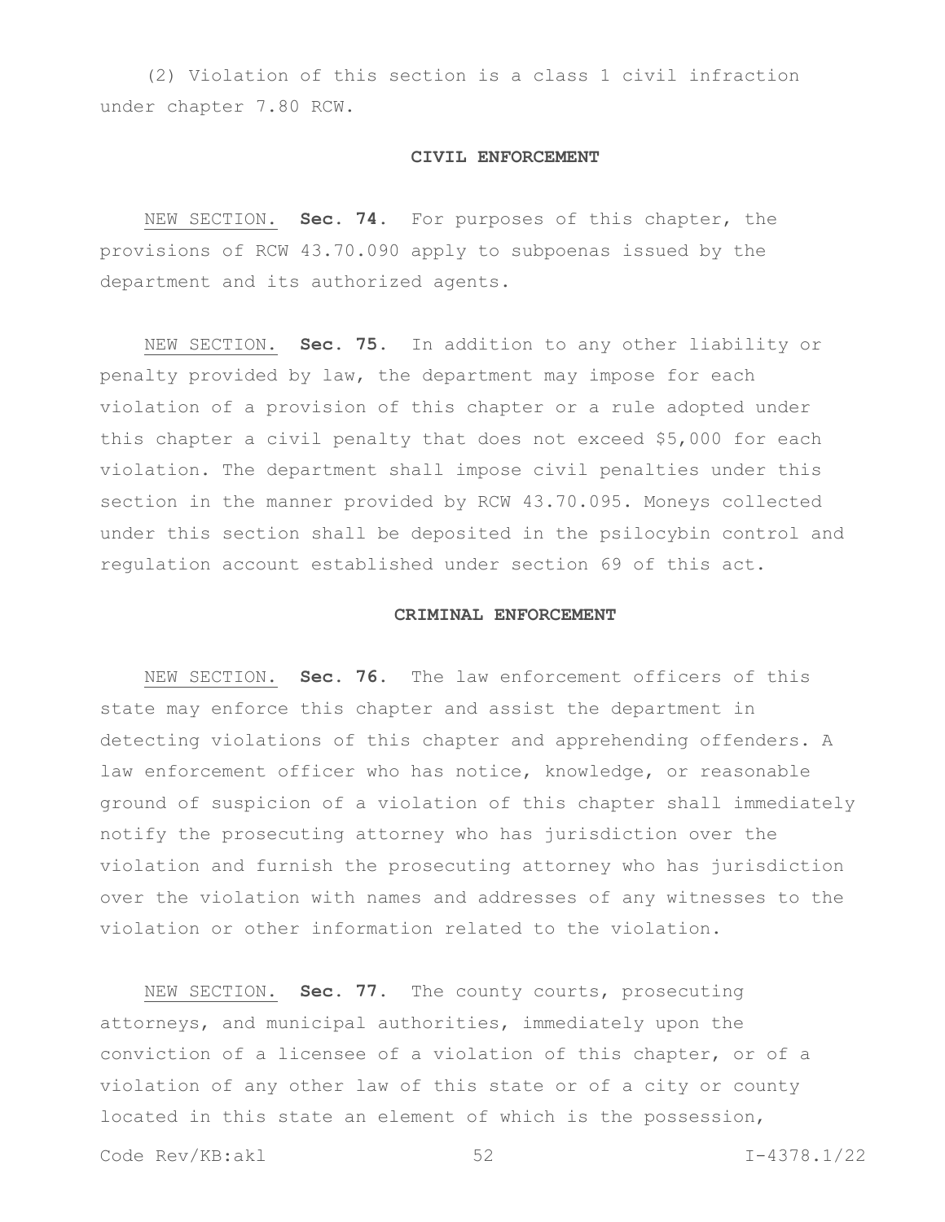(2) Violation of this section is a class 1 civil infraction under chapter 7.80 RCW.

## CIVIL ENFORCEMENT

NEW SECTION. **Sec. 74.** For purposes of this chapter, the provisions of RCW 43.70.090 apply to subpoenas issued by the department and its authorized agents.

NEW SECTION. **Sec. 75.** In addition to any other liability or penalty provided by law, the department may impose for each violation of a provision of this chapter or a rule adopted under this chapter a civil penalty that does not exceed $5,000 for each violation. The department shall impose civil penalties under this section in the manner provided by RCW 43.70.095. Moneys collected under this section shall be deposited in the psilocybin control and regulation account established under section 69 of this act.

## CRIMINAL ENFORCEMENT

NEW SECTION. **Sec. 76.** The law enforcement officers of this state may enforce this chapter and assist the department in detecting violations of this chapter and apprehending offenders. A law enforcement officer who has notice, knowledge, or reasonable ground of suspicion of a violation of this chapter shall immediately notify the prosecuting attorney who has jurisdiction over the violation and furnish the prosecuting attorney who has jurisdiction over the violation with names and addresses of any witnesses to the violation or other information related to the violation.

NEW SECTION. **Sec. 77.** The county courts, prosecuting attorneys, and municipal authorities, immediately upon the conviction of a licensee of a violation of this chapter, or of a violation of any other law of this state or of a city or county located in this state an element of which is the possession,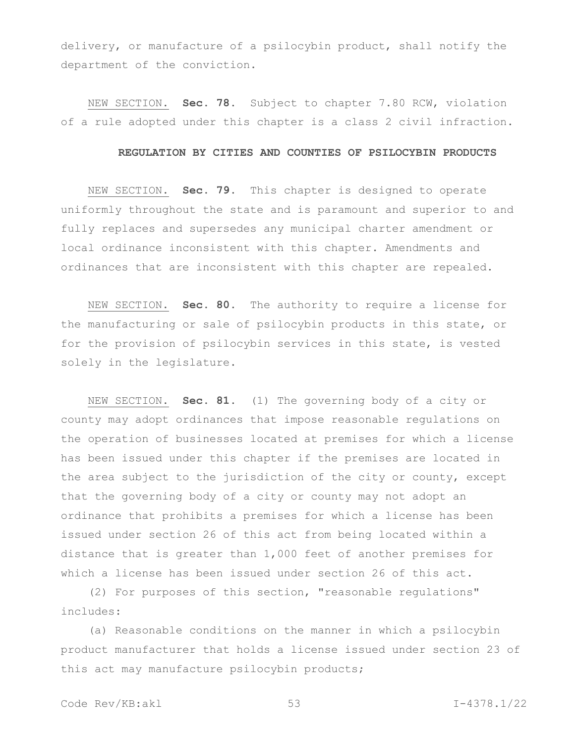delivery, or manufacture of a psilocybin product, shall notify the department of the conviction.

NEW SECTION. **Sec. 78.** Subject to chapter 7.80 RCW, violation of a rule adopted under this chapter is a class 2 civil infraction.

**REGULATION BY CITIES AND COUNTIES OF PSILOCYBIN PRODUCTS**

NEW SECTION. **Sec. 79.** This chapter is designed to operate uniformly throughout the state and is paramount and superior to and fully replaces and supersedes any municipal charter amendment or local ordinance inconsistent with this chapter. Amendments and ordinances that are inconsistent with this chapter are repealed.

NEW SECTION. **Sec. 80.** The authority to require a license for the manufacturing or sale of psilocybin products in this state, or for the provision of psilocybin services in this state, is vested solely in the legislature.

NEW SECTION. **Sec. 81.** (1) The governing body of a city or county may adopt ordinances that impose reasonable regulations on the operation of businesses located at premises for which a license has been issued under this chapter if the premises are located in the area subject to the jurisdiction of the city or county, except that the governing body of a city or county may not adopt an ordinance that prohibits a premises for which a license has been issued under section 26 of this act from being located within a distance that is greater than 1,000 feet of another premises for which a license has been issued under section 26 of this act.

(2) For purposes of this section, "reasonable regulations" includes:

(a) Reasonable conditions on the manner in which a psilocybin product manufacturer that holds a license issued under section 23 of this act may manufacture psilocybin products;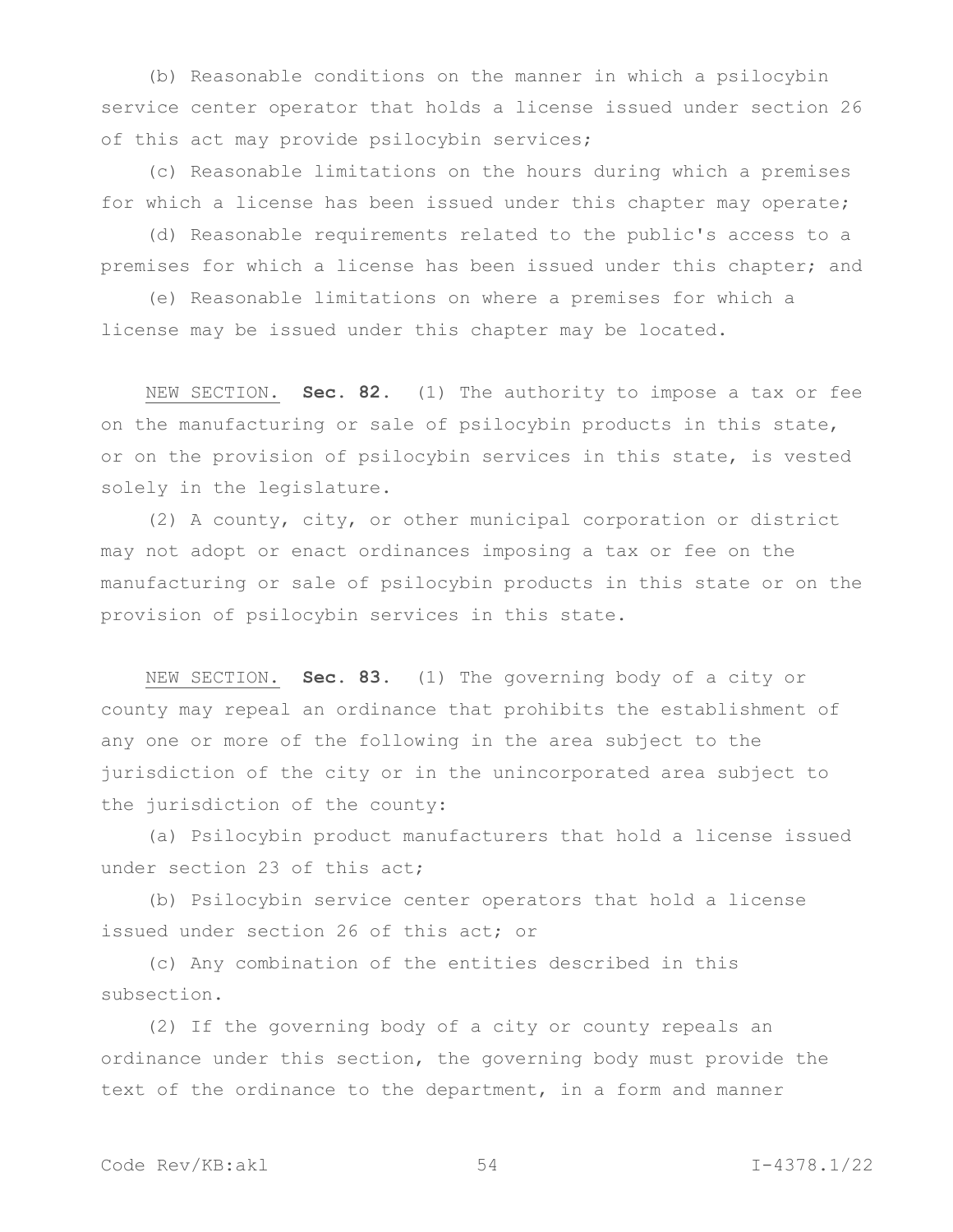(b) Reasonable conditions on the manner in which a psilocybin service center operator that holds a license issued under section 26 of this act may provide psilocybin services;

(c) Reasonable limitations on the hours during which a premises for which a license has been issued under this chapter may operate;

(d) Reasonable requirements related to the public's access to a premises for which a license has been issued under this chapter; and

(e) Reasonable limitations on where a premises for which a license may be issued under this chapter may be located.

NEW SECTION. **Sec. 82.** (1) The authority to impose a tax or fee on the manufacturing or sale of psilocybin products in this state, or on the provision of psilocybin services in this state, is vested solely in the legislature.

(2) A county, city, or other municipal corporation or district may not adopt or enact ordinances imposing a tax or fee on the manufacturing or sale of psilocybin products in this state or on the provision of psilocybin services in this state.

NEW SECTION. **Sec. 83.** (1) The governing body of a city or county may repeal an ordinance that prohibits the establishment of any one or more of the following in the area subject to the jurisdiction of the city or in the unincorporated area subject to the jurisdiction of the county:

(a) Psilocybin product manufacturers that hold a license issued under section 23 of this act;

(b) Psilocybin service center operators that hold a license issued under section 26 of this act; or

(c) Any combination of the entities described in this subsection.

(2) If the governing body of a city or county repeals an ordinance under this section, the governing body must provide the text of the ordinance to the department, in a form and manner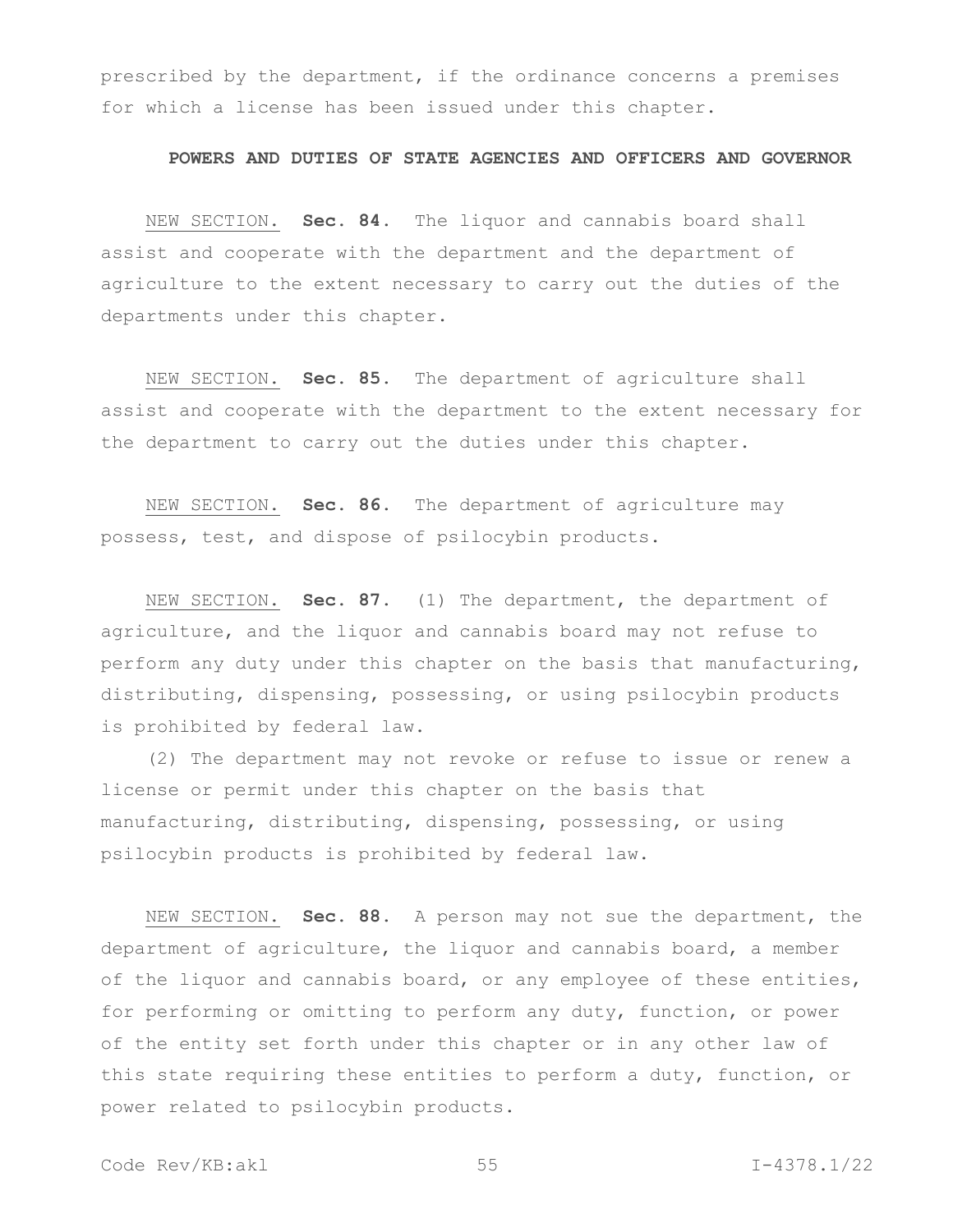prescribed by the department, if the ordinance concerns a premises for which a license has been issued under this chapter.

**POWERS AND DUTIES OF STATE AGENCIES AND OFFICERS AND GOVERNOR**

NEW SECTION. **Sec. 84.** The liquor and cannabis board shall assist and cooperate with the department and the department of agriculture to the extent necessary to carry out the duties of the departments under this chapter.

NEW SECTION. **Sec. 85.** The department of agriculture shall assist and cooperate with the department to the extent necessary for the department to carry out the duties under this chapter.

NEW SECTION. **Sec. 86.** The department of agriculture may possess, test, and dispose of psilocybin products.

NEW SECTION. **Sec. 87.** (1) The department, the department of agriculture, and the liquor and cannabis board may not refuse to perform any duty under this chapter on the basis that manufacturing, distributing, dispensing, possessing, or using psilocybin products is prohibited by federal law.

(2) The department may not revoke or refuse to issue or renew a license or permit under this chapter on the basis that manufacturing, distributing, dispensing, possessing, or using psilocybin products is prohibited by federal law.

NEW SECTION. **Sec. 88.** A person may not sue the department, the department of agriculture, the liquor and cannabis board, a member of the liquor and cannabis board, or any employee of these entities, for performing or omitting to perform any duty, function, or power of the entity set forth under this chapter or in any other law of this state requiring these entities to perform a duty, function, or power related to psilocybin products.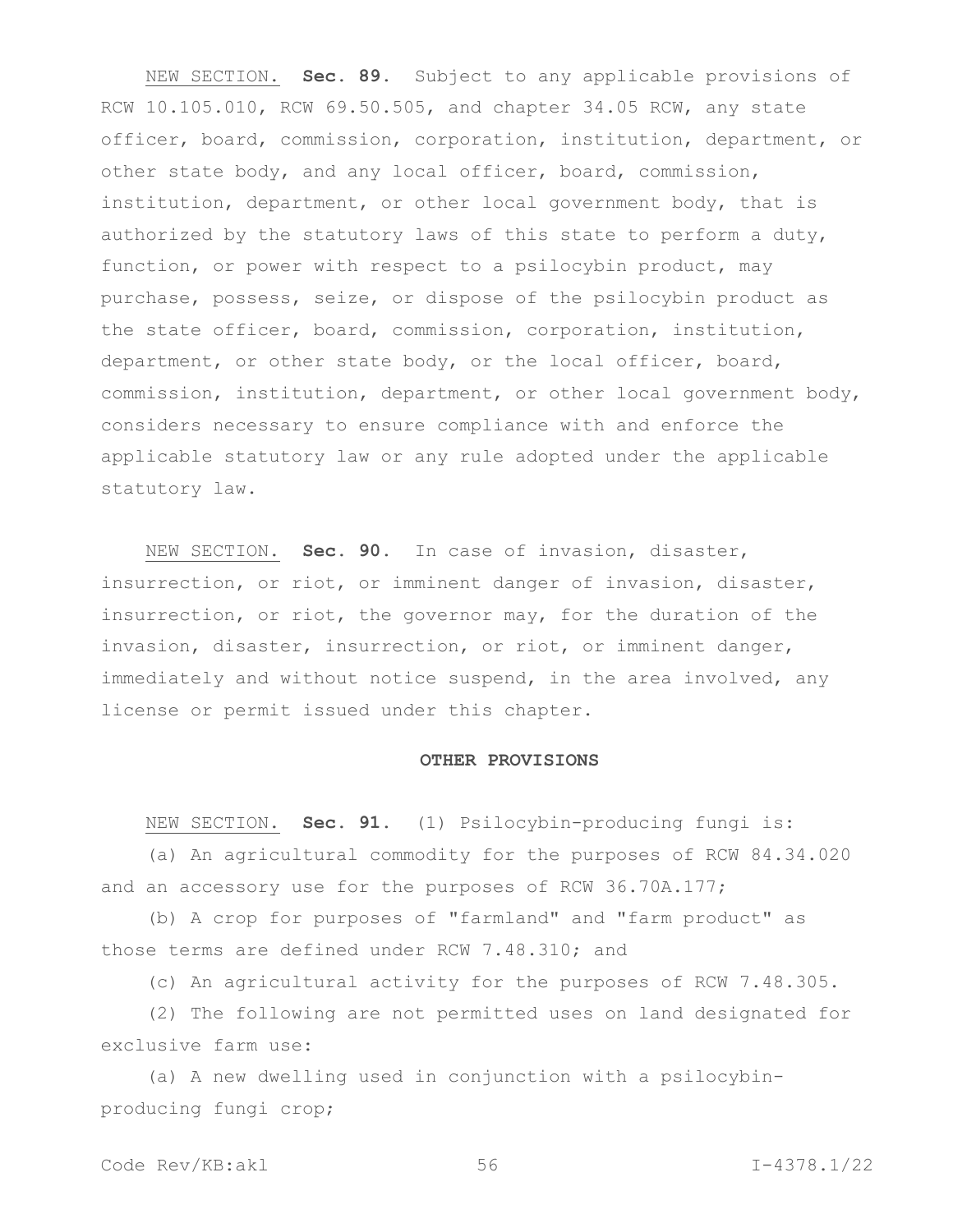NEW SECTION. **Sec. 89.** Subject to any applicable provisions of RCW 10.105.010, RCW 69.50.505, and chapter 34.05 RCW, any state officer, board, commission, corporation, institution, department, or other state body, and any local officer, board, commission, institution, department, or other local government body, that is authorized by the statutory laws of this state to perform a duty, function, or power with respect to a psilocybin product, may purchase, possess, seize, or dispose of the psilocybin product as the state officer, board, commission, corporation, institution, department, or other state body, or the local officer, board, commission, institution, department, or other local government body, considers necessary to ensure compliance with and enforce the applicable statutory law or any rule adopted under the applicable statutory law.

NEW SECTION. **Sec. 90.** In case of invasion, disaster, insurrection, or riot, or imminent danger of invasion, disaster, insurrection, or riot, the governor may, for the duration of the invasion, disaster, insurrection, or riot, or imminent danger, immediately and without notice suspend, in the area involved, any license or permit issued under this chapter.

**OTHER PROVISIONS**

NEW SECTION. **Sec. 91.** (1) Psilocybin-producing fungi is:

(a) An agricultural commodity for the purposes of RCW 84.34.020 and an accessory use for the purposes of RCW 36.70A.177;

(b) A crop for purposes of "farmland" and "farm product" as those terms are defined under RCW 7.48.310; and

(c) An agricultural activity for the purposes of RCW 7.48.305.

(2) The following are not permitted uses on land designated for exclusive farm use:

(a) A new dwelling used in conjunction with a psilocybin-producing fungi crop;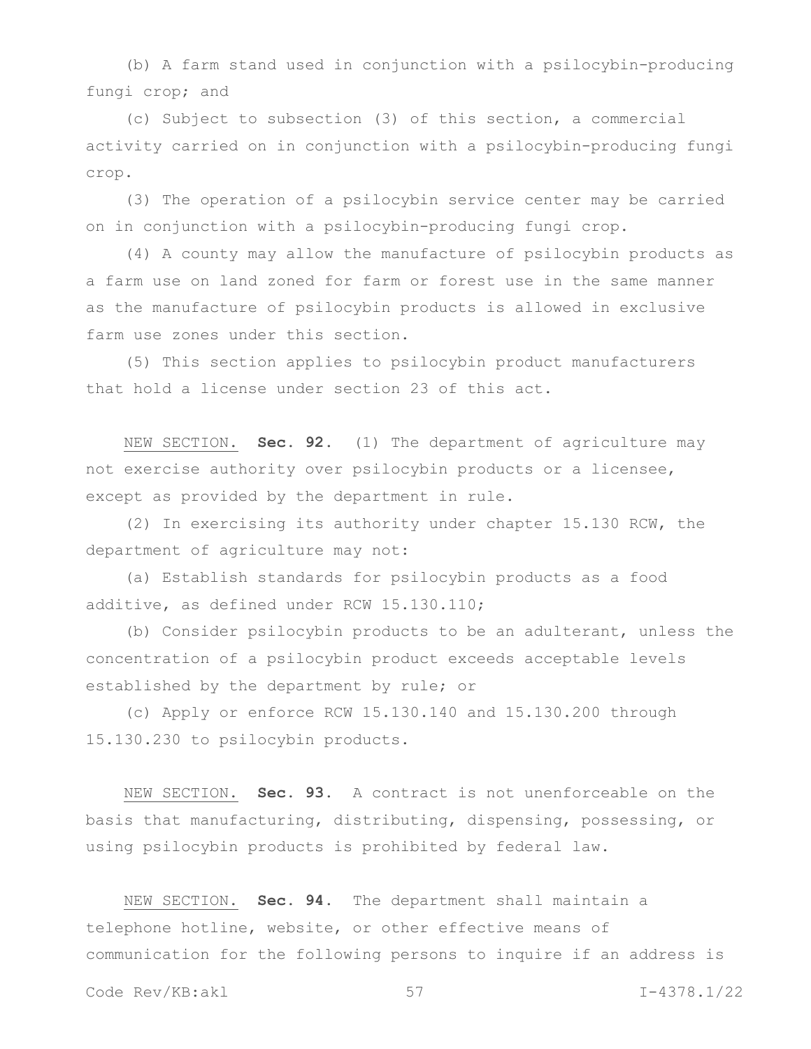(b) A farm stand used in conjunction with a psilocybin-producing fungi crop; and

(c) Subject to subsection (3) of this section, a commercial activity carried on in conjunction with a psilocybin-producing fungi crop.

(3) The operation of a psilocybin service center may be carried on in conjunction with a psilocybin-producing fungi crop.

(4) A county may allow the manufacture of psilocybin products as a farm use on land zoned for farm or forest use in the same manner as the manufacture of psilocybin products is allowed in exclusive farm use zones under this section.

(5) This section applies to psilocybin product manufacturers that hold a license under section 23 of this act.

NEW SECTION. **Sec. 92.** (1) The department of agriculture may not exercise authority over psilocybin products or a licensee, except as provided by the department in rule.

(2) In exercising its authority under chapter 15.130 RCW, the department of agriculture may not:

(a) Establish standards for psilocybin products as a food additive, as defined under RCW 15.130.110;

(b) Consider psilocybin products to be an adulterant, unless the concentration of a psilocybin product exceeds acceptable levels established by the department by rule; or

(c) Apply or enforce RCW 15.130.140 and 15.130.200 through 15.130.230 to psilocybin products.

NEW SECTION. **Sec. 93.** A contract is not unenforceable on the basis that manufacturing, distributing, dispensing, possessing, or using psilocybin products is prohibited by federal law.

NEW SECTION. **Sec. 94.** The department shall maintain a telephone hotline, website, or other effective means of communication for the following persons to inquire if an address is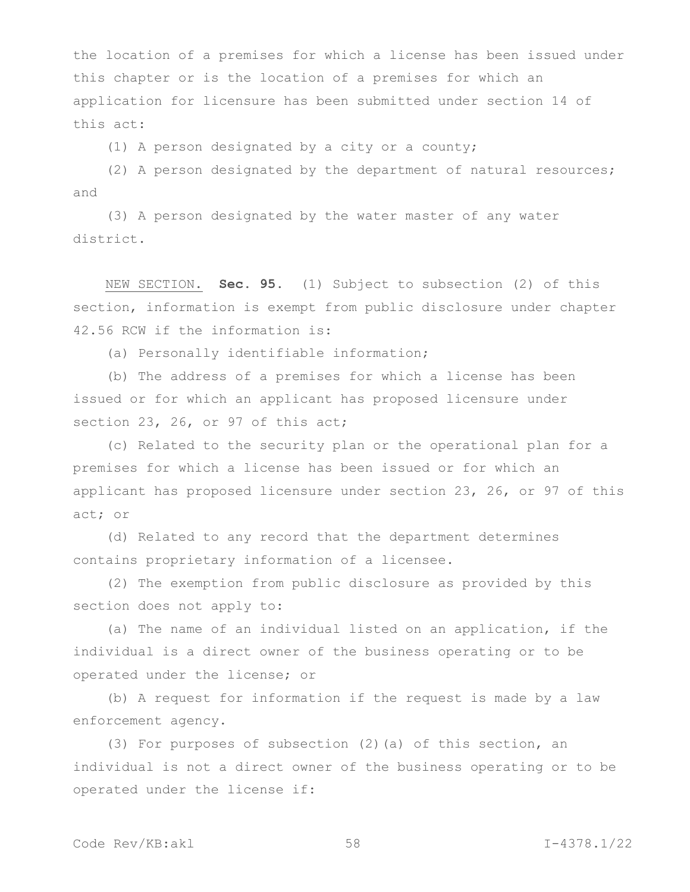the location of a premises for which a license has been issued under this chapter or is the location of a premises for which an application for licensure has been submitted under section 14 of this act:

(1) A person designated by a city or a county;

(2) A person designated by the department of natural resources; and

(3) A person designated by the water master of any water district.

NEW SECTION. **Sec. 95.** (1) Subject to subsection (2) of this section, information is exempt from public disclosure under chapter 42.56 RCW if the information is:

(a) Personally identifiable information;

(b) The address of a premises for which a license has been issued or for which an applicant has proposed licensure under section 23, 26, or 97 of this act;

(c) Related to the security plan or the operational plan for a premises for which a license has been issued or for which an applicant has proposed licensure under section 23, 26, or 97 of this act; or

(d) Related to any record that the department determines contains proprietary information of a licensee.

(2) The exemption from public disclosure as provided by this section does not apply to:

(a) The name of an individual listed on an application, if the individual is a direct owner of the business operating or to be operated under the license; or

(b) A request for information if the request is made by a law enforcement agency.

(3) For purposes of subsection (2)(a) of this section, an individual is not a direct owner of the business operating or to be operated under the license if: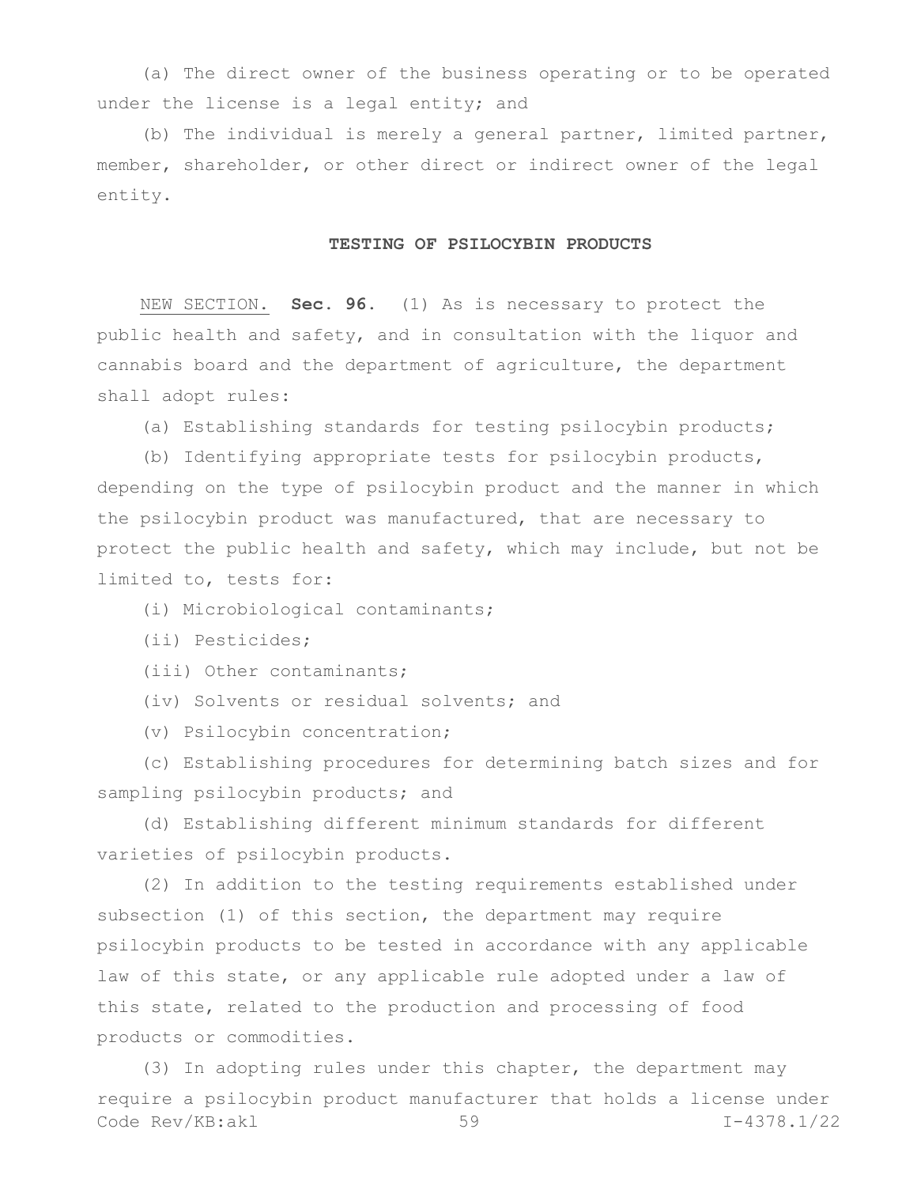(a) The direct owner of the business operating or to be operated under the license is a legal entity; and

(b) The individual is merely a general partner, limited partner, member, shareholder, or other direct or indirect owner of the legal entity.

## TESTING OF PSILOCYBIN PRODUCTS

NEW SECTION. **Sec. 96.** (1) As is necessary to protect the public health and safety, and in consultation with the liquor and cannabis board and the department of agriculture, the department shall adopt rules:

(a) Establishing standards for testing psilocybin products;

(b) Identifying appropriate tests for psilocybin products, depending on the type of psilocybin product and the manner in which the psilocybin product was manufactured, that are necessary to protect the public health and safety, which may include, but not be limited to, tests for:

(i) Microbiological contaminants;

(ii) Pesticides;

(iii) Other contaminants;

(iv) Solvents or residual solvents; and

(v) Psilocybin concentration;

(c) Establishing procedures for determining batch sizes and for sampling psilocybin products; and

(d) Establishing different minimum standards for different varieties of psilocybin products.

(2) In addition to the testing requirements established under subsection (1) of this section, the department may require psilocybin products to be tested in accordance with any applicable law of this state, or any applicable rule adopted under a law of this state, related to the production and processing of food products or commodities.

(3) In adopting rules under this chapter, the department may require a psilocybin product manufacturer that holds a license under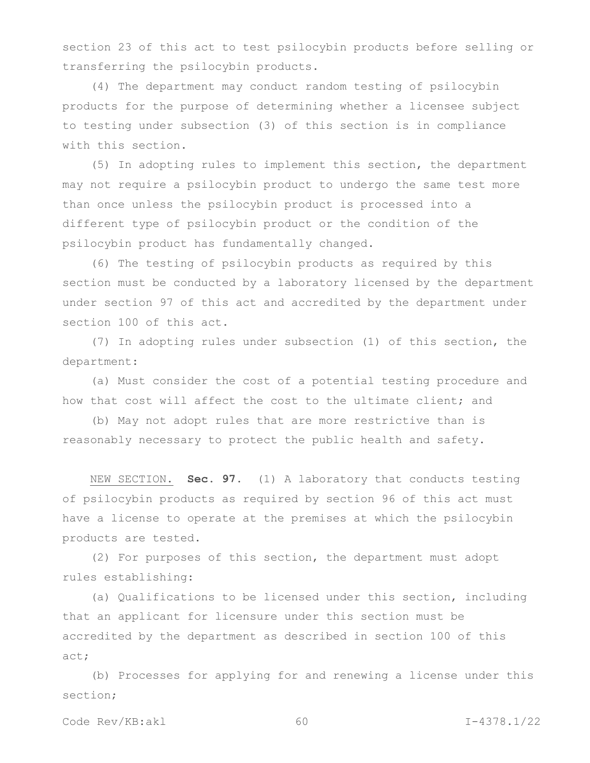section 23 of this act to test psilocybin products before selling or transferring the psilocybin products.

(4) The department may conduct random testing of psilocybin products for the purpose of determining whether a licensee subject to testing under subsection (3) of this section is in compliance with this section.

(5) In adopting rules to implement this section, the department may not require a psilocybin product to undergo the same test more than once unless the psilocybin product is processed into a different type of psilocybin product or the condition of the psilocybin product has fundamentally changed.

(6) The testing of psilocybin products as required by this section must be conducted by a laboratory licensed by the department under section 97 of this act and accredited by the department under section 100 of this act.

(7) In adopting rules under subsection (1) of this section, the department:

(a) Must consider the cost of a potential testing procedure and how that cost will affect the cost to the ultimate client; and

(b) May not adopt rules that are more restrictive than is reasonably necessary to protect the public health and safety.

NEW SECTION. **Sec. 97.** (1) A laboratory that conducts testing of psilocybin products as required by section 96 of this act must have a license to operate at the premises at which the psilocybin products are tested.

(2) For purposes of this section, the department must adopt rules establishing:

(a) Qualifications to be licensed under this section, including that an applicant for licensure under this section must be accredited by the department as described in section 100 of this act;

(b) Processes for applying for and renewing a license under this section;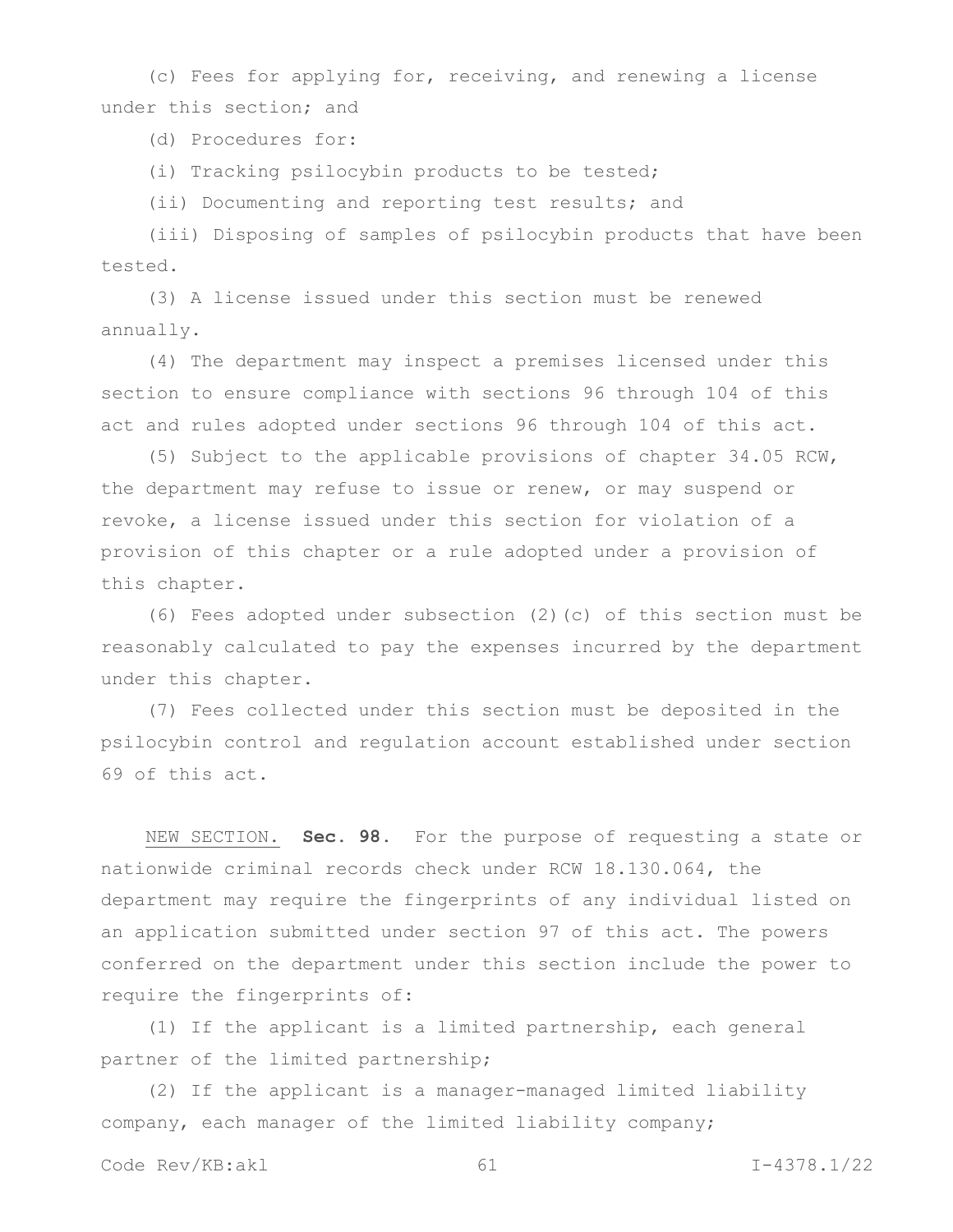(c) Fees for applying for, receiving, and renewing a license under this section; and

(d) Procedures for:

(i) Tracking psilocybin products to be tested;

(ii) Documenting and reporting test results; and

(iii) Disposing of samples of psilocybin products that have been tested.

(3) A license issued under this section must be renewed annually.

(4) The department may inspect a premises licensed under this section to ensure compliance with sections 96 through 104 of this act and rules adopted under sections 96 through 104 of this act.

(5) Subject to the applicable provisions of chapter 34.05 RCW, the department may refuse to issue or renew, or may suspend or revoke, a license issued under this section for violation of a provision of this chapter or a rule adopted under a provision of this chapter.

(6) Fees adopted under subsection (2)(c) of this section must be reasonably calculated to pay the expenses incurred by the department under this chapter.

(7) Fees collected under this section must be deposited in the psilocybin control and regulation account established under section 69 of this act.

NEW SECTION. **Sec. 98.** For the purpose of requesting a state or nationwide criminal records check under RCW 18.130.064, the department may require the fingerprints of any individual listed on an application submitted under section 97 of this act. The powers conferred on the department under this section include the power to require the fingerprints of:

(1) If the applicant is a limited partnership, each general partner of the limited partnership;

(2) If the applicant is a manager-managed limited liability company, each manager of the limited liability company;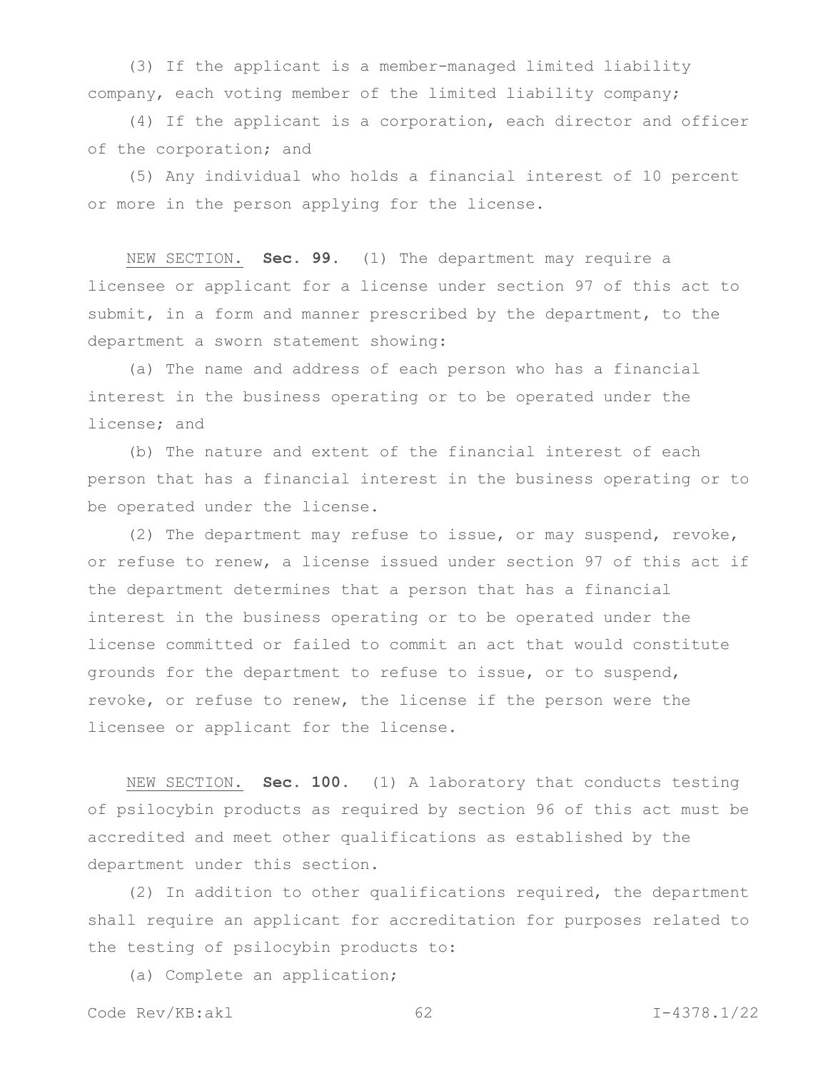(3) If the applicant is a member-managed limited liability company, each voting member of the limited liability company;

(4) If the applicant is a corporation, each director and officer of the corporation; and

(5) Any individual who holds a financial interest of 10 percent or more in the person applying for the license.

NEW SECTION. **Sec. 99.** (1) The department may require a licensee or applicant for a license under section 97 of this act to submit, in a form and manner prescribed by the department, to the department a sworn statement showing:

(a) The name and address of each person who has a financial interest in the business operating or to be operated under the license; and

(b) The nature and extent of the financial interest of each person that has a financial interest in the business operating or to be operated under the license.

(2) The department may refuse to issue, or may suspend, revoke, or refuse to renew, a license issued under section 97 of this act if the department determines that a person that has a financial interest in the business operating or to be operated under the license committed or failed to commit an act that would constitute grounds for the department to refuse to issue, or to suspend, revoke, or refuse to renew, the license if the person were the licensee or applicant for the license.

NEW SECTION. **Sec. 100.** (1) A laboratory that conducts testing of psilocybin products as required by section 96 of this act must be accredited and meet other qualifications as established by the department under this section.

(2) In addition to other qualifications required, the department shall require an applicant for accreditation for purposes related to the testing of psilocybin products to:

(a) Complete an application;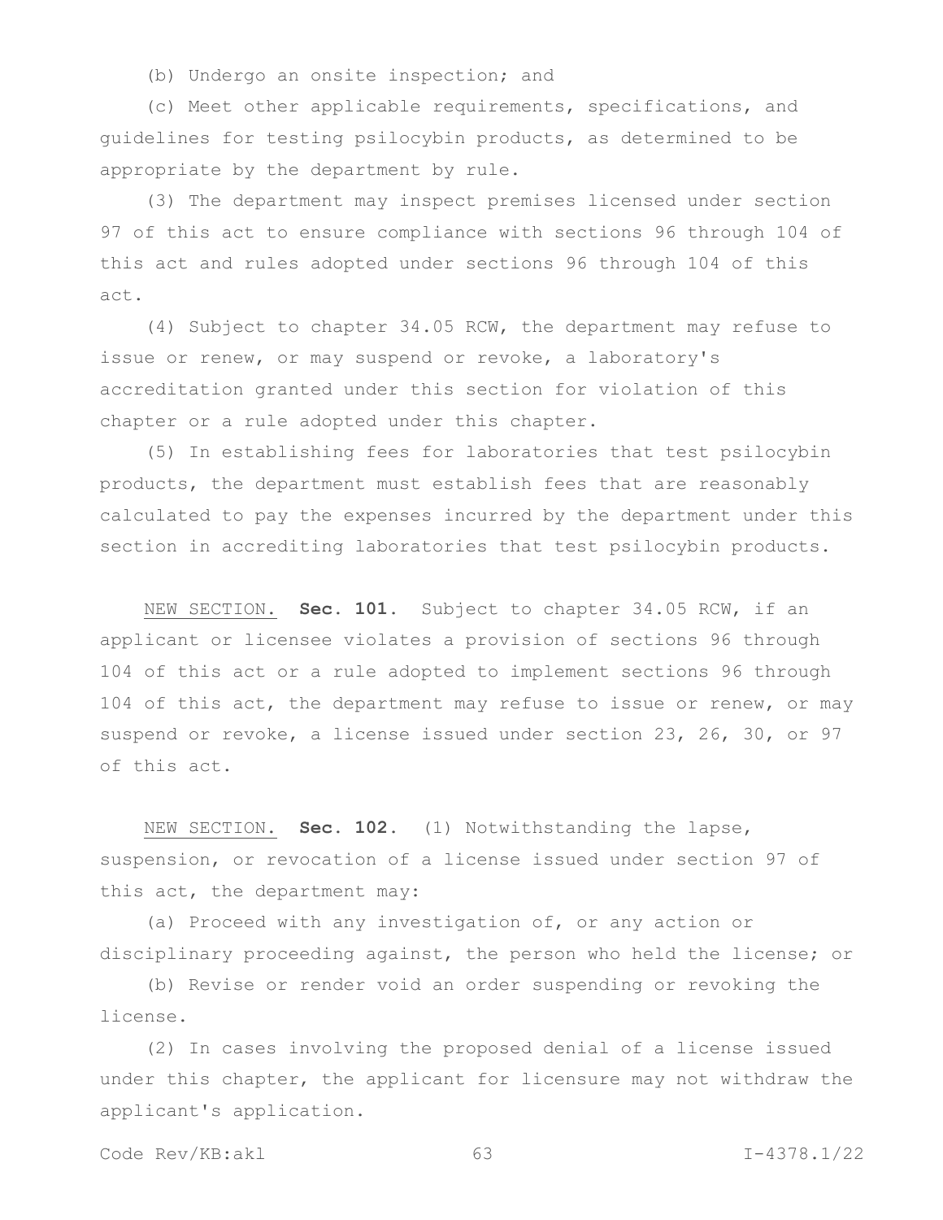(b) Undergo an onsite inspection; and

(c) Meet other applicable requirements, specifications, and guidelines for testing psilocybin products, as determined to be appropriate by the department by rule.

(3) The department may inspect premises licensed under section 97 of this act to ensure compliance with sections 96 through 104 of this act and rules adopted under sections 96 through 104 of this act.

(4) Subject to chapter 34.05 RCW, the department may refuse to issue or renew, or may suspend or revoke, a laboratory's accreditation granted under this section for violation of this chapter or a rule adopted under this chapter.

(5) In establishing fees for laboratories that test psilocybin products, the department must establish fees that are reasonably calculated to pay the expenses incurred by the department under this section in accrediting laboratories that test psilocybin products.

NEW SECTION. **Sec. 101.** Subject to chapter 34.05 RCW, if an applicant or licensee violates a provision of sections 96 through 104 of this act or a rule adopted to implement sections 96 through 104 of this act, the department may refuse to issue or renew, or may suspend or revoke, a license issued under section 23, 26, 30, or 97 of this act.

NEW SECTION. **Sec. 102.** (1) Notwithstanding the lapse, suspension, or revocation of a license issued under section 97 of this act, the department may:

(a) Proceed with any investigation of, or any action or disciplinary proceeding against, the person who held the license; or

(b) Revise or render void an order suspending or revoking the license.

(2) In cases involving the proposed denial of a license issued under this chapter, the applicant for licensure may not withdraw the applicant's application.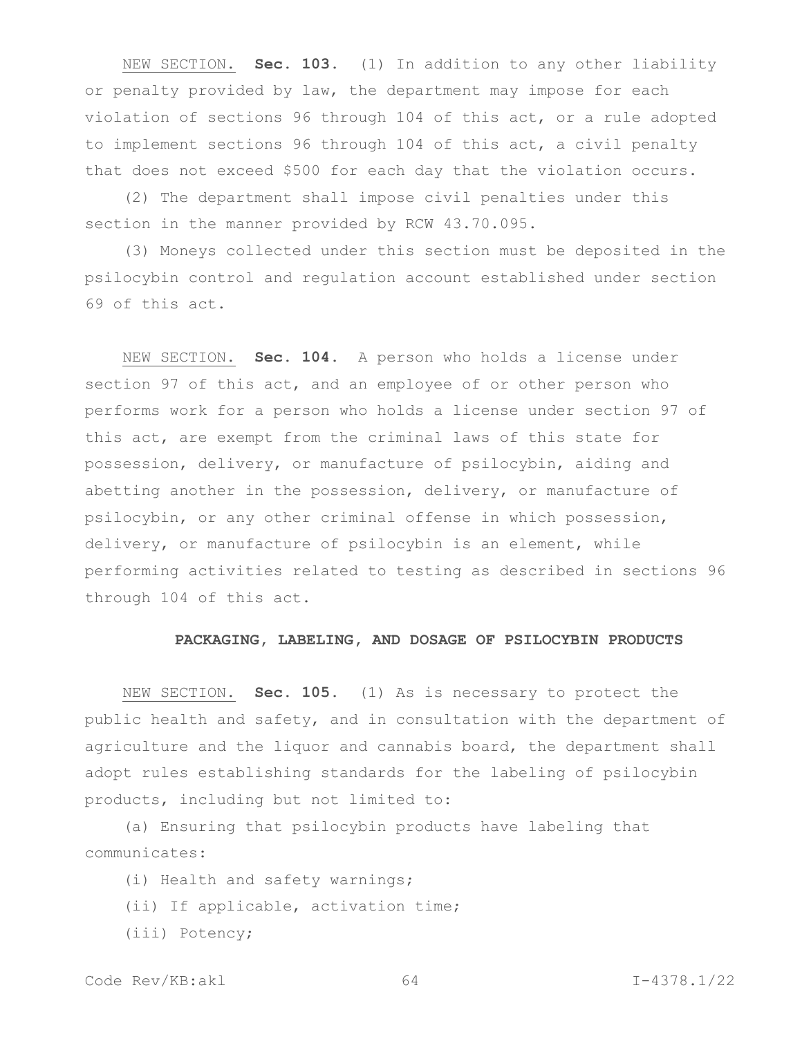NEW SECTION. **Sec. 103.** (1) In addition to any other liability or penalty provided by law, the department may impose for each violation of sections 96 through 104 of this act, or a rule adopted to implement sections 96 through 104 of this act, a civil penalty that does not exceed $500 for each day that the violation occurs.

(2) The department shall impose civil penalties under this section in the manner provided by RCW 43.70.095.

(3) Moneys collected under this section must be deposited in the psilocybin control and regulation account established under section 69 of this act.

NEW SECTION. **Sec. 104.** A person who holds a license under section 97 of this act, and an employee of or other person who performs work for a person who holds a license under section 97 of this act, are exempt from the criminal laws of this state for possession, delivery, or manufacture of psilocybin, aiding and abetting another in the possession, delivery, or manufacture of psilocybin, or any other criminal offense in which possession, delivery, or manufacture of psilocybin is an element, while performing activities related to testing as described in sections 96 through 104 of this act.

**PACKAGING, LABELING, AND DOSAGE OF PSILOCYBIN PRODUCTS**

NEW SECTION. **Sec. 105.** (1) As is necessary to protect the public health and safety, and in consultation with the department of agriculture and the liquor and cannabis board, the department shall adopt rules establishing standards for the labeling of psilocybin products, including but not limited to:

(a) Ensuring that psilocybin products have labeling that communicates:

(i) Health and safety warnings;

(ii) If applicable, activation time;

(iii) Potency;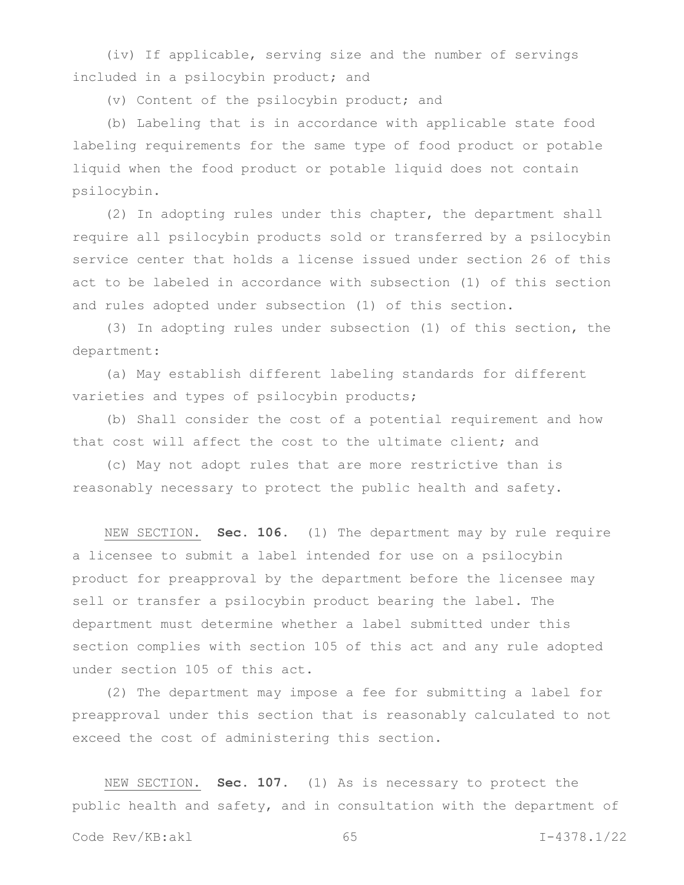(iv) If applicable, serving size and the number of servings included in a psilocybin product; and

(v) Content of the psilocybin product; and

(b) Labeling that is in accordance with applicable state food labeling requirements for the same type of food product or potable liquid when the food product or potable liquid does not contain psilocybin.

(2) In adopting rules under this chapter, the department shall require all psilocybin products sold or transferred by a psilocybin service center that holds a license issued under section 26 of this act to be labeled in accordance with subsection (1) of this section and rules adopted under subsection (1) of this section.

(3) In adopting rules under subsection (1) of this section, the department:

(a) May establish different labeling standards for different varieties and types of psilocybin products;

(b) Shall consider the cost of a potential requirement and how that cost will affect the cost to the ultimate client; and

(c) May not adopt rules that are more restrictive than is reasonably necessary to protect the public health and safety.

NEW SECTION. **Sec. 106.** (1) The department may by rule require a licensee to submit a label intended for use on a psilocybin product for preapproval by the department before the licensee may sell or transfer a psilocybin product bearing the label. The department must determine whether a label submitted under this section complies with section 105 of this act and any rule adopted under section 105 of this act.

(2) The department may impose a fee for submitting a label for preapproval under this section that is reasonably calculated to not exceed the cost of administering this section.

NEW SECTION. **Sec. 107.** (1) As is necessary to protect the public health and safety, and in consultation with the department of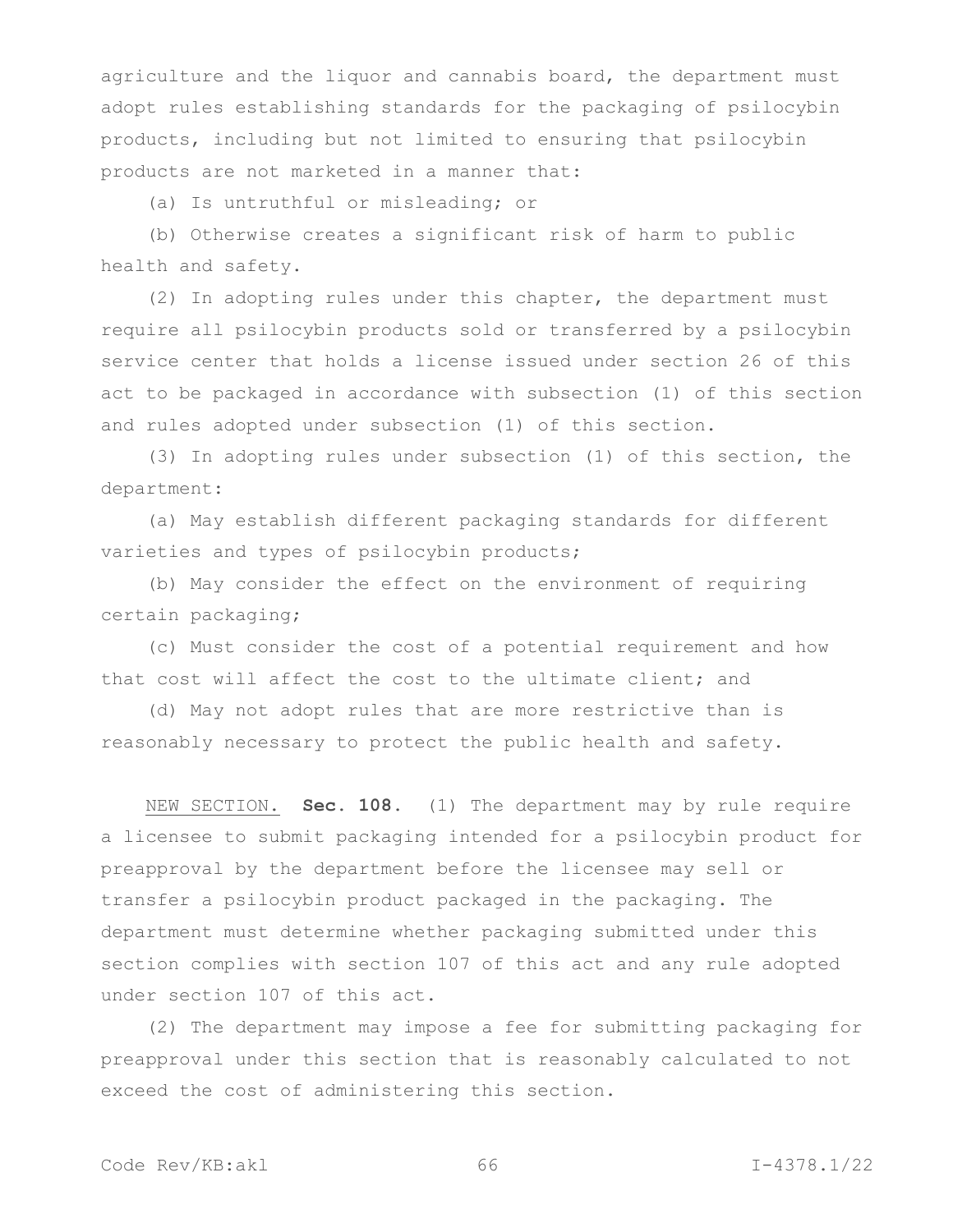agriculture and the liquor and cannabis board, the department must adopt rules establishing standards for the packaging of psilocybin products, including but not limited to ensuring that psilocybin products are not marketed in a manner that:

(a) Is untruthful or misleading; or

(b) Otherwise creates a significant risk of harm to public health and safety.

(2) In adopting rules under this chapter, the department must require all psilocybin products sold or transferred by a psilocybin service center that holds a license issued under section 26 of this act to be packaged in accordance with subsection (1) of this section and rules adopted under subsection (1) of this section.

(3) In adopting rules under subsection (1) of this section, the department:

(a) May establish different packaging standards for different varieties and types of psilocybin products;

(b) May consider the effect on the environment of requiring certain packaging;

(c) Must consider the cost of a potential requirement and how that cost will affect the cost to the ultimate client; and

(d) May not adopt rules that are more restrictive than is reasonably necessary to protect the public health and safety.

NEW SECTION. **Sec. 108.** (1) The department may by rule require a licensee to submit packaging intended for a psilocybin product for preapproval by the department before the licensee may sell or transfer a psilocybin product packaged in the packaging. The department must determine whether packaging submitted under this section complies with section 107 of this act and any rule adopted under section 107 of this act.

(2) The department may impose a fee for submitting packaging for preapproval under this section that is reasonably calculated to not exceed the cost of administering this section.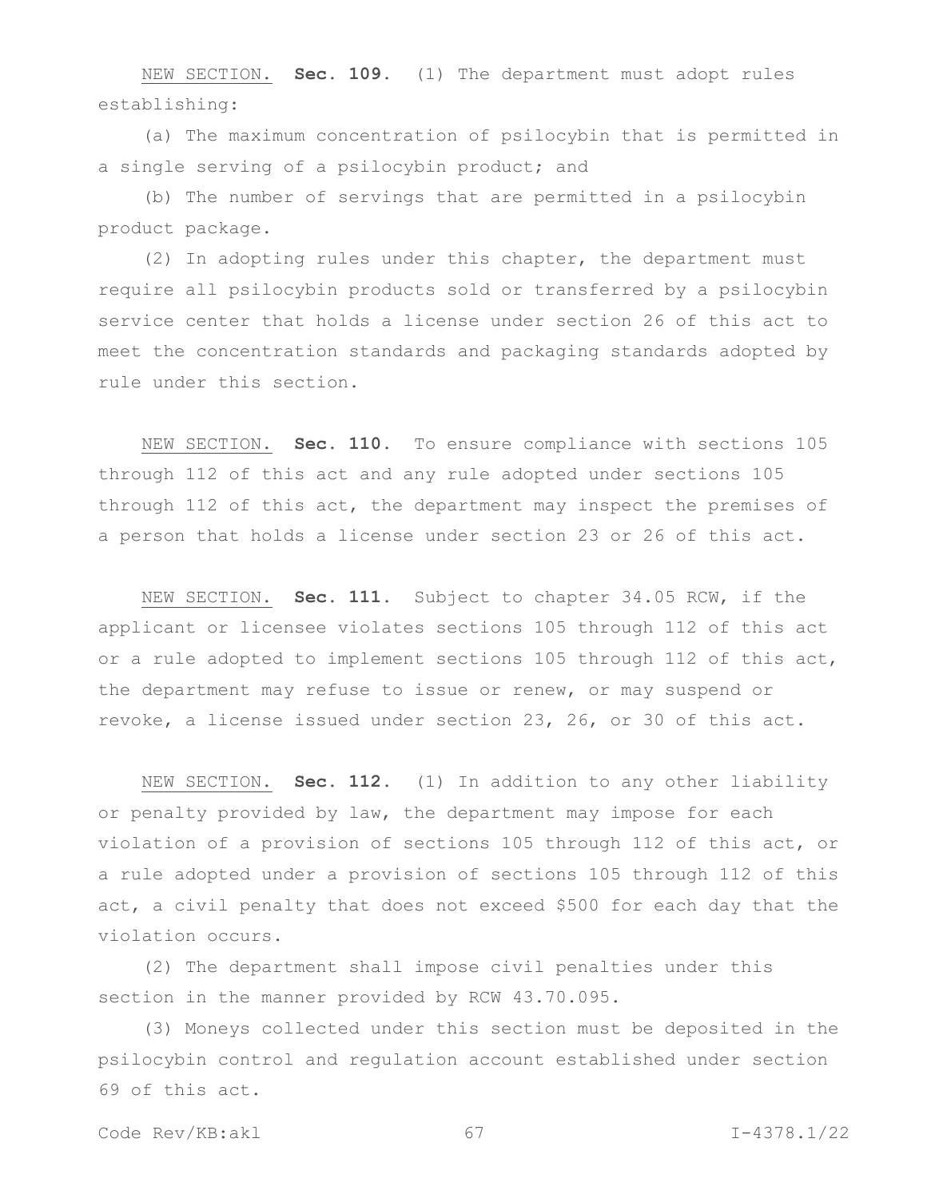NEW SECTION. **Sec. 109.** (1) The department must adopt rules establishing:

(a) The maximum concentration of psilocybin that is permitted in a single serving of a psilocybin product; and

(b) The number of servings that are permitted in a psilocybin product package.

(2) In adopting rules under this chapter, the department must require all psilocybin products sold or transferred by a psilocybin service center that holds a license under section 26 of this act to meet the concentration standards and packaging standards adopted by rule under this section.

NEW SECTION. **Sec. 110.** To ensure compliance with sections 105 through 112 of this act and any rule adopted under sections 105 through 112 of this act, the department may inspect the premises of a person that holds a license under section 23 or 26 of this act.

NEW SECTION. **Sec. 111.** Subject to chapter 34.05 RCW, if the applicant or licensee violates sections 105 through 112 of this act or a rule adopted to implement sections 105 through 112 of this act, the department may refuse to issue or renew, or may suspend or revoke, a license issued under section 23, 26, or 30 of this act.

NEW SECTION. **Sec. 112.** (1) In addition to any other liability or penalty provided by law, the department may impose for each violation of a provision of sections 105 through 112 of this act, or a rule adopted under a provision of sections 105 through 112 of this act, a civil penalty that does not exceed $500 for each day that the violation occurs.

(2) The department shall impose civil penalties under this section in the manner provided by RCW 43.70.095.

(3) Moneys collected under this section must be deposited in the psilocybin control and regulation account established under section 69 of this act.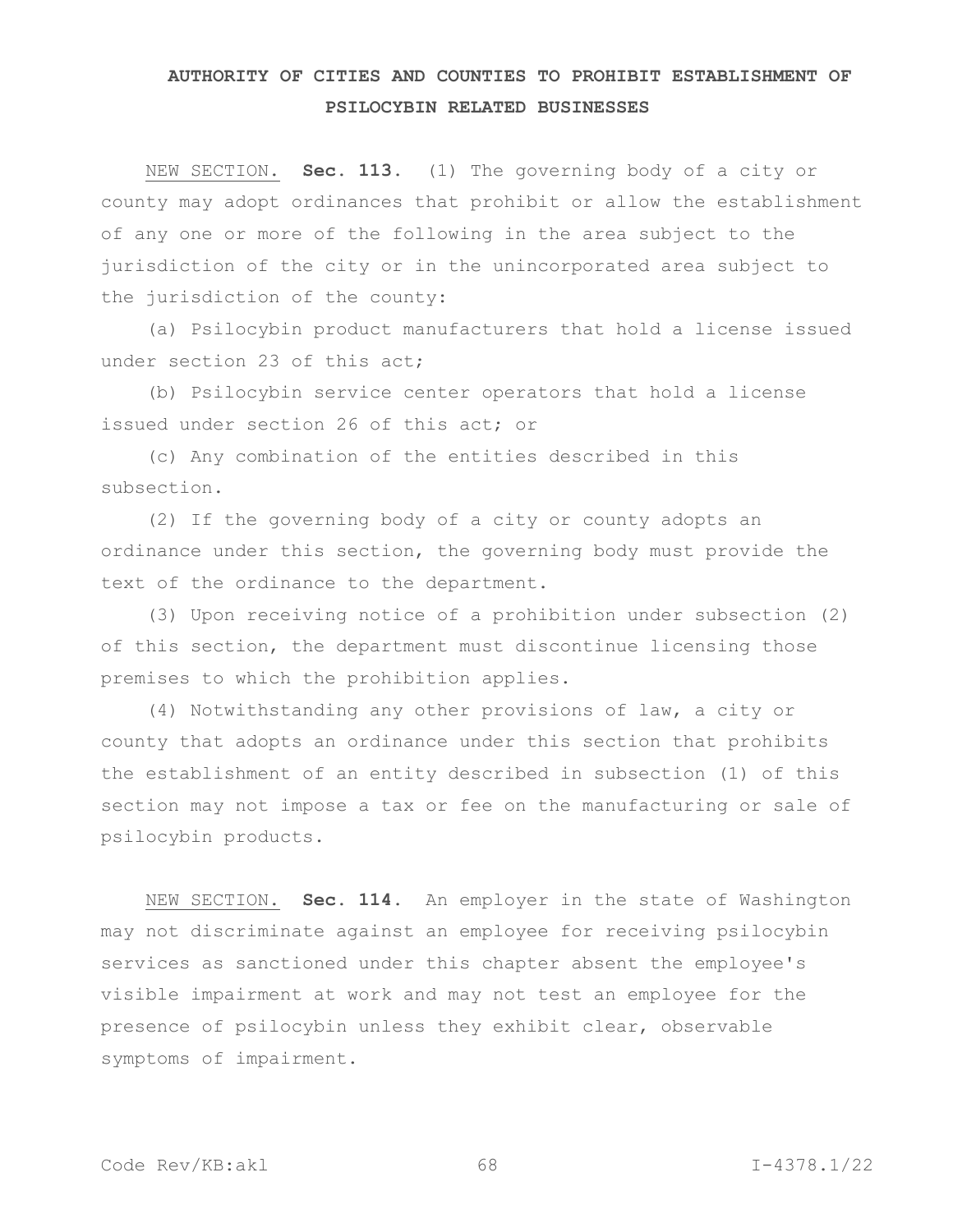## AUTHORITY OF CITIES AND COUNTIES TO PROHIBIT ESTABLISHMENT OF PSILOCYBIN RELATED BUSINESSES

NEW SECTION. **Sec. 113.** (1) The governing body of a city or county may adopt ordinances that prohibit or allow the establishment of any one or more of the following in the area subject to the jurisdiction of the city or in the unincorporated area subject to the jurisdiction of the county:

(a) Psilocybin product manufacturers that hold a license issued under section 23 of this act;

(b) Psilocybin service center operators that hold a license issued under section 26 of this act; or

(c) Any combination of the entities described in this subsection.

(2) If the governing body of a city or county adopts an ordinance under this section, the governing body must provide the text of the ordinance to the department.

(3) Upon receiving notice of a prohibition under subsection (2) of this section, the department must discontinue licensing those premises to which the prohibition applies.

(4) Notwithstanding any other provisions of law, a city or county that adopts an ordinance under this section that prohibits the establishment of an entity described in subsection (1) of this section may not impose a tax or fee on the manufacturing or sale of psilocybin products.

NEW SECTION. **Sec. 114.** An employer in the state of Washington may not discriminate against an employee for receiving psilocybin services as sanctioned under this chapter absent the employee's visible impairment at work and may not test an employee for the presence of psilocybin unless they exhibit clear, observable symptoms of impairment.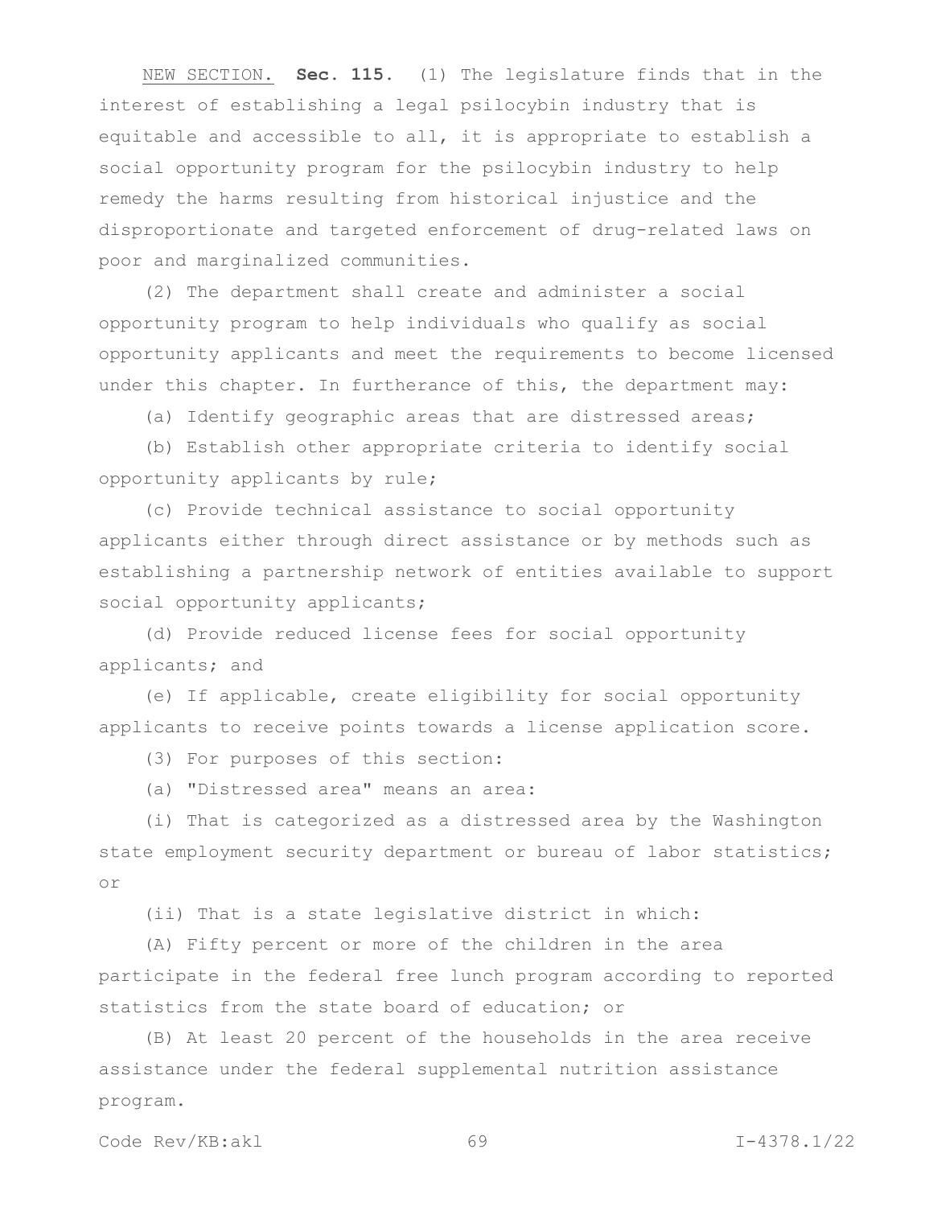NEW SECTION. **Sec. 115.** (1) The legislature finds that in the interest of establishing a legal psilocybin industry that is equitable and accessible to all, it is appropriate to establish a social opportunity program for the psilocybin industry to help remedy the harms resulting from historical injustice and the disproportionate and targeted enforcement of drug-related laws on poor and marginalized communities.

(2) The department shall create and administer a social opportunity program to help individuals who qualify as social opportunity applicants and meet the requirements to become licensed under this chapter. In furtherance of this, the department may:

(a) Identify geographic areas that are distressed areas;

(b) Establish other appropriate criteria to identify social opportunity applicants by rule;

(c) Provide technical assistance to social opportunity applicants either through direct assistance or by methods such as establishing a partnership network of entities available to support social opportunity applicants;

(d) Provide reduced license fees for social opportunity applicants; and

(e) If applicable, create eligibility for social opportunity applicants to receive points towards a license application score.

(3) For purposes of this section:

(a) "Distressed area" means an area:

(i) That is categorized as a distressed area by the Washington state employment security department or bureau of labor statistics; or

(ii) That is a state legislative district in which:

(A) Fifty percent or more of the children in the area participate in the federal free lunch program according to reported statistics from the state board of education; or

(B) At least 20 percent of the households in the area receive assistance under the federal supplemental nutrition assistance program.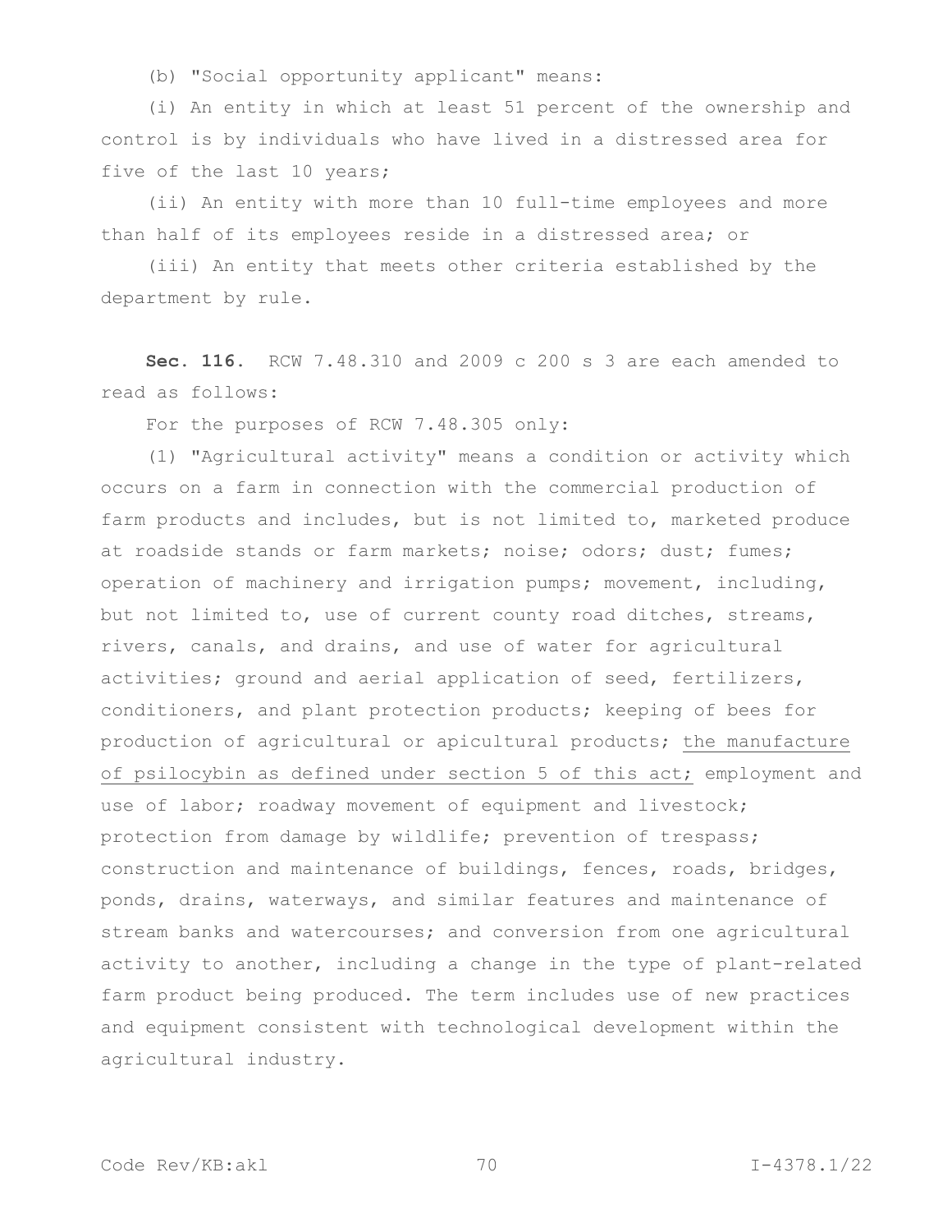(b) "Social opportunity applicant" means:

(i) An entity in which at least 51 percent of the ownership and control is by individuals who have lived in a distressed area for five of the last 10 years;

(ii) An entity with more than 10 full-time employees and more than half of its employees reside in a distressed area; or

(iii) An entity that meets other criteria established by the department by rule.

**Sec. 116.** RCW 7.48.310 and 2009 c 200 s 3 are each amended to read as follows:

For the purposes of RCW 7.48.305 only:

(1) "Agricultural activity" means a condition or activity which occurs on a farm in connection with the commercial production of farm products and includes, but is not limited to, marketed produce at roadside stands or farm markets; noise; odors; dust; fumes; operation of machinery and irrigation pumps; movement, including, but not limited to, use of current county road ditches, streams, rivers, canals, and drains, and use of water for agricultural activities; ground and aerial application of seed, fertilizers, conditioners, and plant protection products; keeping of bees for production of agricultural or apicultural products; <u>the manufacture of psilocybin as defined under section 5 of this act;</u> employment and use of labor; roadway movement of equipment and livestock; protection from damage by wildlife; prevention of trespass; construction and maintenance of buildings, fences, roads, bridges, ponds, drains, waterways, and similar features and maintenance of stream banks and watercourses; and conversion from one agricultural activity to another, including a change in the type of plant-related farm product being produced. The term includes use of new practices and equipment consistent with technological development within the agricultural industry.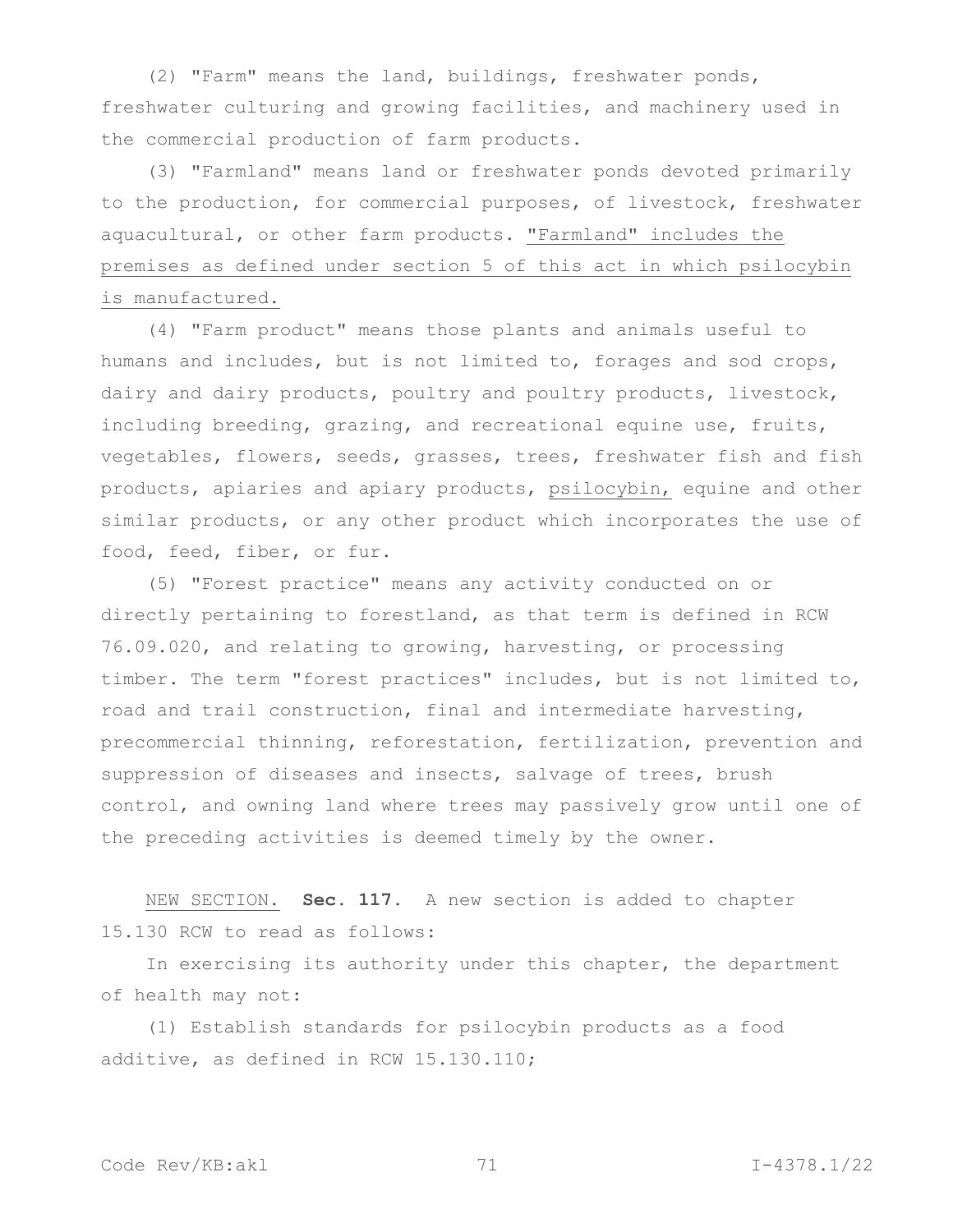(2) "Farm" means the land, buildings, freshwater ponds, freshwater culturing and growing facilities, and machinery used in the commercial production of farm products.

(3) "Farmland" means land or freshwater ponds devoted primarily to the production, for commercial purposes, of livestock, freshwater aquacultural, or other farm products. <u>"Farmland" includes the premises as defined under section 5 of this act in which psilocybin is manufactured.</u>

(4) "Farm product" means those plants and animals useful to humans and includes, but is not limited to, forages and sod crops, dairy and dairy products, poultry and poultry products, livestock, including breeding, grazing, and recreational equine use, fruits, vegetables, flowers, seeds, grasses, trees, freshwater fish and fish products, apiaries and apiary products, <u>psilocybin,</u> equine and other similar products, or any other product which incorporates the use of food, feed, fiber, or fur.

(5) "Forest practice" means any activity conducted on or directly pertaining to forestland, as that term is defined in RCW 76.09.020, and relating to growing, harvesting, or processing timber. The term "forest practices" includes, but is not limited to, road and trail construction, final and intermediate harvesting, precommercial thinning, reforestation, fertilization, prevention and suppression of diseases and insects, salvage of trees, brush control, and owning land where trees may passively grow until one of the preceding activities is deemed timely by the owner.

<u>NEW SECTION.</u> **Sec. 117.** A new section is added to chapter 15.130 RCW to read as follows:

In exercising its authority under this chapter, the department of health may not:

(1) Establish standards for psilocybin products as a food additive, as defined in RCW 15.130.110;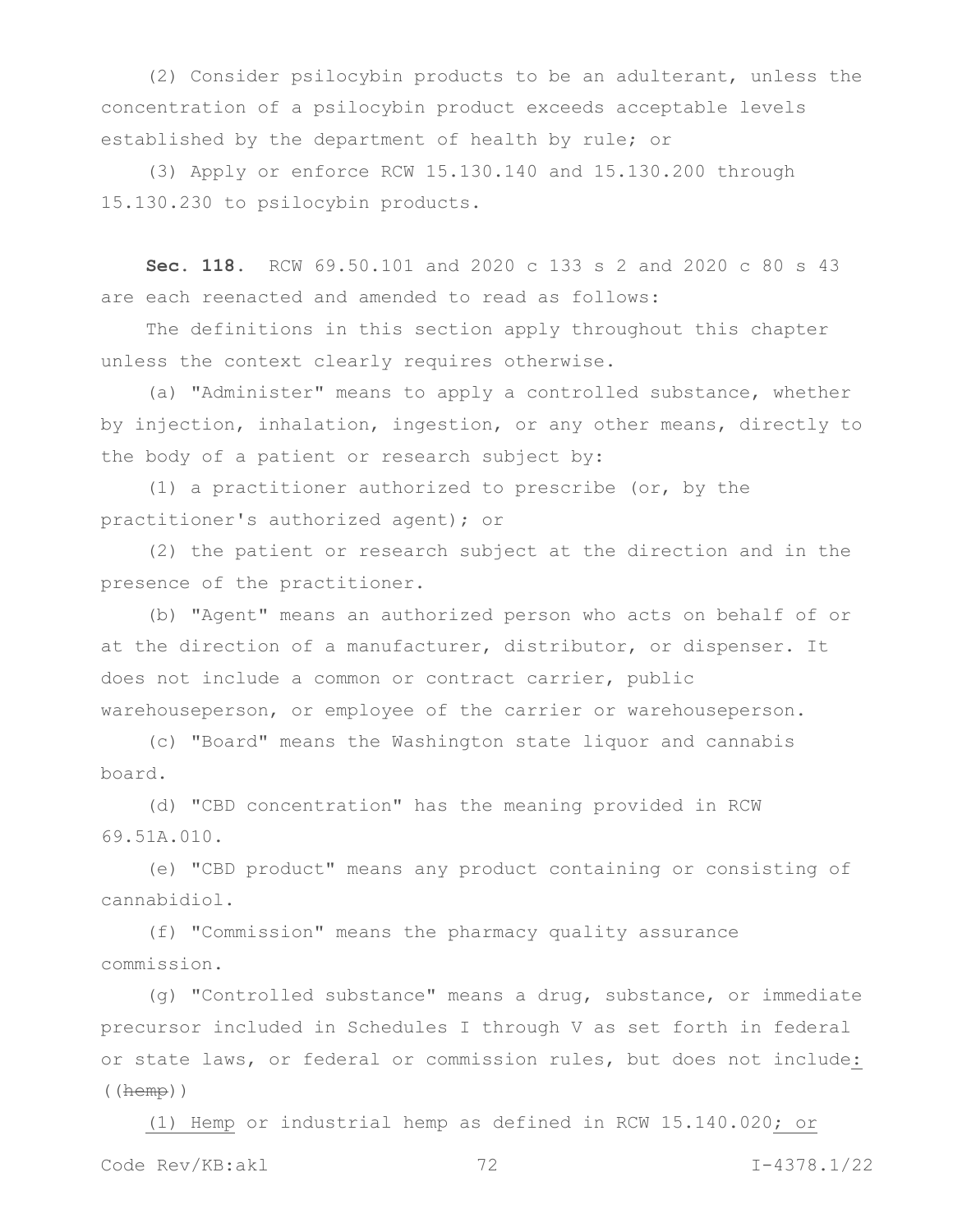(2) Consider psilocybin products to be an adulterant, unless the concentration of a psilocybin product exceeds acceptable levels established by the department of health by rule; or

(3) Apply or enforce RCW 15.130.140 and 15.130.200 through 15.130.230 to psilocybin products.

**Sec. 118.** RCW 69.50.101 and 2020 c 133 s 2 and 2020 c 80 s 43 are each reenacted and amended to read as follows:

The definitions in this section apply throughout this chapter unless the context clearly requires otherwise.

(a) "Administer" means to apply a controlled substance, whether by injection, inhalation, ingestion, or any other means, directly to the body of a patient or research subject by:

(1) a practitioner authorized to prescribe (or, by the practitioner's authorized agent); or

(2) the patient or research subject at the direction and in the presence of the practitioner.

(b) "Agent" means an authorized person who acts on behalf of or at the direction of a manufacturer, distributor, or dispenser. It does not include a common or contract carrier, public warehouseperson, or employee of the carrier or warehouseperson.

(c) "Board" means the Washington state liquor and cannabis board.

(d) "CBD concentration" has the meaning provided in RCW 69.51A.010.

(e) "CBD product" means any product containing or consisting of cannabidiol.

(f) "Commission" means the pharmacy quality assurance commission.

(g) "Controlled substance" means a drug, substance, or immediate precursor included in Schedules I through V as set forth in federal or state laws, or federal or commission rules, but does not include: ((~~hemp~~))

(1) Hemp or industrial hemp as defined in RCW 15.140.020; or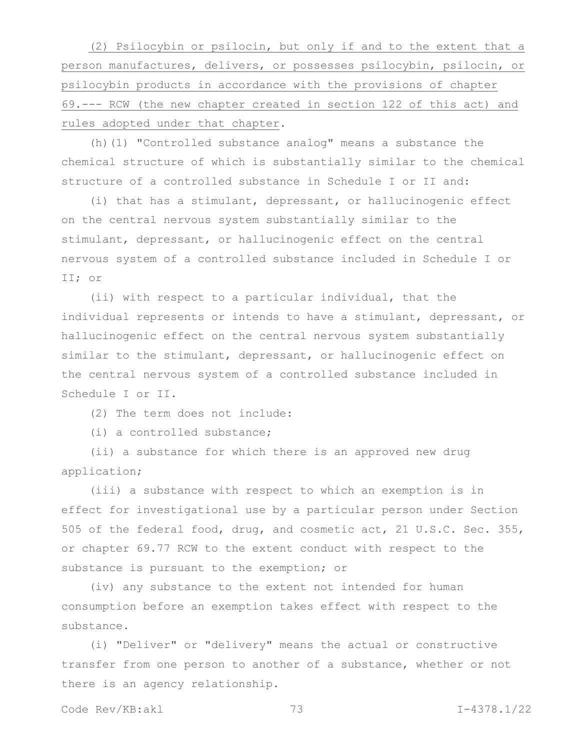(2) Psilocybin or psilocin, but only if and to the extent that a person manufactures, delivers, or possesses psilocybin, psilocin, or psilocybin products in accordance with the provisions of chapter 69.--- RCW (the new chapter created in section 122 of this act) and rules adopted under that chapter.

(h)(1) "Controlled substance analog" means a substance the chemical structure of which is substantially similar to the chemical structure of a controlled substance in Schedule I or II and:

(i) that has a stimulant, depressant, or hallucinogenic effect on the central nervous system substantially similar to the stimulant, depressant, or hallucinogenic effect on the central nervous system of a controlled substance included in Schedule I or II; or

(ii) with respect to a particular individual, that the individual represents or intends to have a stimulant, depressant, or hallucinogenic effect on the central nervous system substantially similar to the stimulant, depressant, or hallucinogenic effect on the central nervous system of a controlled substance included in Schedule I or II.

(2) The term does not include:

(i) a controlled substance;

(ii) a substance for which there is an approved new drug application;

(iii) a substance with respect to which an exemption is in effect for investigational use by a particular person under Section 505 of the federal food, drug, and cosmetic act, 21 U.S.C. Sec. 355, or chapter 69.77 RCW to the extent conduct with respect to the substance is pursuant to the exemption; or

(iv) any substance to the extent not intended for human consumption before an exemption takes effect with respect to the substance.

(i) "Deliver" or "delivery" means the actual or constructive transfer from one person to another of a substance, whether or not there is an agency relationship.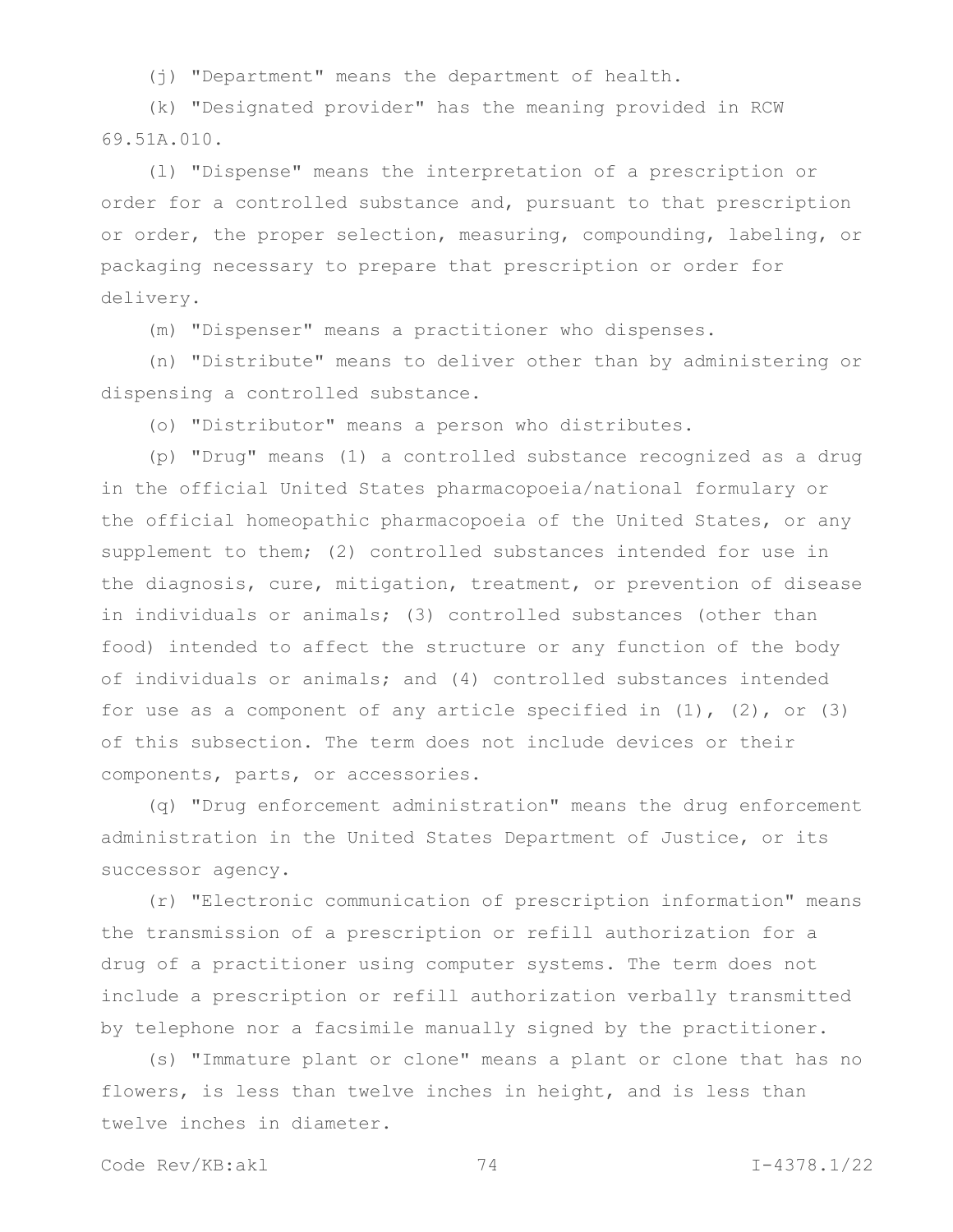(j) "Department" means the department of health.

(k) "Designated provider" has the meaning provided in RCW 69.51A.010.

(l) "Dispense" means the interpretation of a prescription or order for a controlled substance and, pursuant to that prescription or order, the proper selection, measuring, compounding, labeling, or packaging necessary to prepare that prescription or order for delivery.

(m) "Dispenser" means a practitioner who dispenses.

(n) "Distribute" means to deliver other than by administering or dispensing a controlled substance.

(o) "Distributor" means a person who distributes.

(p) "Drug" means (1) a controlled substance recognized as a drug in the official United States pharmacopoeia/national formulary or the official homeopathic pharmacopoeia of the United States, or any supplement to them; (2) controlled substances intended for use in the diagnosis, cure, mitigation, treatment, or prevention of disease in individuals or animals; (3) controlled substances (other than food) intended to affect the structure or any function of the body of individuals or animals; and (4) controlled substances intended for use as a component of any article specified in (1), (2), or (3) of this subsection. The term does not include devices or their components, parts, or accessories.

(q) "Drug enforcement administration" means the drug enforcement administration in the United States Department of Justice, or its successor agency.

(r) "Electronic communication of prescription information" means the transmission of a prescription or refill authorization for a drug of a practitioner using computer systems. The term does not include a prescription or refill authorization verbally transmitted by telephone nor a facsimile manually signed by the practitioner.

(s) "Immature plant or clone" means a plant or clone that has no flowers, is less than twelve inches in height, and is less than twelve inches in diameter.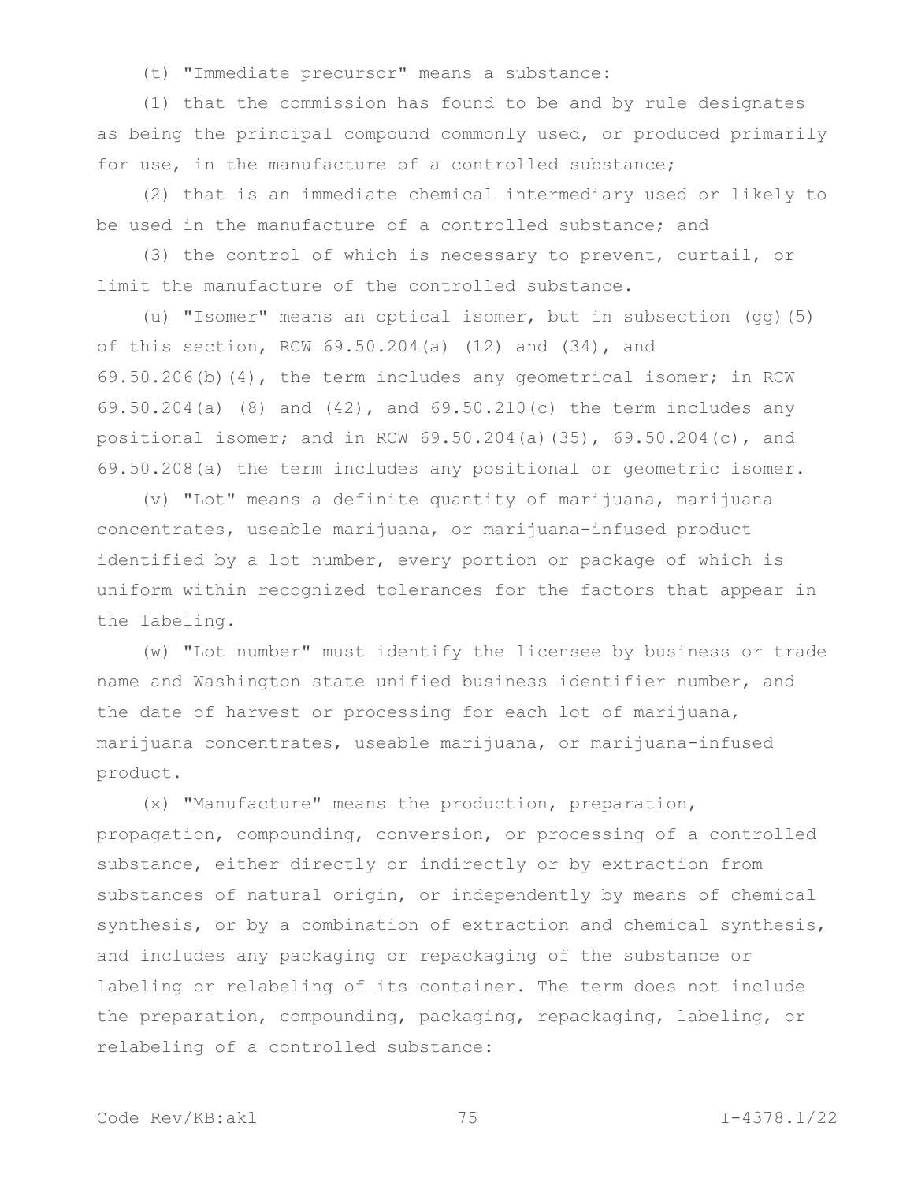(t) "Immediate precursor" means a substance:

(1) that the commission has found to be and by rule designates as being the principal compound commonly used, or produced primarily for use, in the manufacture of a controlled substance;

(2) that is an immediate chemical intermediary used or likely to be used in the manufacture of a controlled substance; and

(3) the control of which is necessary to prevent, curtail, or limit the manufacture of the controlled substance.

(u) "Isomer" means an optical isomer, but in subsection (gg)(5) of this section, RCW 69.50.204(a) (12) and (34), and 69.50.206(b)(4), the term includes any geometrical isomer; in RCW 69.50.204(a) (8) and (42), and 69.50.210(c) the term includes any positional isomer; and in RCW 69.50.204(a)(35), 69.50.204(c), and 69.50.208(a) the term includes any positional or geometric isomer.

(v) "Lot" means a definite quantity of marijuana, marijuana concentrates, useable marijuana, or marijuana-infused product identified by a lot number, every portion or package of which is uniform within recognized tolerances for the factors that appear in the labeling.

(w) "Lot number" must identify the licensee by business or trade name and Washington state unified business identifier number, and the date of harvest or processing for each lot of marijuana, marijuana concentrates, useable marijuana, or marijuana-infused product.

(x) "Manufacture" means the production, preparation, propagation, compounding, conversion, or processing of a controlled substance, either directly or indirectly or by extraction from substances of natural origin, or independently by means of chemical synthesis, or by a combination of extraction and chemical synthesis, and includes any packaging or repackaging of the substance or labeling or relabeling of its container. The term does not include the preparation, compounding, packaging, repackaging, labeling, or relabeling of a controlled substance: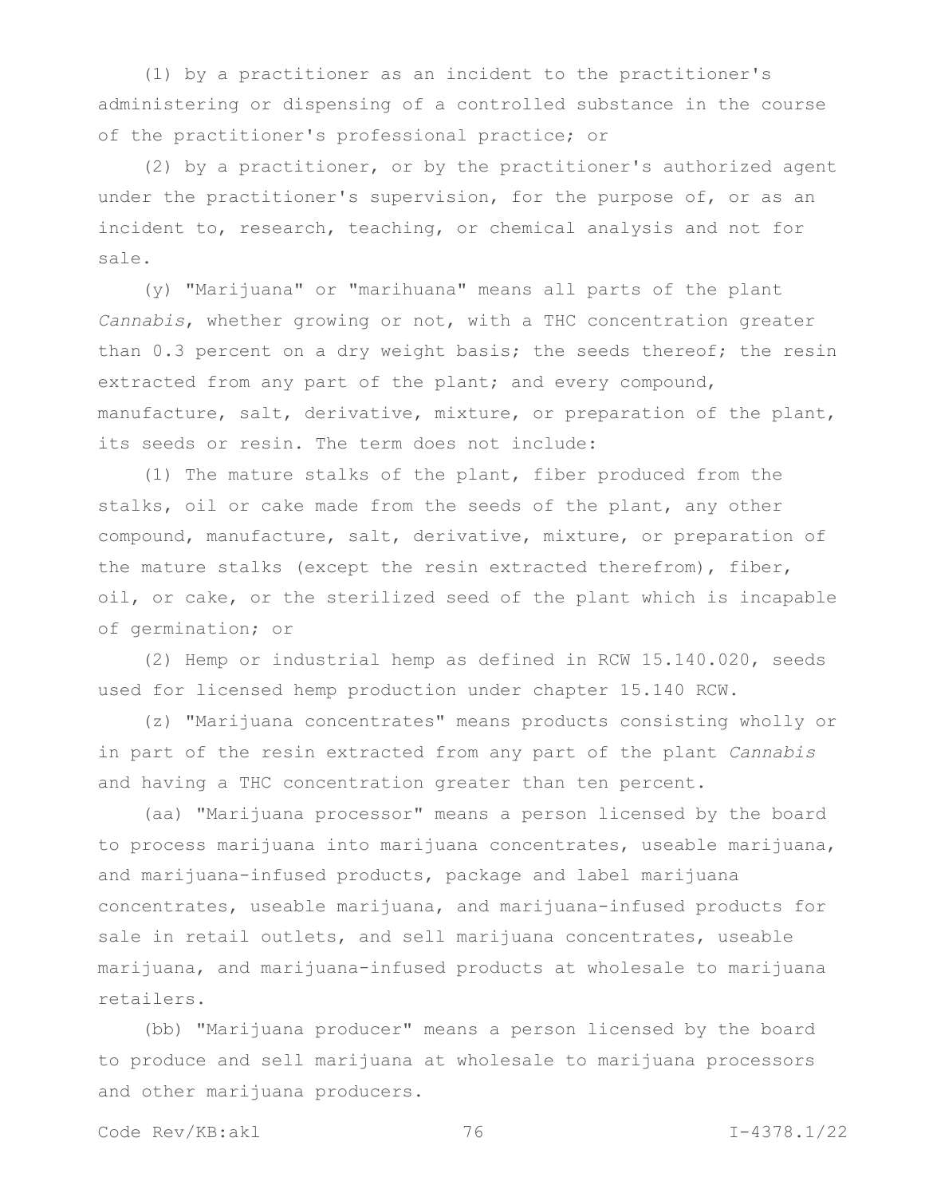(1) by a practitioner as an incident to the practitioner's administering or dispensing of a controlled substance in the course of the practitioner's professional practice; or

(2) by a practitioner, or by the practitioner's authorized agent under the practitioner's supervision, for the purpose of, or as an incident to, research, teaching, or chemical analysis and not for sale.

(y) "Marijuana" or "marihuana" means all parts of the plant *Cannabis*, whether growing or not, with a THC concentration greater than 0.3 percent on a dry weight basis; the seeds thereof; the resin extracted from any part of the plant; and every compound, manufacture, salt, derivative, mixture, or preparation of the plant, its seeds or resin. The term does not include:

(1) The mature stalks of the plant, fiber produced from the stalks, oil or cake made from the seeds of the plant, any other compound, manufacture, salt, derivative, mixture, or preparation of the mature stalks (except the resin extracted therefrom), fiber, oil, or cake, or the sterilized seed of the plant which is incapable of germination; or

(2) Hemp or industrial hemp as defined in RCW 15.140.020, seeds used for licensed hemp production under chapter 15.140 RCW.

(z) "Marijuana concentrates" means products consisting wholly or in part of the resin extracted from any part of the plant *Cannabis* and having a THC concentration greater than ten percent.

(aa) "Marijuana processor" means a person licensed by the board to process marijuana into marijuana concentrates, useable marijuana, and marijuana-infused products, package and label marijuana concentrates, useable marijuana, and marijuana-infused products for sale in retail outlets, and sell marijuana concentrates, useable marijuana, and marijuana-infused products at wholesale to marijuana retailers.

(bb) "Marijuana producer" means a person licensed by the board to produce and sell marijuana at wholesale to marijuana processors and other marijuana producers.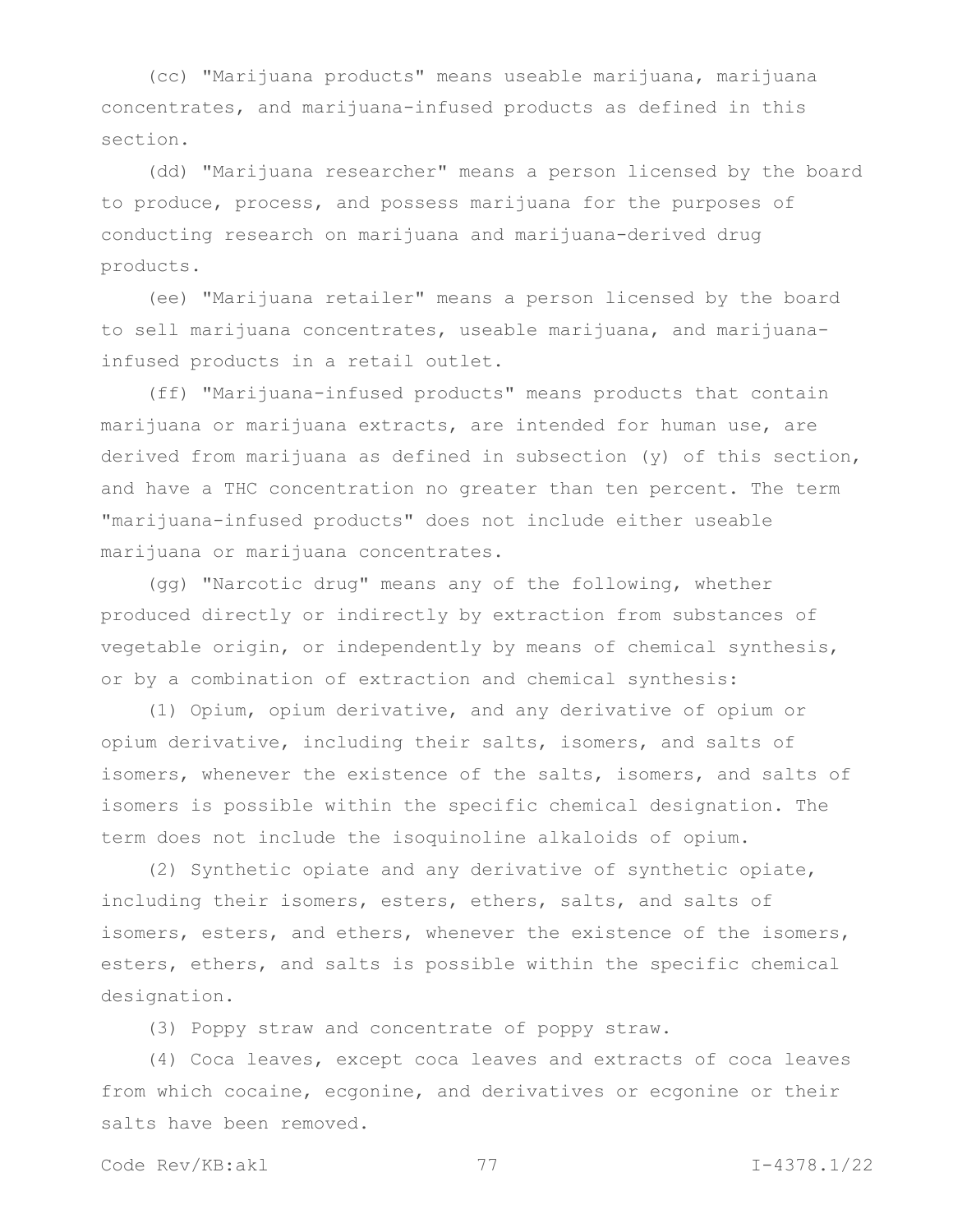(cc) "Marijuana products" means useable marijuana, marijuana concentrates, and marijuana-infused products as defined in this section.

(dd) "Marijuana researcher" means a person licensed by the board to produce, process, and possess marijuana for the purposes of conducting research on marijuana and marijuana-derived drug products.

(ee) "Marijuana retailer" means a person licensed by the board to sell marijuana concentrates, useable marijuana, and marijuana-infused products in a retail outlet.

(ff) "Marijuana-infused products" means products that contain marijuana or marijuana extracts, are intended for human use, are derived from marijuana as defined in subsection (y) of this section, and have a THC concentration no greater than ten percent. The term "marijuana-infused products" does not include either useable marijuana or marijuana concentrates.

(gg) "Narcotic drug" means any of the following, whether produced directly or indirectly by extraction from substances of vegetable origin, or independently by means of chemical synthesis, or by a combination of extraction and chemical synthesis:

(1) Opium, opium derivative, and any derivative of opium or opium derivative, including their salts, isomers, and salts of isomers, whenever the existence of the salts, isomers, and salts of isomers is possible within the specific chemical designation. The term does not include the isoquinoline alkaloids of opium.

(2) Synthetic opiate and any derivative of synthetic opiate, including their isomers, esters, ethers, salts, and salts of isomers, esters, and ethers, whenever the existence of the isomers, esters, ethers, and salts is possible within the specific chemical designation.

(3) Poppy straw and concentrate of poppy straw.

(4) Coca leaves, except coca leaves and extracts of coca leaves from which cocaine, ecgonine, and derivatives or ecgonine or their salts have been removed.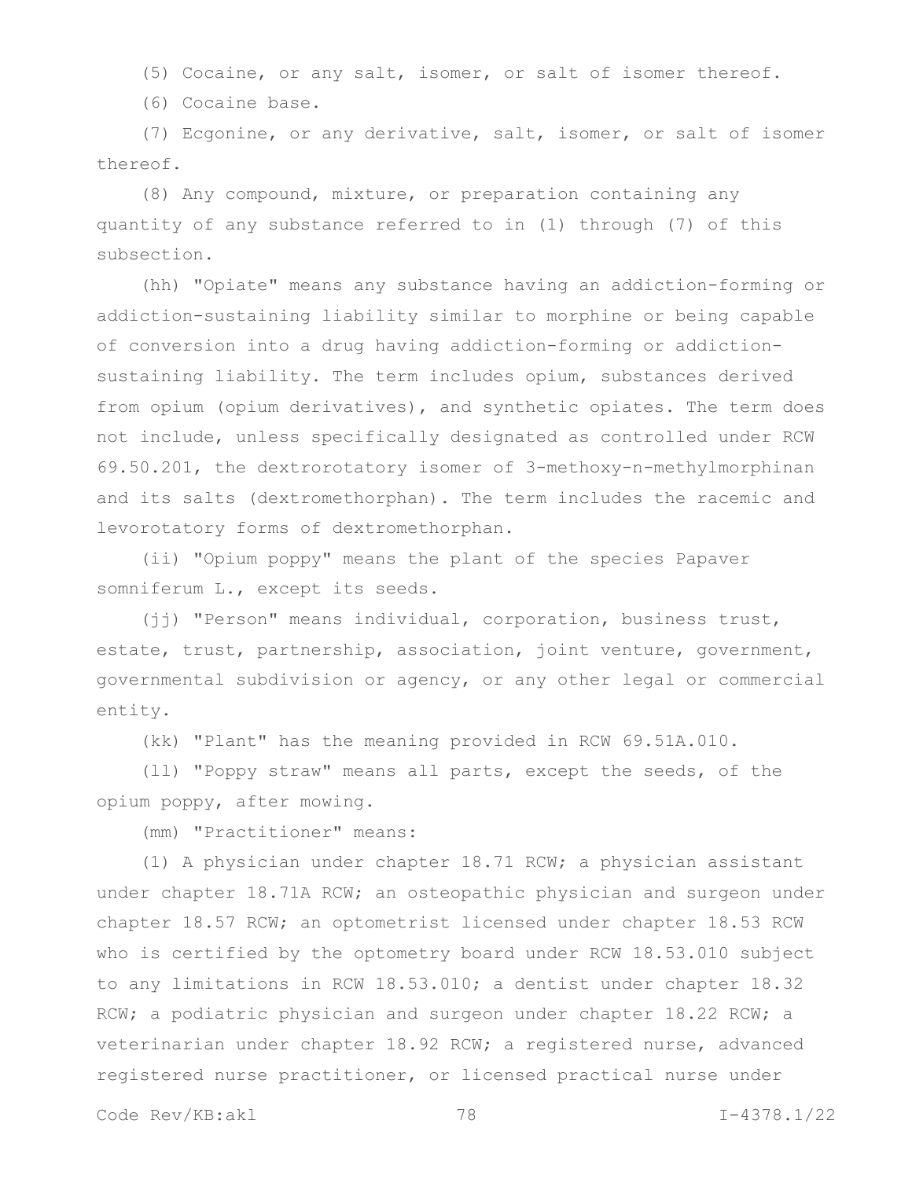(5) Cocaine, or any salt, isomer, or salt of isomer thereof.

(6) Cocaine base.

(7) Ecgonine, or any derivative, salt, isomer, or salt of isomer thereof.

(8) Any compound, mixture, or preparation containing any quantity of any substance referred to in (1) through (7) of this subsection.

(hh) "Opiate" means any substance having an addiction-forming or addiction-sustaining liability similar to morphine or being capable of conversion into a drug having addiction-forming or addiction-sustaining liability. The term includes opium, substances derived from opium (opium derivatives), and synthetic opiates. The term does not include, unless specifically designated as controlled under RCW 69.50.201, the dextrorotatory isomer of 3-methoxy-n-methylmorphinan and its salts (dextromethorphan). The term includes the racemic and levorotatory forms of dextromethorphan.

(ii) "Opium poppy" means the plant of the species Papaver somniferum L., except its seeds.

(jj) "Person" means individual, corporation, business trust, estate, trust, partnership, association, joint venture, government, governmental subdivision or agency, or any other legal or commercial entity.

(kk) "Plant" has the meaning provided in RCW 69.51A.010.

(ll) "Poppy straw" means all parts, except the seeds, of the opium poppy, after mowing.

(mm) "Practitioner" means:

(1) A physician under chapter 18.71 RCW; a physician assistant under chapter 18.71A RCW; an osteopathic physician and surgeon under chapter 18.57 RCW; an optometrist licensed under chapter 18.53 RCW who is certified by the optometry board under RCW 18.53.010 subject to any limitations in RCW 18.53.010; a dentist under chapter 18.32 RCW; a podiatric physician and surgeon under chapter 18.22 RCW; a veterinarian under chapter 18.92 RCW; a registered nurse, advanced registered nurse practitioner, or licensed practical nurse under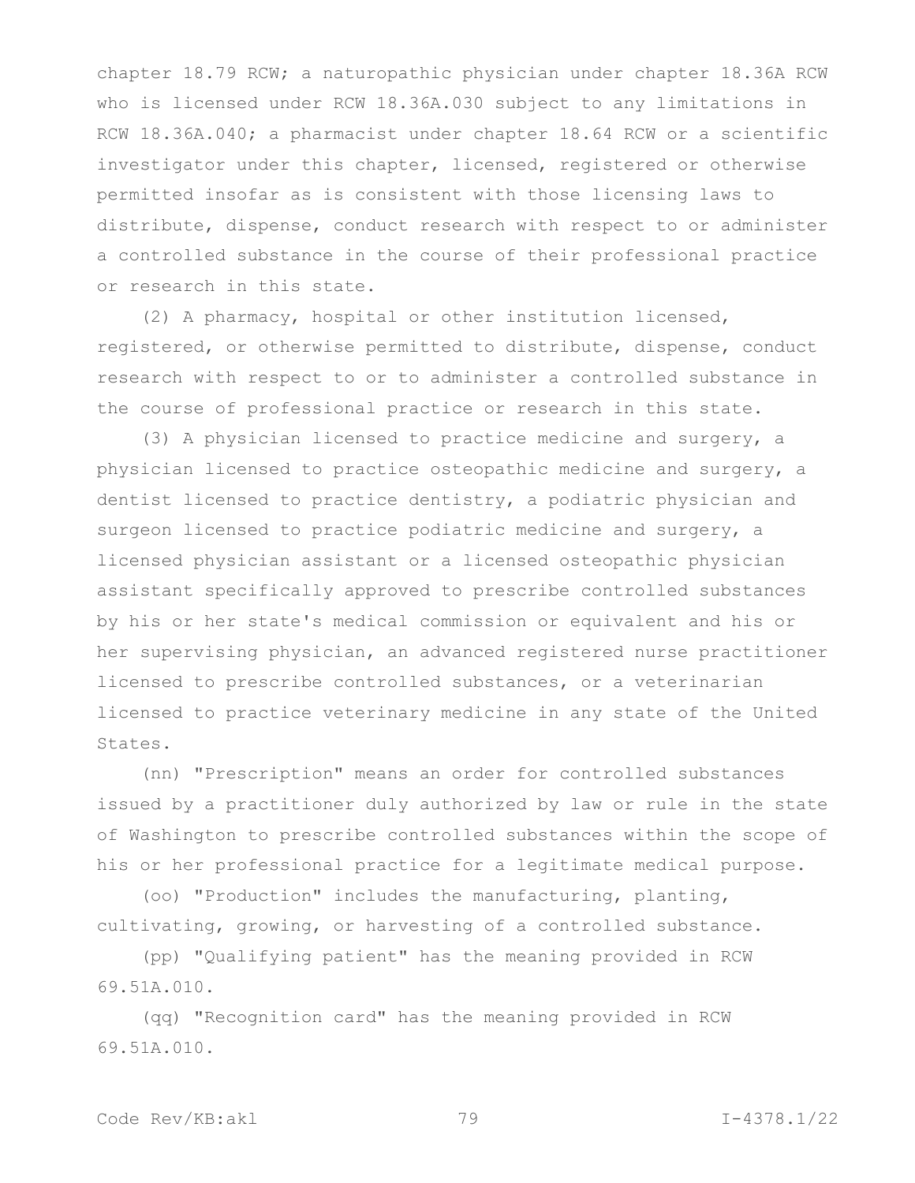chapter 18.79 RCW; a naturopathic physician under chapter 18.36A RCW who is licensed under RCW 18.36A.030 subject to any limitations in RCW 18.36A.040; a pharmacist under chapter 18.64 RCW or a scientific investigator under this chapter, licensed, registered or otherwise permitted insofar as is consistent with those licensing laws to distribute, dispense, conduct research with respect to or administer a controlled substance in the course of their professional practice or research in this state.

(2) A pharmacy, hospital or other institution licensed, registered, or otherwise permitted to distribute, dispense, conduct research with respect to or to administer a controlled substance in the course of professional practice or research in this state.

(3) A physician licensed to practice medicine and surgery, a physician licensed to practice osteopathic medicine and surgery, a dentist licensed to practice dentistry, a podiatric physician and surgeon licensed to practice podiatric medicine and surgery, a licensed physician assistant or a licensed osteopathic physician assistant specifically approved to prescribe controlled substances by his or her state's medical commission or equivalent and his or her supervising physician, an advanced registered nurse practitioner licensed to prescribe controlled substances, or a veterinarian licensed to practice veterinary medicine in any state of the United States.

(nn) "Prescription" means an order for controlled substances issued by a practitioner duly authorized by law or rule in the state of Washington to prescribe controlled substances within the scope of his or her professional practice for a legitimate medical purpose.

(oo) "Production" includes the manufacturing, planting, cultivating, growing, or harvesting of a controlled substance.

(pp) "Qualifying patient" has the meaning provided in RCW 69.51A.010.

(qq) "Recognition card" has the meaning provided in RCW 69.51A.010.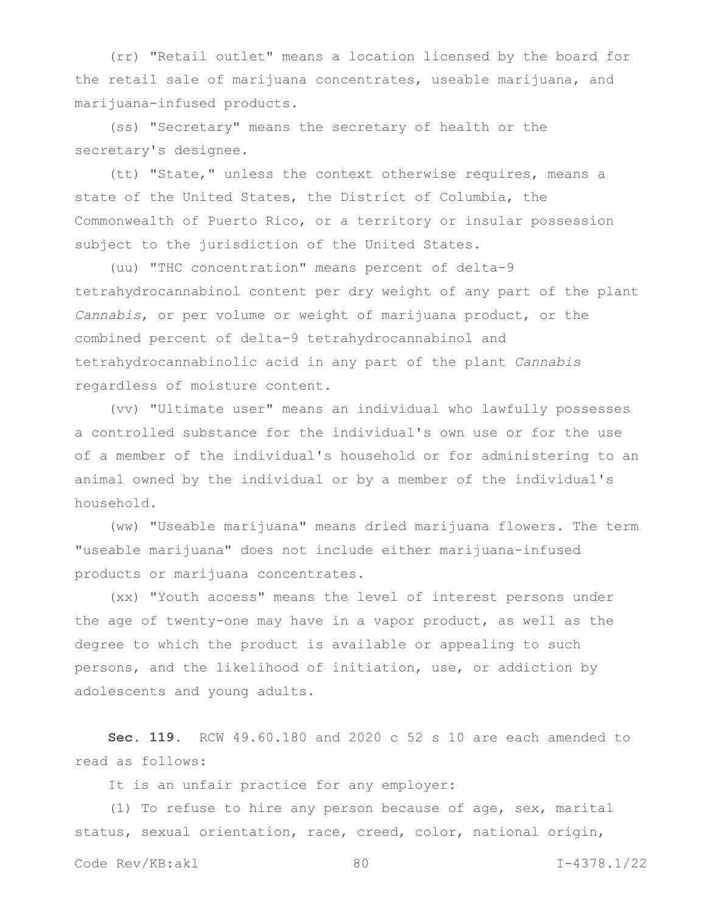(rr) "Retail outlet" means a location licensed by the board for the retail sale of marijuana concentrates, useable marijuana, and marijuana-infused products.

(ss) "Secretary" means the secretary of health or the secretary's designee.

(tt) "State," unless the context otherwise requires, means a state of the United States, the District of Columbia, the Commonwealth of Puerto Rico, or a territory or insular possession subject to the jurisdiction of the United States.

(uu) "THC concentration" means percent of delta-9 tetrahydrocannabinol content per dry weight of any part of the plant *Cannabis*, or per volume or weight of marijuana product, or the combined percent of delta-9 tetrahydrocannabinol and tetrahydrocannabinolic acid in any part of the plant *Cannabis* regardless of moisture content.

(vv) "Ultimate user" means an individual who lawfully possesses a controlled substance for the individual's own use or for the use of a member of the individual's household or for administering to an animal owned by the individual or by a member of the individual's household.

(ww) "Useable marijuana" means dried marijuana flowers. The term "useable marijuana" does not include either marijuana-infused products or marijuana concentrates.

(xx) "Youth access" means the level of interest persons under the age of twenty-one may have in a vapor product, as well as the degree to which the product is available or appealing to such persons, and the likelihood of initiation, use, or addiction by adolescents and young adults.

**Sec. 119.** RCW 49.60.180 and 2020 c 52 s 10 are each amended to read as follows:

It is an unfair practice for any employer:

(1) To refuse to hire any person because of age, sex, marital status, sexual orientation, race, creed, color, national origin,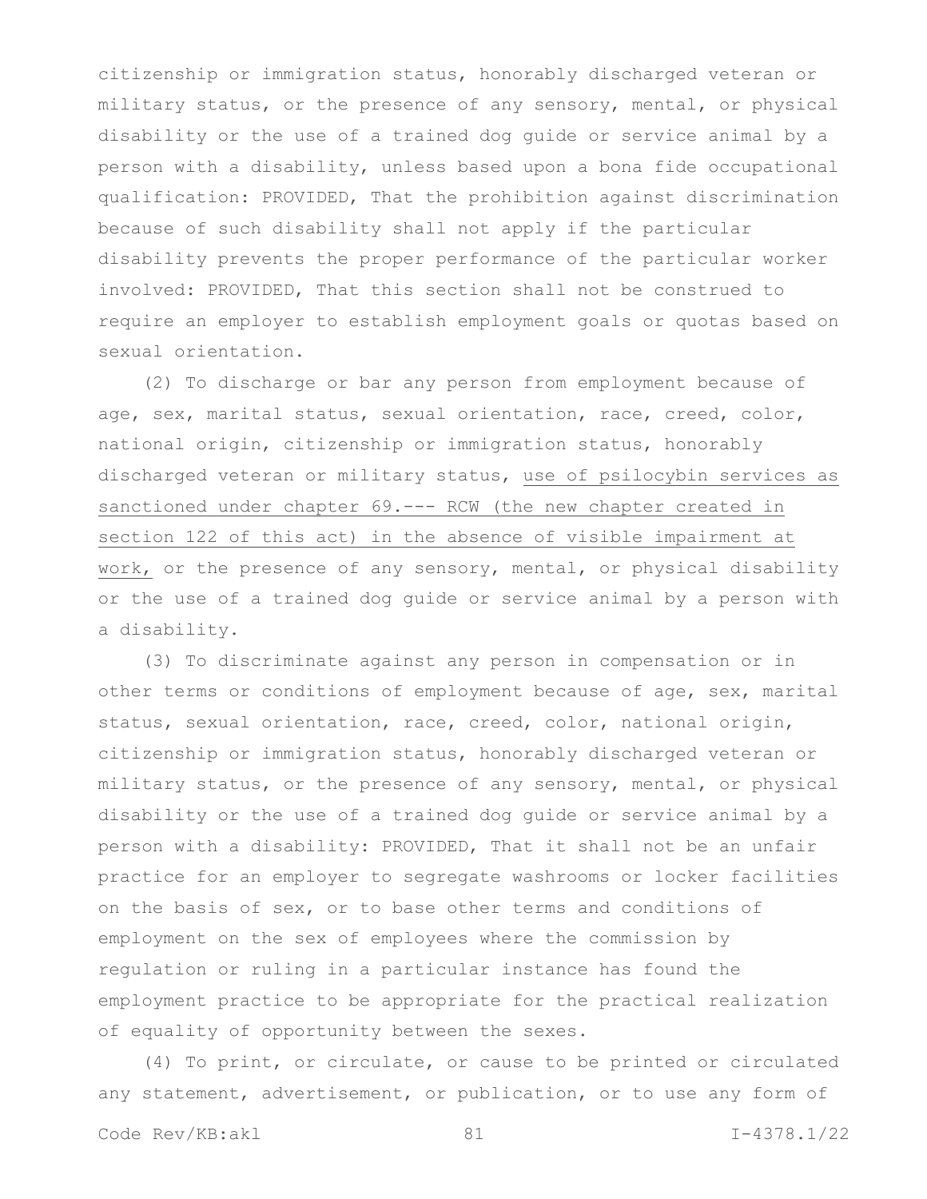citizenship or immigration status, honorably discharged veteran or military status, or the presence of any sensory, mental, or physical disability or the use of a trained dog guide or service animal by a person with a disability, unless based upon a bona fide occupational qualification: PROVIDED, That the prohibition against discrimination because of such disability shall not apply if the particular disability prevents the proper performance of the particular worker involved: PROVIDED, That this section shall not be construed to require an employer to establish employment goals or quotas based on sexual orientation.

(2) To discharge or bar any person from employment because of age, sex, marital status, sexual orientation, race, creed, color, national origin, citizenship or immigration status, honorably discharged veteran or military status, <u>use of psilocybin services as sanctioned under chapter 69.--- RCW (the new chapter created in section 122 of this act) in the absence of visible impairment at work,</u> or the presence of any sensory, mental, or physical disability or the use of a trained dog guide or service animal by a person with a disability.

(3) To discriminate against any person in compensation or in other terms or conditions of employment because of age, sex, marital status, sexual orientation, race, creed, color, national origin, citizenship or immigration status, honorably discharged veteran or military status, or the presence of any sensory, mental, or physical disability or the use of a trained dog guide or service animal by a person with a disability: PROVIDED, That it shall not be an unfair practice for an employer to segregate washrooms or locker facilities on the basis of sex, or to base other terms and conditions of employment on the sex of employees where the commission by regulation or ruling in a particular instance has found the employment practice to be appropriate for the practical realization of equality of opportunity between the sexes.

(4) To print, or circulate, or cause to be printed or circulated any statement, advertisement, or publication, or to use any form of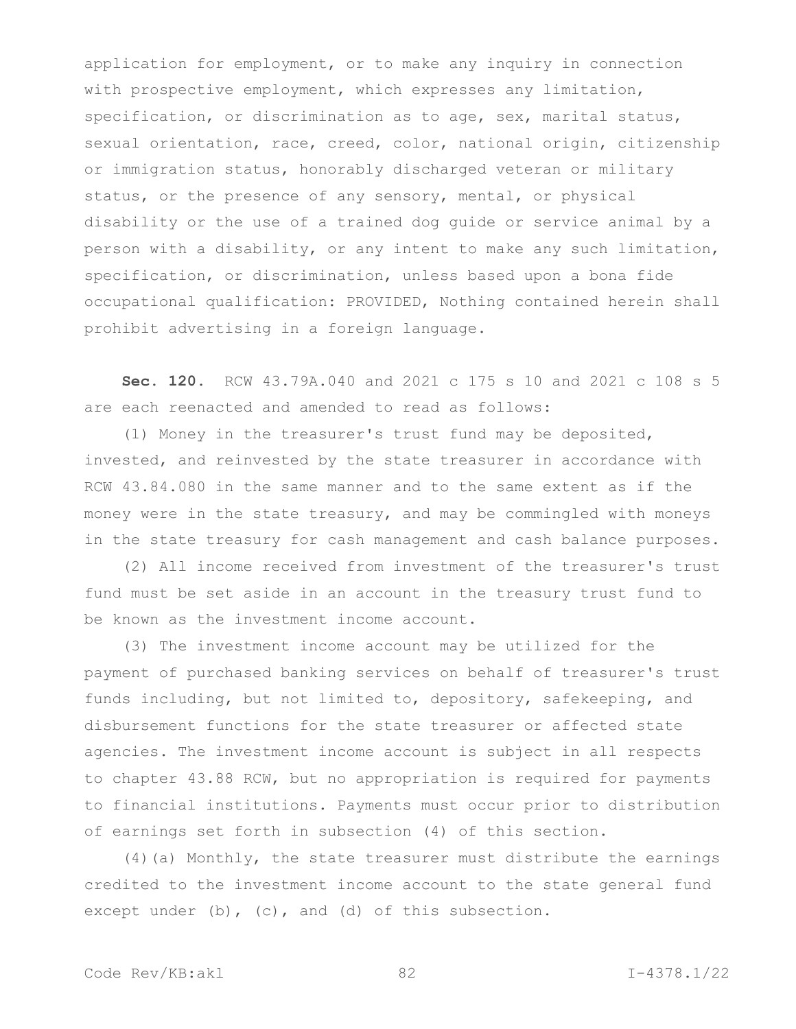application for employment, or to make any inquiry in connection with prospective employment, which expresses any limitation, specification, or discrimination as to age, sex, marital status, sexual orientation, race, creed, color, national origin, citizenship or immigration status, honorably discharged veteran or military status, or the presence of any sensory, mental, or physical disability or the use of a trained dog guide or service animal by a person with a disability, or any intent to make any such limitation, specification, or discrimination, unless based upon a bona fide occupational qualification: PROVIDED, Nothing contained herein shall prohibit advertising in a foreign language.

**Sec. 120.** RCW 43.79A.040 and 2021 c 175 s 10 and 2021 c 108 s 5 are each reenacted and amended to read as follows:

(1) Money in the treasurer's trust fund may be deposited, invested, and reinvested by the state treasurer in accordance with RCW 43.84.080 in the same manner and to the same extent as if the money were in the state treasury, and may be commingled with moneys in the state treasury for cash management and cash balance purposes.

(2) All income received from investment of the treasurer's trust fund must be set aside in an account in the treasury trust fund to be known as the investment income account.

(3) The investment income account may be utilized for the payment of purchased banking services on behalf of treasurer's trust funds including, but not limited to, depository, safekeeping, and disbursement functions for the state treasurer or affected state agencies. The investment income account is subject in all respects to chapter 43.88 RCW, but no appropriation is required for payments to financial institutions. Payments must occur prior to distribution of earnings set forth in subsection (4) of this section.

(4)(a) Monthly, the state treasurer must distribute the earnings credited to the investment income account to the state general fund except under (b), (c), and (d) of this subsection.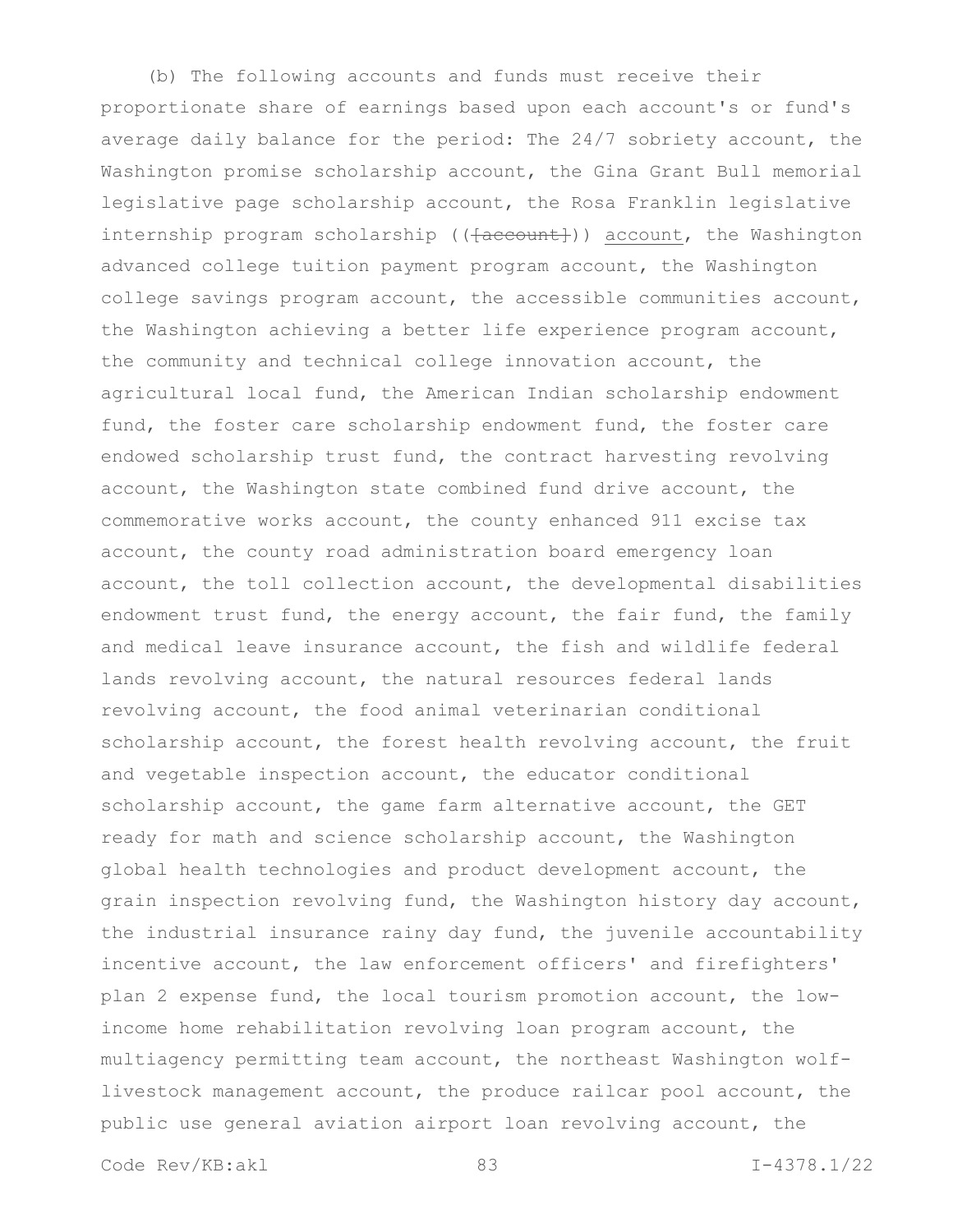(b) The following accounts and funds must receive their proportionate share of earnings based upon each account's or fund's average daily balance for the period: The 24/7 sobriety account, the Washington promise scholarship account, the Gina Grant Bull memorial legislative page scholarship account, the Rosa Franklin legislative internship program scholarship ((~~[account]~~)) <u>account</u>, the Washington advanced college tuition payment program account, the Washington college savings program account, the accessible communities account, the Washington achieving a better life experience program account, the community and technical college innovation account, the agricultural local fund, the American Indian scholarship endowment fund, the foster care scholarship endowment fund, the foster care endowed scholarship trust fund, the contract harvesting revolving account, the Washington state combined fund drive account, the commemorative works account, the county enhanced 911 excise tax account, the county road administration board emergency loan account, the toll collection account, the developmental disabilities endowment trust fund, the energy account, the fair fund, the family and medical leave insurance account, the fish and wildlife federal lands revolving account, the natural resources federal lands revolving account, the food animal veterinarian conditional scholarship account, the forest health revolving account, the fruit and vegetable inspection account, the educator conditional scholarship account, the game farm alternative account, the GET ready for math and science scholarship account, the Washington global health technologies and product development account, the grain inspection revolving fund, the Washington history day account, the industrial insurance rainy day fund, the juvenile accountability incentive account, the law enforcement officers' and firefighters' plan 2 expense fund, the local tourism promotion account, the low-income home rehabilitation revolving loan program account, the multiagency permitting team account, the northeast Washington wolf-livestock management account, the produce railcar pool account, the public use general aviation airport loan revolving account, the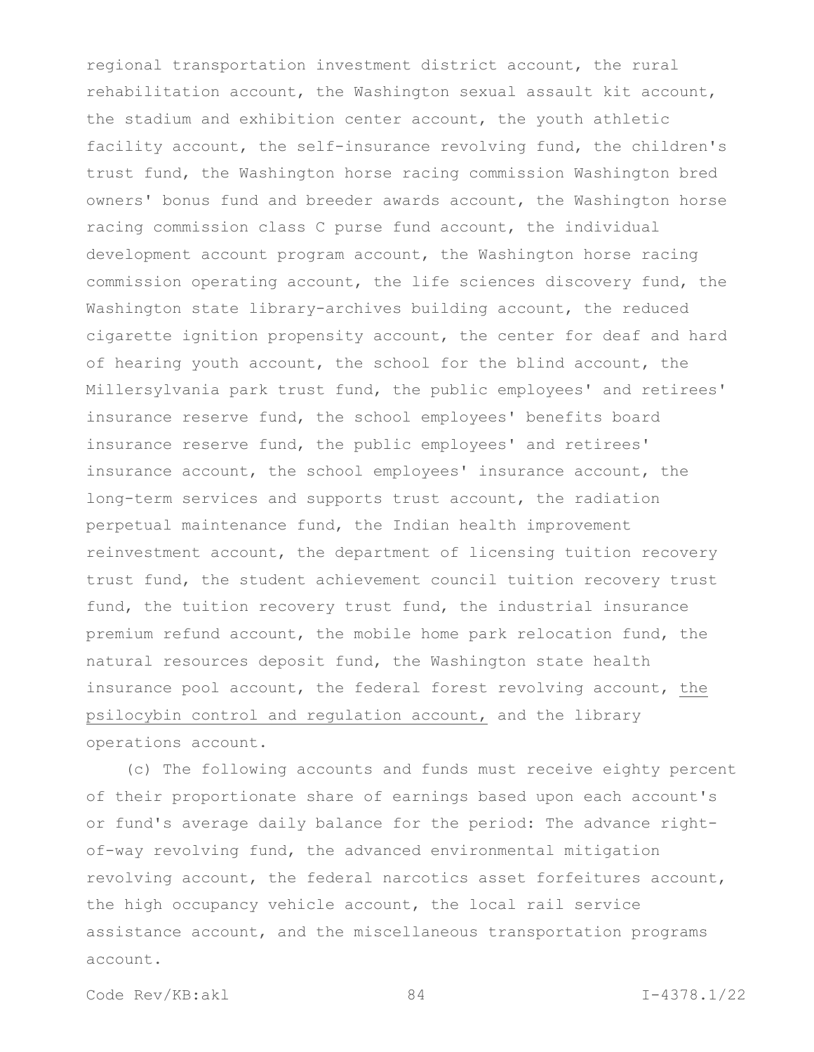regional transportation investment district account, the rural rehabilitation account, the Washington sexual assault kit account, the stadium and exhibition center account, the youth athletic facility account, the self-insurance revolving fund, the children's trust fund, the Washington horse racing commission Washington bred owners' bonus fund and breeder awards account, the Washington horse racing commission class C purse fund account, the individual development account program account, the Washington horse racing commission operating account, the life sciences discovery fund, the Washington state library-archives building account, the reduced cigarette ignition propensity account, the center for deaf and hard of hearing youth account, the school for the blind account, the Millersylvania park trust fund, the public employees' and retirees' insurance reserve fund, the school employees' benefits board insurance reserve fund, the public employees' and retirees' insurance account, the school employees' insurance account, the long-term services and supports trust account, the radiation perpetual maintenance fund, the Indian health improvement reinvestment account, the department of licensing tuition recovery trust fund, the student achievement council tuition recovery trust fund, the tuition recovery trust fund, the industrial insurance premium refund account, the mobile home park relocation fund, the natural resources deposit fund, the Washington state health insurance pool account, the federal forest revolving account, <u>the psilocybin control and regulation account,</u> and the library operations account.

(c) The following accounts and funds must receive eighty percent of their proportionate share of earnings based upon each account's or fund's average daily balance for the period: The advance right-of-way revolving fund, the advanced environmental mitigation revolving account, the federal narcotics asset forfeitures account, the high occupancy vehicle account, the local rail service assistance account, and the miscellaneous transportation programs account.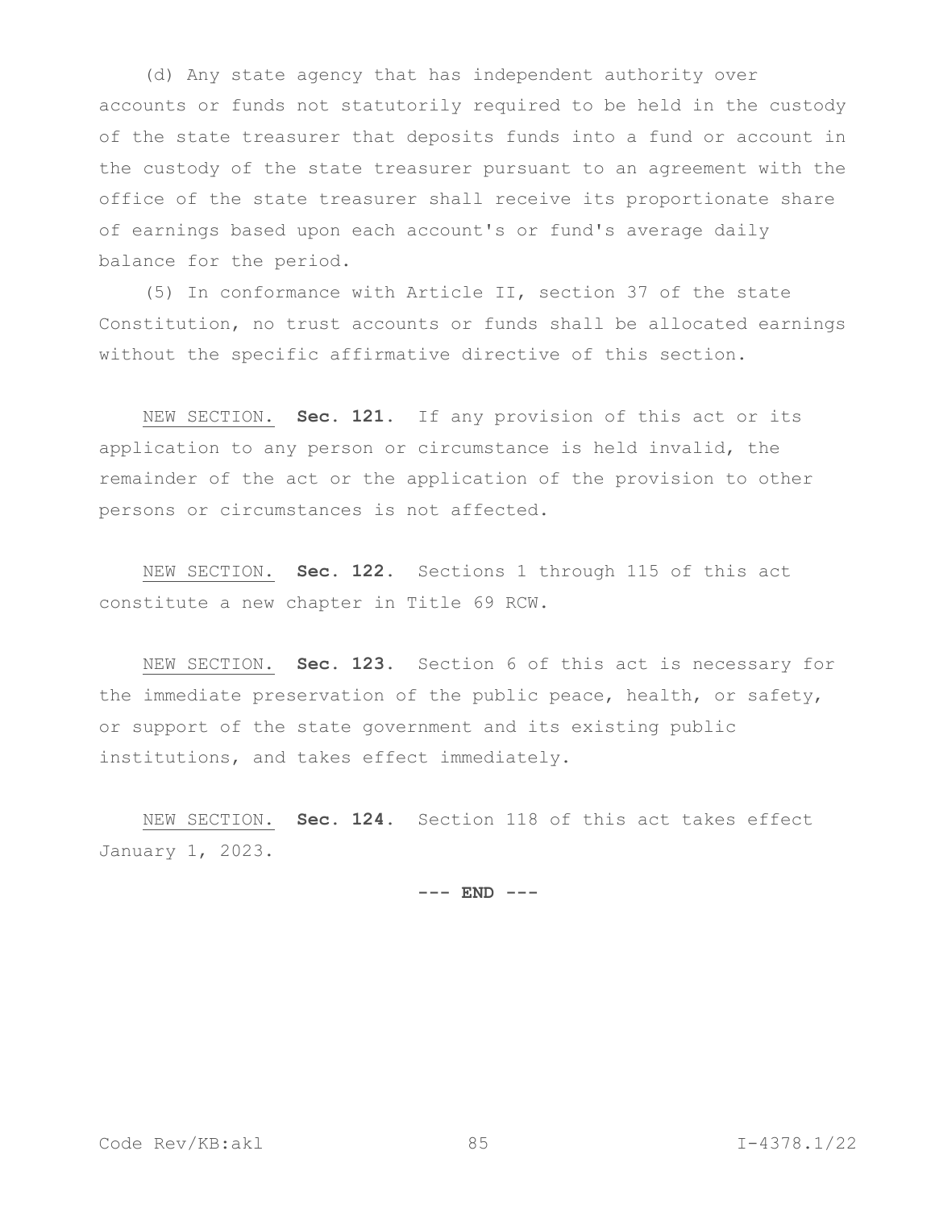(d) Any state agency that has independent authority over accounts or funds not statutorily required to be held in the custody of the state treasurer that deposits funds into a fund or account in the custody of the state treasurer pursuant to an agreement with the office of the state treasurer shall receive its proportionate share of earnings based upon each account's or fund's average daily balance for the period.

(5) In conformance with Article II, section 37 of the state Constitution, no trust accounts or funds shall be allocated earnings without the specific affirmative directive of this section.

NEW SECTION. **Sec. 121.** If any provision of this act or its application to any person or circumstance is held invalid, the remainder of the act or the application of the provision to other persons or circumstances is not affected.

NEW SECTION. **Sec. 122.** Sections 1 through 115 of this act constitute a new chapter in Title 69 RCW.

NEW SECTION. **Sec. 123.** Section 6 of this act is necessary for the immediate preservation of the public peace, health, or safety, or support of the state government and its existing public institutions, and takes effect immediately.

NEW SECTION. **Sec. 124.** Section 118 of this act takes effect January 1, 2023.

**--- END ---**